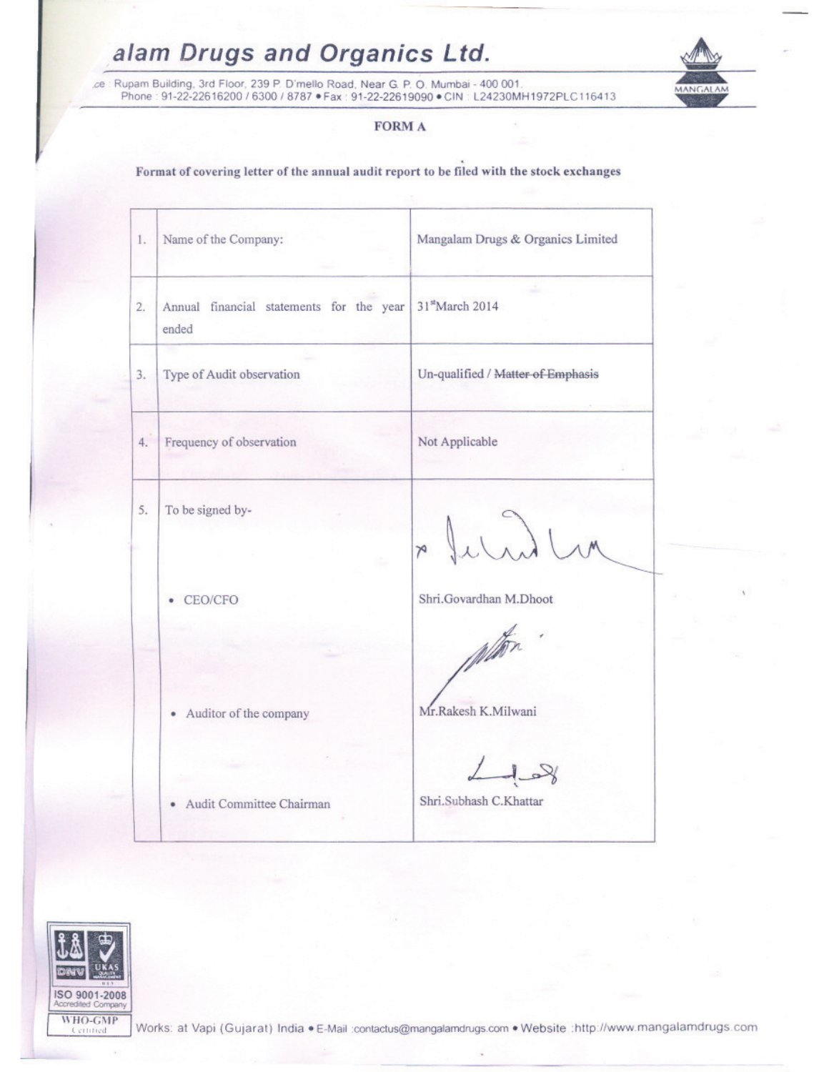# alam Drugs and Organics Ltd.

ce : Rupam Building, 3rd Floor, 239 P. D'mello Road, Near G. P. O. Mumbai - 400 001.
Phone : 91-22-22616200 / 6300 / 8787 • Fax : 91-22-22619090 • CIN : L24230MH1972PLC116413

## FORM A

**Format of covering letter of the annual audit report to be filed with the stock exchanges**

| | | |
|---|---|---|
| 1. | Name of the Company: | Mangalam Drugs & Organics Limited |
| 2. | Annual financial statements for the year ended | 31st March 2014 |
| 3. | Type of Audit observation | Un-qualified / ~~Matter of Emphasis~~ |
| 4. | Frequency of observation | Not Applicable |
| 5. | To be signed by- | |
| | • CEO/CFO | Shri.Govardhan M.Dhoot |
| | • Auditor of the company | Mr.Rakesh K.Milwani |
| | • Audit Committee Chairman | Shri.Subhash C.Khattar |

ISO 9001-2008 Accredited Company

WHO-GMP Certified

Works: at Vapi (Gujarat) India • E-Mail :contactus@mangalamdrugs.com • Website :http://www.mangalamdrugs.com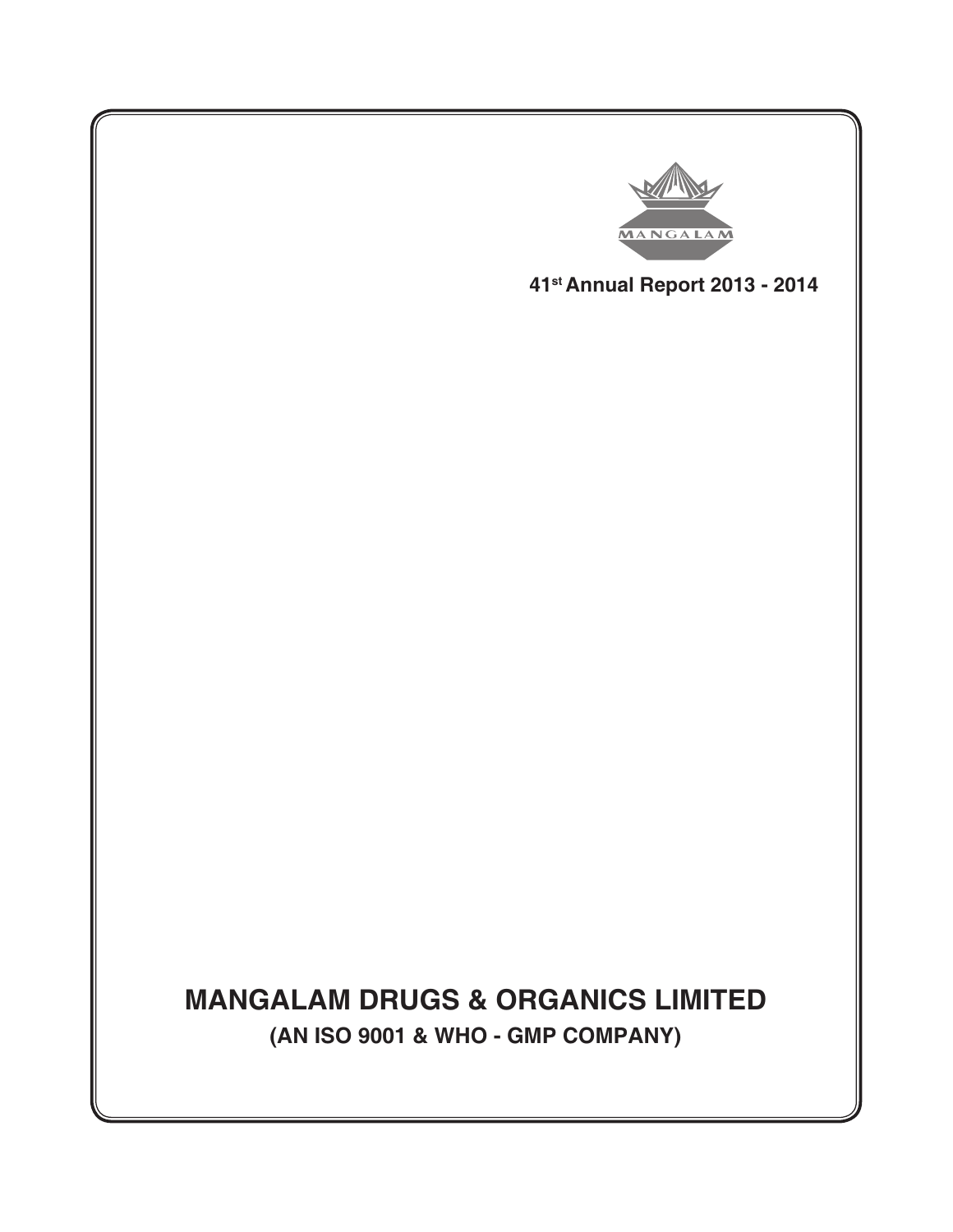MANGALAM

41st Annual Report 2013 - 2014

# MANGALAM DRUGS & ORGANICS LIMITED

**(AN ISO 9001 & WHO - GMP COMPANY)**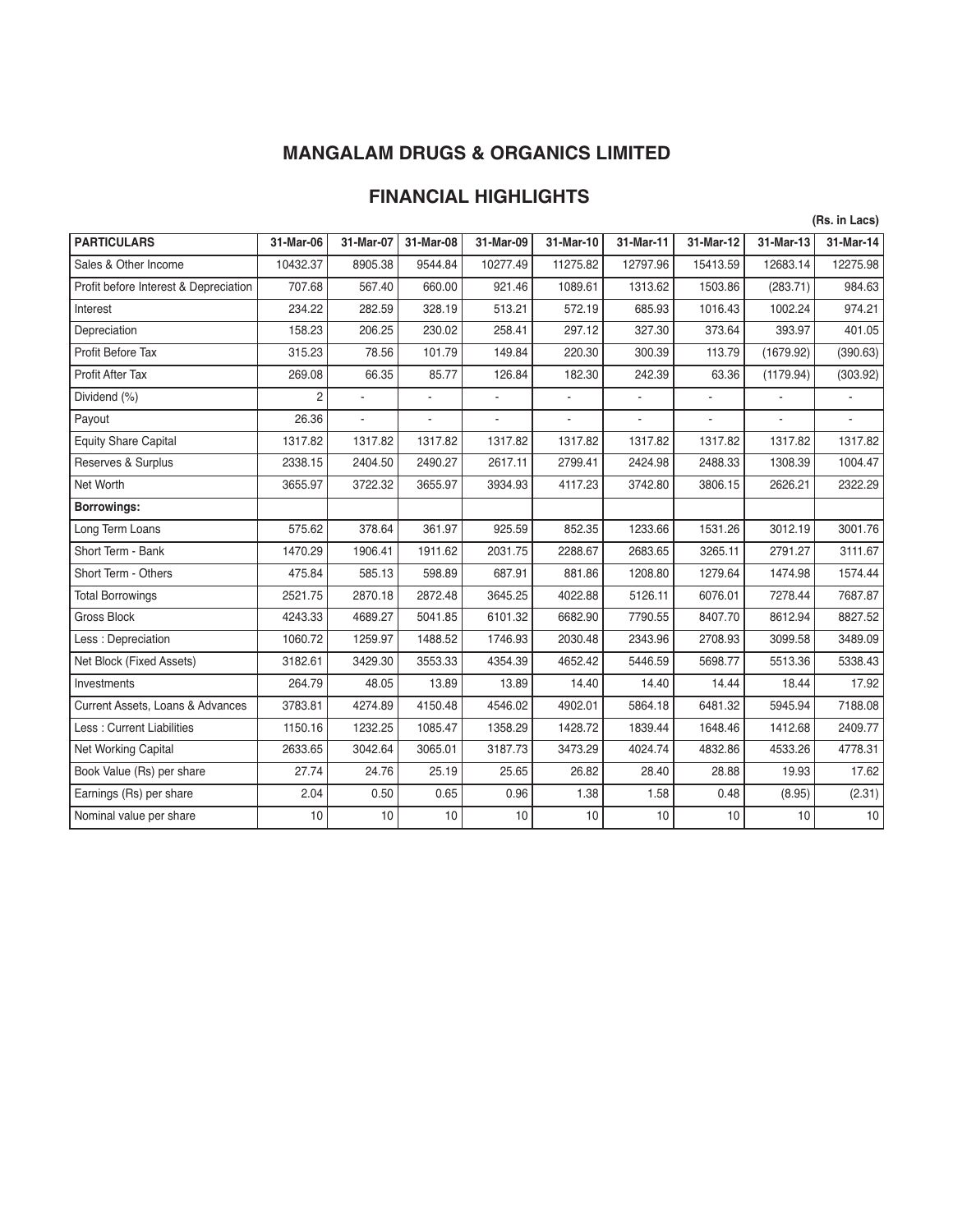# MANGALAM DRUGS & ORGANICS LIMITED

## FINANCIAL HIGHLIGHTS

(Rs. in Lacs)

| PARTICULARS | 31-Mar-06 | 31-Mar-07 | 31-Mar-08 | 31-Mar-09 | 31-Mar-10 | 31-Mar-11 | 31-Mar-12 | 31-Mar-13 | 31-Mar-14 |
|---|---|---|---|---|---|---|---|---|---|
| Sales & Other Income | 10432.37 | 8905.38 | 9544.84 | 10277.49 | 11275.82 | 12797.96 | 15413.59 | 12683.14 | 12275.98 |
| Profit before Interest & Depreciation | 707.68 | 567.40 | 660.00 | 921.46 | 1089.61 | 1313.62 | 1503.86 | (283.71) | 984.63 |
| Interest | 234.22 | 282.59 | 328.19 | 513.21 | 572.19 | 685.93 | 1016.43 | 1002.24 | 974.21 |
| Depreciation | 158.23 | 206.25 | 230.02 | 258.41 | 297.12 | 327.30 | 373.64 | 393.97 | 401.05 |
| Profit Before Tax | 315.23 | 78.56 | 101.79 | 149.84 | 220.30 | 300.39 | 113.79 | (1679.92) | (390.63) |
| Profit After Tax | 269.08 | 66.35 | 85.77 | 126.84 | 182.30 | 242.39 | 63.36 | (1179.94) | (303.92) |
| Dividend (%) | 2 | - | - | - | - | - | - | - | - |
| Payout | 26.36 | - | - | - | - | - | - | - | - |
| Equity Share Capital | 1317.82 | 1317.82 | 1317.82 | 1317.82 | 1317.82 | 1317.82 | 1317.82 | 1317.82 | 1317.82 |
| Reserves & Surplus | 2338.15 | 2404.50 | 2490.27 | 2617.11 | 2799.41 | 2424.98 | 2488.33 | 1308.39 | 1004.47 |
| Net Worth | 3655.97 | 3722.32 | 3655.97 | 3934.93 | 4117.23 | 3742.80 | 3806.15 | 2626.21 | 2322.29 |
| **Borrowings:** | | | | | | | | | |
| Long Term Loans | 575.62 | 378.64 | 361.97 | 925.59 | 852.35 | 1233.66 | 1531.26 | 3012.19 | 3001.76 |
| Short Term - Bank | 1470.29 | 1906.41 | 1911.62 | 2031.75 | 2288.67 | 2683.65 | 3265.11 | 2791.27 | 3111.67 |
| Short Term - Others | 475.84 | 585.13 | 598.89 | 687.91 | 881.86 | 1208.80 | 1279.64 | 1474.98 | 1574.44 |
| Total Borrowings | 2521.75 | 2870.18 | 2872.48 | 3645.25 | 4022.88 | 5126.11 | 6076.01 | 7278.44 | 7687.87 |
| Gross Block | 4243.33 | 4689.27 | 5041.85 | 6101.32 | 6682.90 | 7790.55 | 8407.70 | 8612.94 | 8827.52 |
| Less : Depreciation | 1060.72 | 1259.97 | 1488.52 | 1746.93 | 2030.48 | 2343.96 | 2708.93 | 3099.58 | 3489.09 |
| Net Block (Fixed Assets) | 3182.61 | 3429.30 | 3553.33 | 4354.39 | 4652.42 | 5446.59 | 5698.77 | 5513.36 | 5338.43 |
| Investments | 264.79 | 48.05 | 13.89 | 13.89 | 14.40 | 14.40 | 14.44 | 18.44 | 17.92 |
| Current Assets, Loans & Advances | 3783.81 | 4274.89 | 4150.48 | 4546.02 | 4902.01 | 5864.18 | 6481.32 | 5945.94 | 7188.08 |
| Less : Current Liabilities | 1150.16 | 1232.25 | 1085.47 | 1358.29 | 1428.72 | 1839.44 | 1648.46 | 1412.68 | 2409.77 |
| Net Working Capital | 2633.65 | 3042.64 | 3065.01 | 3187.73 | 3473.29 | 4024.74 | 4832.86 | 4533.26 | 4778.31 |
| Book Value (Rs) per share | 27.74 | 24.76 | 25.19 | 25.65 | 26.82 | 28.40 | 28.88 | 19.93 | 17.62 |
| Earnings (Rs) per share | 2.04 | 0.50 | 0.65 | 0.96 | 1.38 | 1.58 | 0.48 | (8.95) | (2.31) |
| Nominal value per share | 10 | 10 | 10 | 10 | 10 | 10 | 10 | 10 | 10 |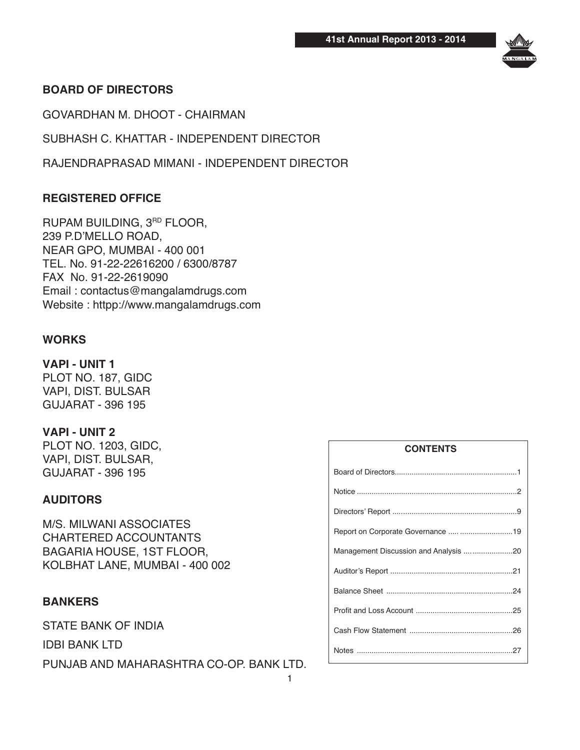## BOARD OF DIRECTORS

GOVARDHAN M. DHOOT - CHAIRMAN

SUBHASH C. KHATTAR - INDEPENDENT DIRECTOR

RAJENDRAPRASAD MIMANI - INDEPENDENT DIRECTOR

## REGISTERED OFFICE

RUPAM BUILDING, 3RD FLOOR,
239 P.D'MELLO ROAD,
NEAR GPO, MUMBAI - 400 001
TEL. No. 91-22-22616200 / 6300/8787
FAX No. 91-22-2619090
Email : contactus@mangalamdrugs.com
Website : httpp://www.mangalamdrugs.com

## WORKS

**VAPI - UNIT 1**
PLOT NO. 187, GIDC
VAPI, DIST. BULSAR
GUJARAT - 396 195

**VAPI - UNIT 2**
PLOT NO. 1203, GIDC,
VAPI, DIST. BULSAR,
GUJARAT - 396 195

## AUDITORS

M/S. MILWANI ASSOCIATES
CHARTERED ACCOUNTANTS
BAGARIA HOUSE, 1ST FLOOR,
KOLBHAT LANE, MUMBAI - 400 002

## BANKERS

STATE BANK OF INDIA

IDBI BANK LTD

PUNJAB AND MAHARASHTRA CO-OP. BANK LTD.

| CONTENTS | |
|---|---|
| Board of Directors | 1 |
| Notice | 2 |
| Directors' Report | 9 |
| Report on Corporate Governance | 19 |
| Management Discussion and Analysis | 20 |
| Auditor's Report | 21 |
| Balance Sheet | 24 |
| Profit and Loss Account | 25 |
| Cash Flow Statement | 26 |
| Notes | 27 |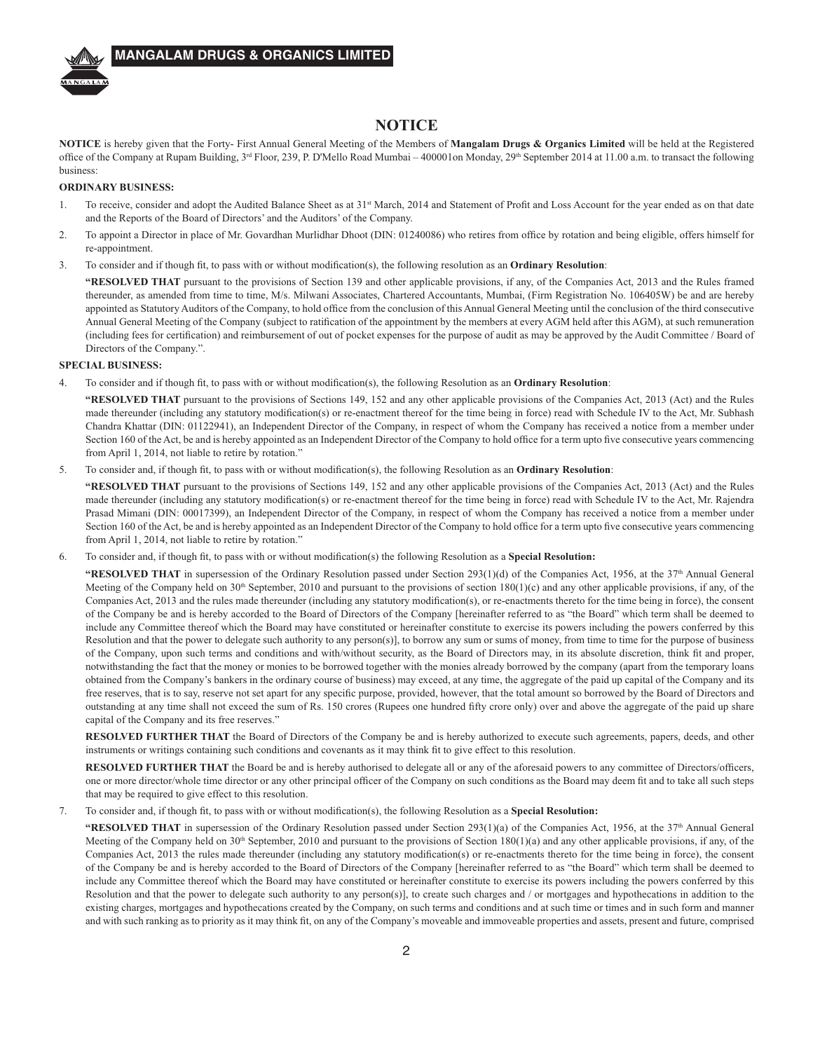# NOTICE

**NOTICE** is hereby given that the Forty- First Annual General Meeting of the Members of **Mangalam Drugs & Organics Limited** will be held at the Registered office of the Company at Rupam Building, 3rd Floor, 239, P. D'Mello Road Mumbai – 400001on Monday, 29th September 2014 at 11.00 a.m. to transact the following business:

**ORDINARY BUSINESS:**

1. To receive, consider and adopt the Audited Balance Sheet as at 31st March, 2014 and Statement of Profit and Loss Account for the year ended as on that date and the Reports of the Board of Directors' and the Auditors' of the Company.

2. To appoint a Director in place of Mr. Govardhan Murlidhar Dhoot (DIN: 01240086) who retires from office by rotation and being eligible, offers himself for re-appointment.

3. To consider and if though fit, to pass with or without modification(s), the following resolution as an **Ordinary Resolution**:

   **"RESOLVED THAT** pursuant to the provisions of Section 139 and other applicable provisions, if any, of the Companies Act, 2013 and the Rules framed thereunder, as amended from time to time, M/s. Milwani Associates, Chartered Accountants, Mumbai, (Firm Registration No. 106405W) be and are hereby appointed as Statutory Auditors of the Company, to hold office from the conclusion of this Annual General Meeting until the conclusion of the third consecutive Annual General Meeting of the Company (subject to ratification of the appointment by the members at every AGM held after this AGM), at such remuneration (including fees for certification) and reimbursement of out of pocket expenses for the purpose of audit as may be approved by the Audit Committee / Board of Directors of the Company.".

**SPECIAL BUSINESS:**

4. To consider and if though fit, to pass with or without modification(s), the following Resolution as an **Ordinary Resolution**:

   **"RESOLVED THAT** pursuant to the provisions of Sections 149, 152 and any other applicable provisions of the Companies Act, 2013 (Act) and the Rules made thereunder (including any statutory modification(s) or re-enactment thereof for the time being in force) read with Schedule IV to the Act, Mr. Subhash Chandra Khattar (DIN: 01122941), an Independent Director of the Company, in respect of whom the Company has received a notice from a member under Section 160 of the Act, be and is hereby appointed as an Independent Director of the Company to hold office for a term upto five consecutive years commencing from April 1, 2014, not liable to retire by rotation."

5. To consider and, if though fit, to pass with or without modification(s), the following Resolution as an **Ordinary Resolution**:

   **"RESOLVED THAT** pursuant to the provisions of Sections 149, 152 and any other applicable provisions of the Companies Act, 2013 (Act) and the Rules made thereunder (including any statutory modification(s) or re-enactment thereof for the time being in force) read with Schedule IV to the Act, Mr. Rajendra Prasad Mimani (DIN: 00017399), an Independent Director of the Company, in respect of whom the Company has received a notice from a member under Section 160 of the Act, be and is hereby appointed as an Independent Director of the Company to hold office for a term upto five consecutive years commencing from April 1, 2014, not liable to retire by rotation."

6. To consider and, if though fit, to pass with or without modification(s) the following Resolution as a **Special Resolution:**

   **"RESOLVED THAT** in supersession of the Ordinary Resolution passed under Section 293(1)(d) of the Companies Act, 1956, at the 37th Annual General Meeting of the Company held on 30th September, 2010 and pursuant to the provisions of section 180(1)(c) and any other applicable provisions, if any, of the Companies Act, 2013 and the rules made thereunder (including any statutory modification(s), or re-enactments thereto for the time being in force), the consent of the Company be and is hereby accorded to the Board of Directors of the Company [hereinafter referred to as "the Board" which term shall be deemed to include any Committee thereof which the Board may have constituted or hereinafter constitute to exercise its powers including the powers conferred by this Resolution and that the power to delegate such authority to any person(s)], to borrow any sum or sums of money, from time to time for the purpose of business of the Company, upon such terms and conditions and with/without security, as the Board of Directors may, in its absolute discretion, think fit and proper, notwithstanding the fact that the money or monies to be borrowed together with the monies already borrowed by the company (apart from the temporary loans obtained from the Company's bankers in the ordinary course of business) may exceed, at any time, the aggregate of the paid up capital of the Company and its free reserves, that is to say, reserve not set apart for any specific purpose, provided, however, that the total amount so borrowed by the Board of Directors and outstanding at any time shall not exceed the sum of Rs. 150 crores (Rupees one hundred fifty crore only) over and above the aggregate of the paid up share capital of the Company and its free reserves."

   **RESOLVED FURTHER THAT** the Board of Directors of the Company be and is hereby authorized to execute such agreements, papers, deeds, and other instruments or writings containing such conditions and covenants as it may think fit to give effect to this resolution.

   **RESOLVED FURTHER THAT** the Board be and is hereby authorised to delegate all or any of the aforesaid powers to any committee of Directors/officers, one or more director/whole time director or any other principal officer of the Company on such conditions as the Board may deem fit and to take all such steps that may be required to give effect to this resolution.

7. To consider and, if though fit, to pass with or without modification(s), the following Resolution as a **Special Resolution:**

   **"RESOLVED THAT** in supersession of the Ordinary Resolution passed under Section 293(1)(a) of the Companies Act, 1956, at the 37th Annual General Meeting of the Company held on 30th September, 2010 and pursuant to the provisions of Section 180(1)(a) and any other applicable provisions, if any, of the Companies Act, 2013 the rules made thereunder (including any statutory modification(s) or re-enactments thereto for the time being in force), the consent of the Company be and is hereby accorded to the Board of Directors of the Company [hereinafter referred to as "the Board" which term shall be deemed to include any Committee thereof which the Board may have constituted or hereinafter constitute to exercise its powers including the powers conferred by this Resolution and that the power to delegate such authority to any person(s)], to create such charges and / or mortgages and hypothecations in addition to the existing charges, mortgages and hypothecations created by the Company, on such terms and conditions and at such time or times and in such form and manner and with such ranking as to priority as it may think fit, on any of the Company's moveable and immoveable properties and assets, present and future, comprised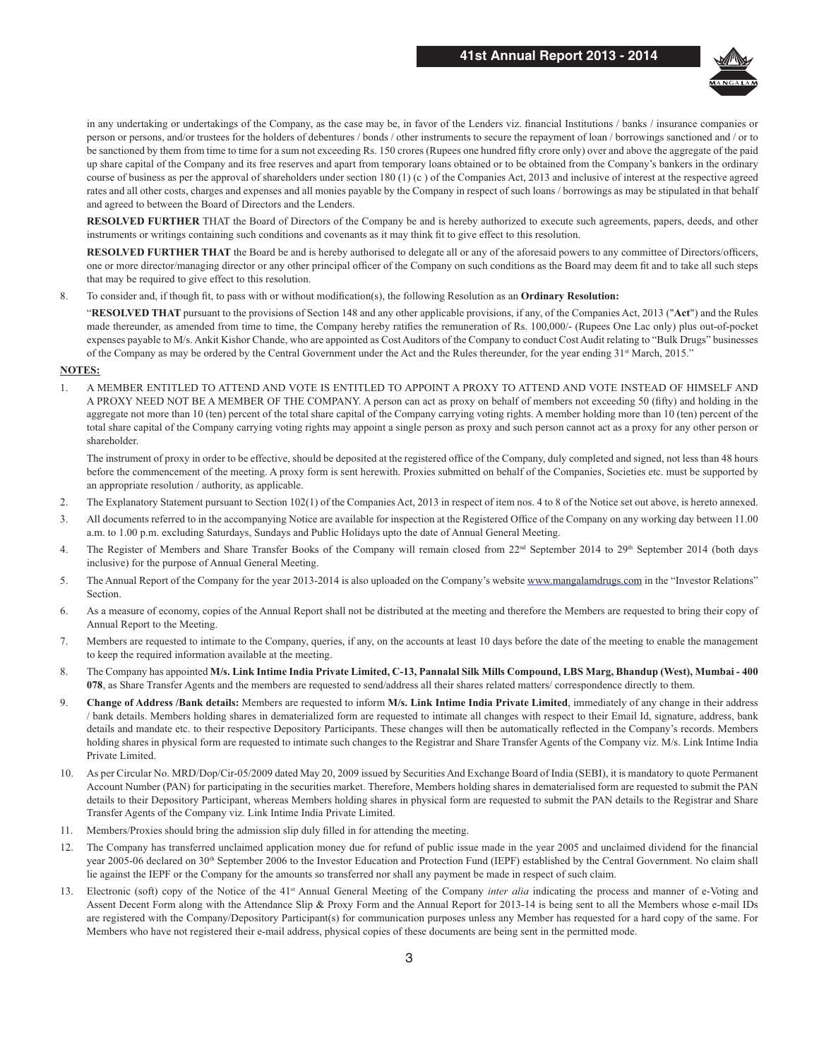in any undertaking or undertakings of the Company, as the case may be, in favor of the Lenders viz. financial Institutions / banks / insurance companies or person or persons, and/or trustees for the holders of debentures / bonds / other instruments to secure the repayment of loan / borrowings sanctioned and / or to be sanctioned by them from time to time for a sum not exceeding Rs. 150 crores (Rupees one hundred fifty crore only) over and above the aggregate of the paid up share capital of the Company and its free reserves and apart from temporary loans obtained or to be obtained from the Company's bankers in the ordinary course of business as per the approval of shareholders under section 180 (1) (c ) of the Companies Act, 2013 and inclusive of interest at the respective agreed rates and all other costs, charges and expenses and all monies payable by the Company in respect of such loans / borrowings as may be stipulated in that behalf and agreed to between the Board of Directors and the Lenders.

**RESOLVED FURTHER** THAT the Board of Directors of the Company be and is hereby authorized to execute such agreements, papers, deeds, and other instruments or writings containing such conditions and covenants as it may think fit to give effect to this resolution.

**RESOLVED FURTHER THAT** the Board be and is hereby authorised to delegate all or any of the aforesaid powers to any committee of Directors/officers, one or more director/managing director or any other principal officer of the Company on such conditions as the Board may deem fit and to take all such steps that may be required to give effect to this resolution.

8. To consider and, if though fit, to pass with or without modification(s), the following Resolution as an **Ordinary Resolution:**

   "**RESOLVED THAT** pursuant to the provisions of Section 148 and any other applicable provisions, if any, of the Companies Act, 2013 ("**Act**") and the Rules made thereunder, as amended from time to time, the Company hereby ratifies the remuneration of Rs. 100,000/- (Rupees One Lac only) plus out-of-pocket expenses payable to M/s. Ankit Kishor Chande, who are appointed as Cost Auditors of the Company to conduct Cost Audit relating to "Bulk Drugs" businesses of the Company as may be ordered by the Central Government under the Act and the Rules thereunder, for the year ending 31st March, 2015."

**NOTES:**

1. A MEMBER ENTITLED TO ATTEND AND VOTE IS ENTITLED TO APPOINT A PROXY TO ATTEND AND VOTE INSTEAD OF HIMSELF AND A PROXY NEED NOT BE A MEMBER OF THE COMPANY. A person can act as proxy on behalf of members not exceeding 50 (fifty) and holding in the aggregate not more than 10 (ten) percent of the total share capital of the Company carrying voting rights. A member holding more than 10 (ten) percent of the total share capital of the Company carrying voting rights may appoint a single person as proxy and such person cannot act as a proxy for any other person or shareholder.

   The instrument of proxy in order to be effective, should be deposited at the registered office of the Company, duly completed and signed, not less than 48 hours before the commencement of the meeting. A proxy form is sent herewith. Proxies submitted on behalf of the Companies, Societies etc. must be supported by an appropriate resolution / authority, as applicable.

2. The Explanatory Statement pursuant to Section 102(1) of the Companies Act, 2013 in respect of item nos. 4 to 8 of the Notice set out above, is hereto annexed.

3. All documents referred to in the accompanying Notice are available for inspection at the Registered Office of the Company on any working day between 11.00 a.m. to 1.00 p.m. excluding Saturdays, Sundays and Public Holidays upto the date of Annual General Meeting.

4. The Register of Members and Share Transfer Books of the Company will remain closed from 22nd September 2014 to 29th September 2014 (both days inclusive) for the purpose of Annual General Meeting.

5. The Annual Report of the Company for the year 2013-2014 is also uploaded on the Company's website www.mangalamdrugs.com in the "Investor Relations" Section.

6. As a measure of economy, copies of the Annual Report shall not be distributed at the meeting and therefore the Members are requested to bring their copy of Annual Report to the Meeting.

7. Members are requested to intimate to the Company, queries, if any, on the accounts at least 10 days before the date of the meeting to enable the management to keep the required information available at the meeting.

8. The Company has appointed **M/s. Link Intime India Private Limited, C-13, Pannalal Silk Mills Compound, LBS Marg, Bhandup (West), Mumbai - 400 078**, as Share Transfer Agents and the members are requested to send/address all their shares related matters/ correspondence directly to them.

9. **Change of Address /Bank details:** Members are requested to inform **M/s. Link Intime India Private Limited**, immediately of any change in their address / bank details. Members holding shares in dematerialized form are requested to intimate all changes with respect to their Email Id, signature, address, bank details and mandate etc. to their respective Depository Participants. These changes will then be automatically reflected in the Company's records. Members holding shares in physical form are requested to intimate such changes to the Registrar and Share Transfer Agents of the Company viz. M/s. Link Intime India Private Limited.

10. As per Circular No. MRD/Dop/Cir-05/2009 dated May 20, 2009 issued by Securities And Exchange Board of India (SEBI), it is mandatory to quote Permanent Account Number (PAN) for participating in the securities market. Therefore, Members holding shares in dematerialised form are requested to submit the PAN details to their Depository Participant, whereas Members holding shares in physical form are requested to submit the PAN details to the Registrar and Share Transfer Agents of the Company viz. Link Intime India Private Limited.

11. Members/Proxies should bring the admission slip duly filled in for attending the meeting.

12. The Company has transferred unclaimed application money due for refund of public issue made in the year 2005 and unclaimed dividend for the financial year 2005-06 declared on 30th September 2006 to the Investor Education and Protection Fund (IEPF) established by the Central Government. No claim shall lie against the IEPF or the Company for the amounts so transferred nor shall any payment be made in respect of such claim.

13. Electronic (soft) copy of the Notice of the 41st Annual General Meeting of the Company *inter alia* indicating the process and manner of e-Voting and Assent Decent Form along with the Attendance Slip & Proxy Form and the Annual Report for 2013-14 is being sent to all the Members whose e-mail IDs are registered with the Company/Depository Participant(s) for communication purposes unless any Member has requested for a hard copy of the same. For Members who have not registered their e-mail address, physical copies of these documents are being sent in the permitted mode.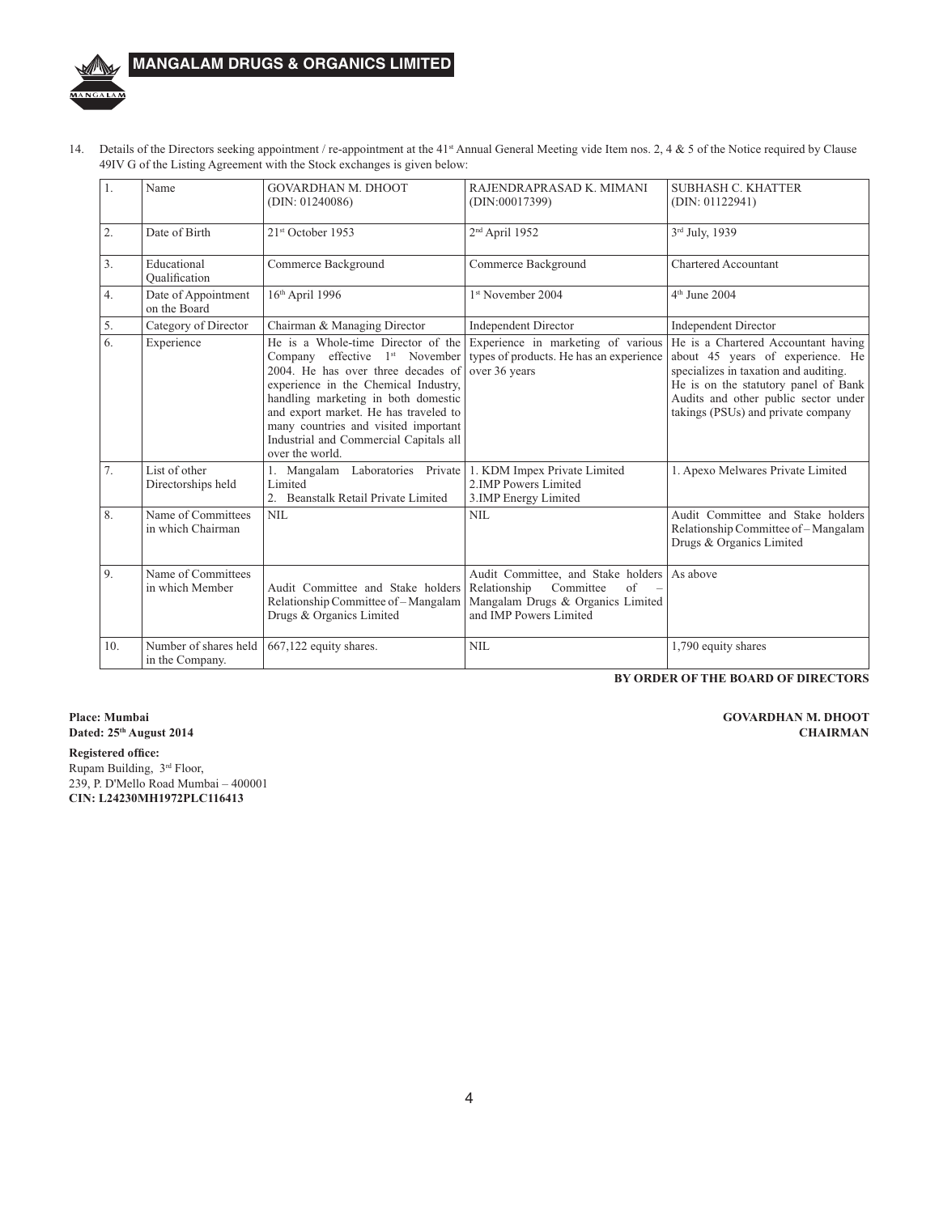14. Details of the Directors seeking appointment / re-appointment at the 41st Annual General Meeting vide Item nos. 2, 4 & 5 of the Notice required by Clause 49IV G of the Listing Agreement with the Stock exchanges is given below:

| 1. | Name | GOVARDHAN M. DHOOT (DIN: 01240086) | RAJENDRAPRASAD K. MIMANI (DIN:00017399) | SUBHASH C. KHATTER (DIN: 01122941) |
|---|---|---|---|---|
| 2. | Date of Birth | 21st October 1953 | 2nd April 1952 | 3rd July, 1939 |
| 3. | Educational Qualification | Commerce Background | Commerce Background | Chartered Accountant |
| 4. | Date of Appointment on the Board | 16th April 1996 | 1st November 2004 | 4th June 2004 |
| 5. | Category of Director | Chairman & Managing Director | Independent Director | Independent Director |
| 6. | Experience | He is a Whole-time Director of the Company effective 1st November 2004. He has over three decades of experience in the Chemical Industry, handling marketing in both domestic and export market. He has traveled to many countries and visited important Industrial and Commercial Capitals all over the world. | Experience in marketing of various types of products. He has an experience over 36 years | He is a Chartered Accountant having about 45 years of experience. He specializes in taxation and auditing. He is on the statutory panel of Bank Audits and other public sector under takings (PSUs) and private company |
| 7. | List of other Directorships held | 1. Mangalam Laboratories Private Limited<br>2. Beanstalk Retail Private Limited | 1. KDM Impex Private Limited<br>2.IMP Powers Limited<br>3.IMP Energy Limited | 1. Apexo Melwares Private Limited |
| 8. | Name of Committees in which Chairman | NIL | NIL | Audit Committee and Stake holders Relationship Committee of – Mangalam Drugs & Organics Limited |
| 9. | Name of Committees in which Member | Audit Committee and Stake holders Relationship Committee of – Mangalam Drugs & Organics Limited | Audit Committee, and Stake holders Relationship Committee of – Mangalam Drugs & Organics Limited and IMP Powers Limited | As above |
| 10. | Number of shares held in the Company. | 667,122 equity shares. | NIL | 1,790 equity shares |

**BY ORDER OF THE BOARD OF DIRECTORS**

**Place: Mumbai**
**Dated: 25th August 2014**

**GOVARDHAN M. DHOOT**
**CHAIRMAN**

**Registered office:**
Rupam Building, 3rd Floor,
239, P. D'Mello Road Mumbai – 400001
**CIN: L24230MH1972PLC116413**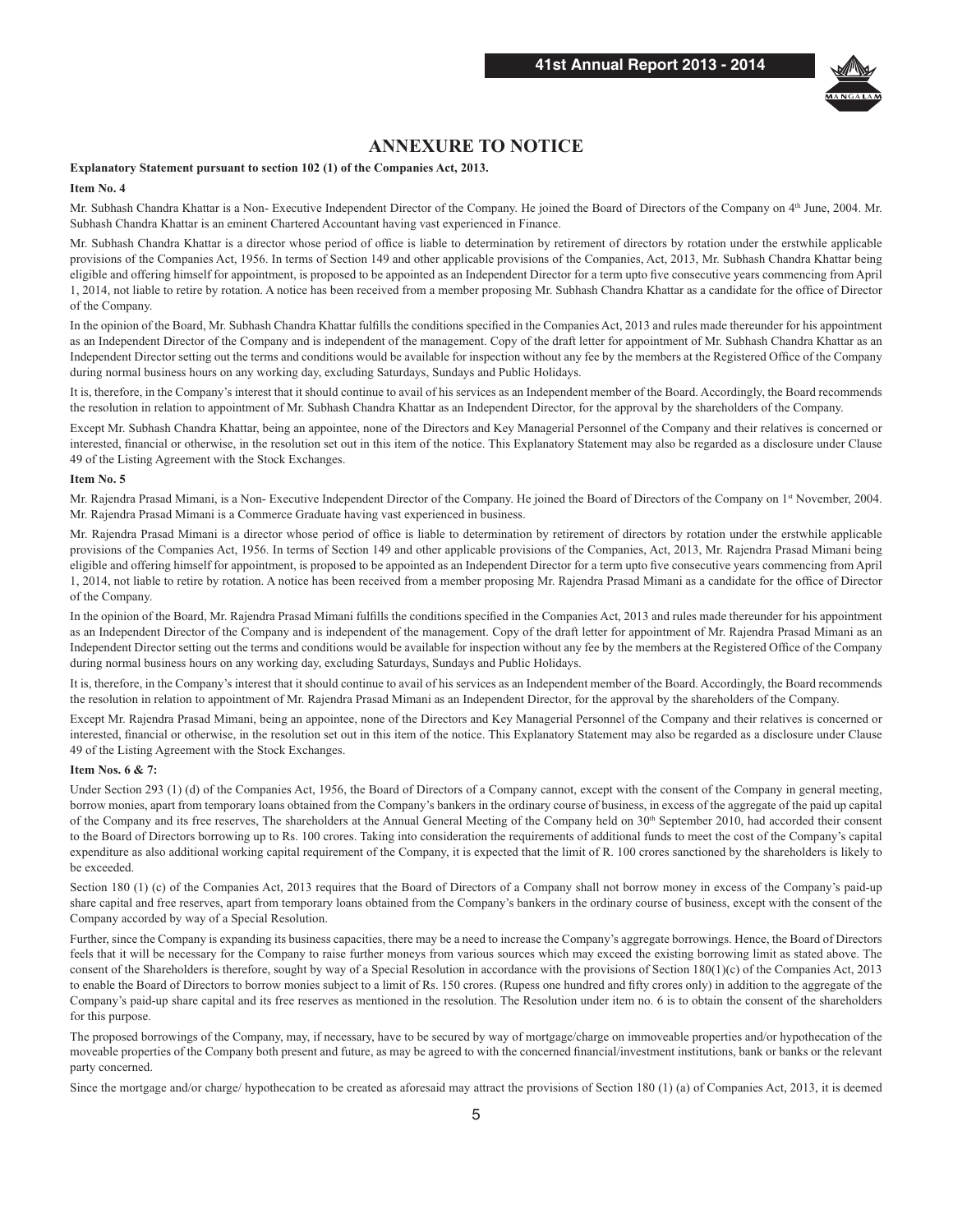## ANNEXURE TO NOTICE

**Explanatory Statement pursuant to section 102 (1) of the Companies Act, 2013.**

**Item No. 4**

Mr. Subhash Chandra Khattar is a Non- Executive Independent Director of the Company. He joined the Board of Directors of the Company on 4th June, 2004. Mr. Subhash Chandra Khattar is an eminent Chartered Accountant having vast experienced in Finance.

Mr. Subhash Chandra Khattar is a director whose period of office is liable to determination by retirement of directors by rotation under the erstwhile applicable provisions of the Companies Act, 1956. In terms of Section 149 and other applicable provisions of the Companies, Act, 2013, Mr. Subhash Chandra Khattar being eligible and offering himself for appointment, is proposed to be appointed as an Independent Director for a term upto five consecutive years commencing from April 1, 2014, not liable to retire by rotation. A notice has been received from a member proposing Mr. Subhash Chandra Khattar as a candidate for the office of Director of the Company.

In the opinion of the Board, Mr. Subhash Chandra Khattar fulfills the conditions specified in the Companies Act, 2013 and rules made thereunder for his appointment as an Independent Director of the Company and is independent of the management. Copy of the draft letter for appointment of Mr. Subhash Chandra Khattar as an Independent Director setting out the terms and conditions would be available for inspection without any fee by the members at the Registered Office of the Company during normal business hours on any working day, excluding Saturdays, Sundays and Public Holidays.

It is, therefore, in the Company's interest that it should continue to avail of his services as an Independent member of the Board. Accordingly, the Board recommends the resolution in relation to appointment of Mr. Subhash Chandra Khattar as an Independent Director, for the approval by the shareholders of the Company.

Except Mr. Subhash Chandra Khattar, being an appointee, none of the Directors and Key Managerial Personnel of the Company and their relatives is concerned or interested, financial or otherwise, in the resolution set out in this item of the notice. This Explanatory Statement may also be regarded as a disclosure under Clause 49 of the Listing Agreement with the Stock Exchanges.

**Item No. 5**

Mr. Rajendra Prasad Mimani, is a Non- Executive Independent Director of the Company. He joined the Board of Directors of the Company on 1st November, 2004. Mr. Rajendra Prasad Mimani is a Commerce Graduate having vast experienced in business.

Mr. Rajendra Prasad Mimani is a director whose period of office is liable to determination by retirement of directors by rotation under the erstwhile applicable provisions of the Companies Act, 1956. In terms of Section 149 and other applicable provisions of the Companies, Act, 2013, Mr. Rajendra Prasad Mimani being eligible and offering himself for appointment, is proposed to be appointed as an Independent Director for a term upto five consecutive years commencing from April 1, 2014, not liable to retire by rotation. A notice has been received from a member proposing Mr. Rajendra Prasad Mimani as a candidate for the office of Director of the Company.

In the opinion of the Board, Mr. Rajendra Prasad Mimani fulfills the conditions specified in the Companies Act, 2013 and rules made thereunder for his appointment as an Independent Director of the Company and is independent of the management. Copy of the draft letter for appointment of Mr. Rajendra Prasad Mimani as an Independent Director setting out the terms and conditions would be available for inspection without any fee by the members at the Registered Office of the Company during normal business hours on any working day, excluding Saturdays, Sundays and Public Holidays.

It is, therefore, in the Company's interest that it should continue to avail of his services as an Independent member of the Board. Accordingly, the Board recommends the resolution in relation to appointment of Mr. Rajendra Prasad Mimani as an Independent Director, for the approval by the shareholders of the Company.

Except Mr. Rajendra Prasad Mimani, being an appointee, none of the Directors and Key Managerial Personnel of the Company and their relatives is concerned or interested, financial or otherwise, in the resolution set out in this item of the notice. This Explanatory Statement may also be regarded as a disclosure under Clause 49 of the Listing Agreement with the Stock Exchanges.

**Item Nos. 6 & 7:**

Under Section 293 (1) (d) of the Companies Act, 1956, the Board of Directors of a Company cannot, except with the consent of the Company in general meeting, borrow monies, apart from temporary loans obtained from the Company's bankers in the ordinary course of business, in excess of the aggregate of the paid up capital of the Company and its free reserves, The shareholders at the Annual General Meeting of the Company held on 30th September 2010, had accorded their consent to the Board of Directors borrowing up to Rs. 100 crores. Taking into consideration the requirements of additional funds to meet the cost of the Company's capital expenditure as also additional working capital requirement of the Company, it is expected that the limit of R. 100 crores sanctioned by the shareholders is likely to be exceeded.

Section 180 (1) (c) of the Companies Act, 2013 requires that the Board of Directors of a Company shall not borrow money in excess of the Company's paid-up share capital and free reserves, apart from temporary loans obtained from the Company's bankers in the ordinary course of business, except with the consent of the Company accorded by way of a Special Resolution.

Further, since the Company is expanding its business capacities, there may be a need to increase the Company's aggregate borrowings. Hence, the Board of Directors feels that it will be necessary for the Company to raise further moneys from various sources which may exceed the existing borrowing limit as stated above. The consent of the Shareholders is therefore, sought by way of a Special Resolution in accordance with the provisions of Section 180(1)(c) of the Companies Act, 2013 to enable the Board of Directors to borrow monies subject to a limit of Rs. 150 crores. (Rupess one hundred and fifty crores only) in addition to the aggregate of the Company's paid-up share capital and its free reserves as mentioned in the resolution. The Resolution under item no. 6 is to obtain the consent of the shareholders for this purpose.

The proposed borrowings of the Company, may, if necessary, have to be secured by way of mortgage/charge on immoveable properties and/or hypothecation of the moveable properties of the Company both present and future, as may be agreed to with the concerned financial/investment institutions, bank or banks or the relevant party concerned.

Since the mortgage and/or charge/ hypothecation to be created as aforesaid may attract the provisions of Section 180 (1) (a) of Companies Act, 2013, it is deemed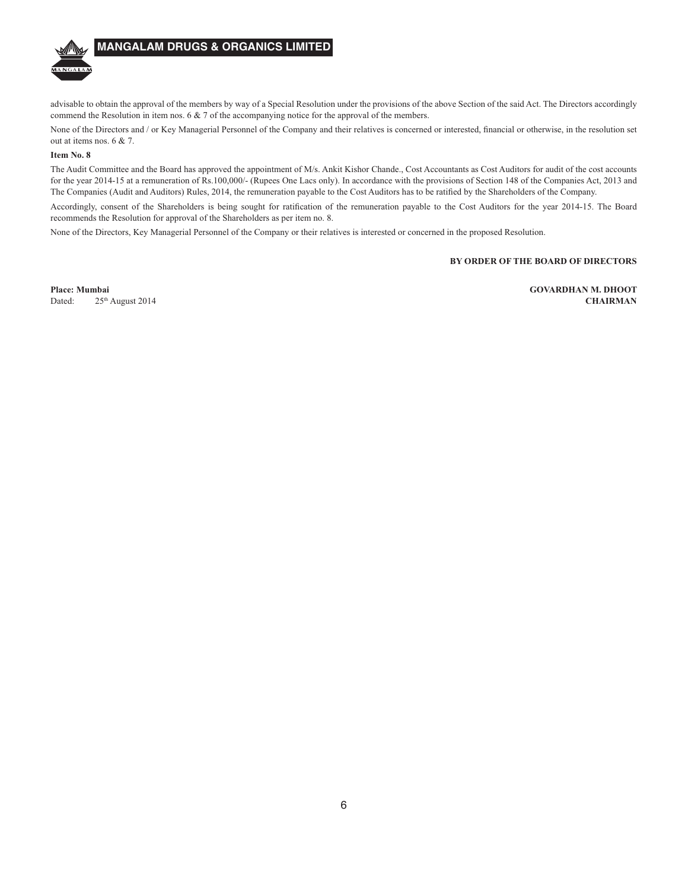advisable to obtain the approval of the members by way of a Special Resolution under the provisions of the above Section of the said Act. The Directors accordingly commend the Resolution in item nos. 6 & 7 of the accompanying notice for the approval of the members.

None of the Directors and / or Key Managerial Personnel of the Company and their relatives is concerned or interested, financial or otherwise, in the resolution set out at items nos. 6 & 7.

**Item No. 8**

The Audit Committee and the Board has approved the appointment of M/s. Ankit Kishor Chande., Cost Accountants as Cost Auditors for audit of the cost accounts for the year 2014-15 at a remuneration of Rs.100,000/- (Rupees One Lacs only). In accordance with the provisions of Section 148 of the Companies Act, 2013 and The Companies (Audit and Auditors) Rules, 2014, the remuneration payable to the Cost Auditors has to be ratified by the Shareholders of the Company.

Accordingly, consent of the Shareholders is being sought for ratification of the remuneration payable to the Cost Auditors for the year 2014-15. The Board recommends the Resolution for approval of the Shareholders as per item no. 8.

None of the Directors, Key Managerial Personnel of the Company or their relatives is interested or concerned in the proposed Resolution.

**BY ORDER OF THE BOARD OF DIRECTORS**

**Place: Mumbai**
Dated: 25th August 2014

**GOVARDHAN M. DHOOT**
**CHAIRMAN**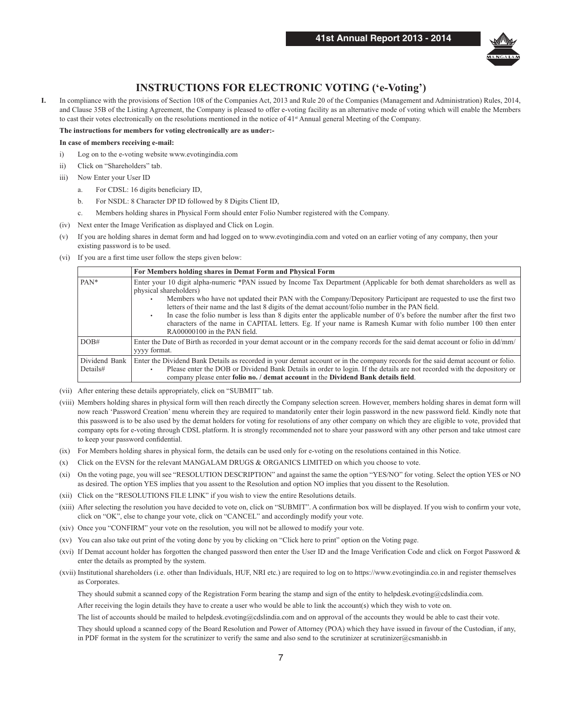# INSTRUCTIONS FOR ELECTRONIC VOTING ('e-Voting')

**I.** In compliance with the provisions of Section 108 of the Companies Act, 2013 and Rule 20 of the Companies (Management and Administration) Rules, 2014, and Clause 35B of the Listing Agreement, the Company is pleased to offer e-voting facility as an alternative mode of voting which will enable the Members to cast their votes electronically on the resolutions mentioned in the notice of 41st Annual general Meeting of the Company.

**The instructions for members for voting electronically are as under:-**

**In case of members receiving e-mail:**

i) Log on to the e-voting website www.evotingindia.com

ii) Click on "Shareholders" tab.

iii) Now Enter your User ID

   a. For CDSL: 16 digits beneficiary ID,

   b. For NSDL: 8 Character DP ID followed by 8 Digits Client ID,

   c. Members holding shares in Physical Form should enter Folio Number registered with the Company.

(iv) Next enter the Image Verification as displayed and Click on Login.

(v) If you are holding shares in demat form and had logged on to www.evotingindia.com and voted on an earlier voting of any company, then your existing password is to be used.

(vi) If you are a first time user follow the steps given below:

| | For Members holding shares in Demat Form and Physical Form |
|---|---|
| PAN* | Enter your 10 digit alpha-numeric *PAN issued by Income Tax Department (Applicable for both demat shareholders as well as physical shareholders)<br>• Members who have not updated their PAN with the Company/Depository Participant are requested to use the first two letters of their name and the last 8 digits of the demat account/folio number in the PAN field.<br>• In case the folio number is less than 8 digits enter the applicable number of 0's before the number after the first two characters of the name in CAPITAL letters. Eg. If your name is Ramesh Kumar with folio number 100 then enter RA00000100 in the PAN field. |
| DOB# | Enter the Date of Birth as recorded in your demat account or in the company records for the said demat account or folio in dd/mm/yyyy format. |
| Dividend Bank Details# | Enter the Dividend Bank Details as recorded in your demat account or in the company records for the said demat account or folio.<br>• Please enter the DOB or Dividend Bank Details in order to login. If the details are not recorded with the depository or company please enter **folio no. / demat account** in the **Dividend Bank details field**. |

(vii) After entering these details appropriately, click on "SUBMIT" tab.

(viii) Members holding shares in physical form will then reach directly the Company selection screen. However, members holding shares in demat form will now reach 'Password Creation' menu wherein they are required to mandatorily enter their login password in the new password field. Kindly note that this password is to be also used by the demat holders for voting for resolutions of any other company on which they are eligible to vote, provided that company opts for e-voting through CDSL platform. It is strongly recommended not to share your password with any other person and take utmost care to keep your password confidential.

(ix) For Members holding shares in physical form, the details can be used only for e-voting on the resolutions contained in this Notice.

(x) Click on the EVSN for the relevant MANGALAM DRUGS & ORGANICS LIMITED on which you choose to vote.

(xi) On the voting page, you will see "RESOLUTION DESCRIPTION" and against the same the option "YES/NO" for voting. Select the option YES or NO as desired. The option YES implies that you assent to the Resolution and option NO implies that you dissent to the Resolution.

(xii) Click on the "RESOLUTIONS FILE LINK" if you wish to view the entire Resolutions details.

(xiii) After selecting the resolution you have decided to vote on, click on "SUBMIT". A confirmation box will be displayed. If you wish to confirm your vote, click on "OK", else to change your vote, click on "CANCEL" and accordingly modify your vote.

(xiv) Once you "CONFIRM" your vote on the resolution, you will not be allowed to modify your vote.

(xv) You can also take out print of the voting done by you by clicking on "Click here to print" option on the Voting page.

(xvi) If Demat account holder has forgotten the changed password then enter the User ID and the Image Verification Code and click on Forgot Password & enter the details as prompted by the system.

(xvii) Institutional shareholders (i.e. other than Individuals, HUF, NRI etc.) are required to log on to https://www.evotingindia.co.in and register themselves as Corporates.

They should submit a scanned copy of the Registration Form bearing the stamp and sign of the entity to helpdesk.evoting@cdslindia.com.

After receiving the login details they have to create a user who would be able to link the account(s) which they wish to vote on.

The list of accounts should be mailed to helpdesk.evoting@cdslindia.com and on approval of the accounts they would be able to cast their vote.

They should upload a scanned copy of the Board Resolution and Power of Attorney (POA) which they have issued in favour of the Custodian, if any, in PDF format in the system for the scrutinizer to verify the same and also send to the scrutinizer at scrutinizer@csmanishb.in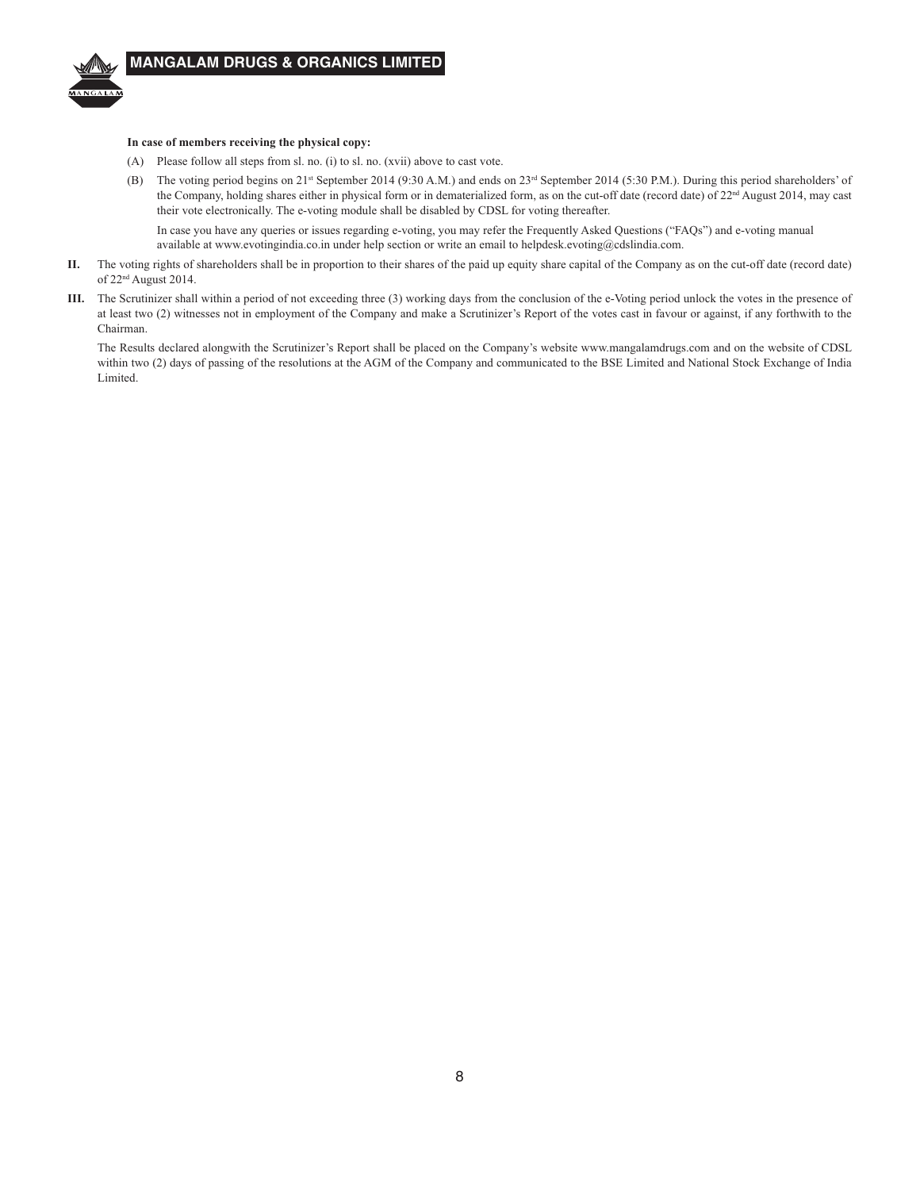**In case of members receiving the physical copy:**

(A) Please follow all steps from sl. no. (i) to sl. no. (xvii) above to cast vote.

(B) The voting period begins on 21st September 2014 (9:30 A.M.) and ends on 23rd September 2014 (5:30 P.M.). During this period shareholders' of the Company, holding shares either in physical form or in dematerialized form, as on the cut-off date (record date) of 22nd August 2014, may cast their vote electronically. The e-voting module shall be disabled by CDSL for voting thereafter.

In case you have any queries or issues regarding e-voting, you may refer the Frequently Asked Questions ("FAQs") and e-voting manual available at www.evotingindia.co.in under help section or write an email to helpdesk.evoting@cdslindia.com.

**II.** The voting rights of shareholders shall be in proportion to their shares of the paid up equity share capital of the Company as on the cut-off date (record date) of 22nd August 2014.

**III.** The Scrutinizer shall within a period of not exceeding three (3) working days from the conclusion of the e-Voting period unlock the votes in the presence of at least two (2) witnesses not in employment of the Company and make a Scrutinizer's Report of the votes cast in favour or against, if any forthwith to the Chairman.

The Results declared alongwith the Scrutinizer's Report shall be placed on the Company's website www.mangalamdrugs.com and on the website of CDSL within two (2) days of passing of the resolutions at the AGM of the Company and communicated to the BSE Limited and National Stock Exchange of India Limited.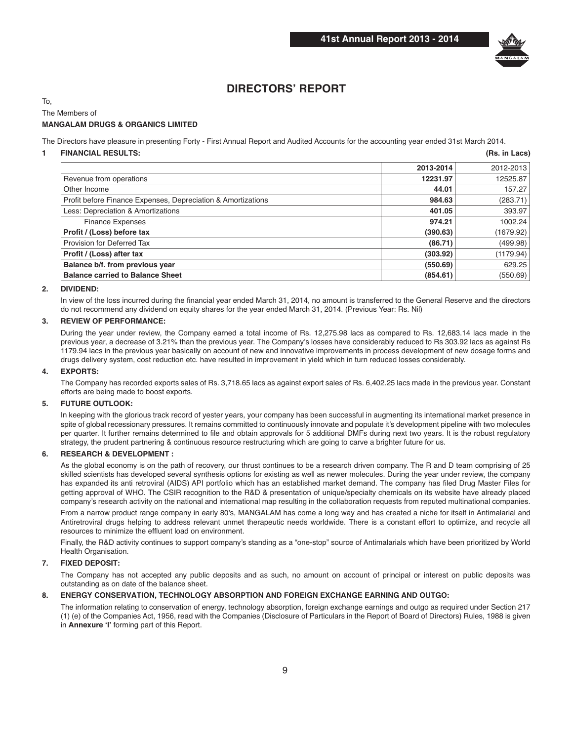# DIRECTORS' REPORT

To,

The Members of

**MANGALAM DRUGS & ORGANICS LIMITED**

The Directors have pleasure in presenting Forty - First Annual Report and Audited Accounts for the accounting year ended 31st March 2014.

## 1 FINANCIAL RESULTS:

**(Rs. in Lacs)**

| | **2013-2014** | 2012-2013 |
|---|---|---|
| Revenue from operations | **12231.97** | 12525.87 |
| Other Income | **44.01** | 157.27 |
| Profit before Finance Expenses, Depreciation & Amortizations | **984.63** | (283.71) |
| Less: Depreciation & Amortizations | **401.05** | 393.97 |
| Finance Expenses | **974.21** | 1002.24 |
| **Profit / (Loss) before tax** | **(390.63)** | (1679.92) |
| Provision for Deferred Tax | **(86.71)** | (499.98) |
| **Profit / (Loss) after tax** | **(303.92)** | (1179.94) |
| **Balance b/f. from previous year** | **(550.69)** | 629.25 |
| **Balance carried to Balance Sheet** | **(854.61)** | (550.69) |

## 2. DIVIDEND:

In view of the loss incurred during the financial year ended March 31, 2014, no amount is transferred to the General Reserve and the directors do not recommend any dividend on equity shares for the year ended March 31, 2014. (Previous Year: Rs. Nil)

## 3. REVIEW OF PERFORMANCE:

During the year under review, the Company earned a total income of Rs. 12,275.98 lacs as compared to Rs. 12,683.14 lacs made in the previous year, a decrease of 3.21% than the previous year. The Company's losses have considerably reduced to Rs 303.92 lacs as against Rs 1179.94 lacs in the previous year basically on account of new and innovative improvements in process development of new dosage forms and drugs delivery system, cost reduction etc. have resulted in improvement in yield which in turn reduced losses considerably.

## 4. EXPORTS:

The Company has recorded exports sales of Rs. 3,718.65 lacs as against export sales of Rs. 6,402.25 lacs made in the previous year. Constant efforts are being made to boost exports.

## 5. FUTURE OUTLOOK:

In keeping with the glorious track record of yester years, your company has been successful in augmenting its international market presence in spite of global recessionary pressures. It remains committed to continuously innovate and populate it's development pipeline with two molecules per quarter. It further remains determined to file and obtain approvals for 5 additional DMFs during next two years. It is the robust regulatory strategy, the prudent partnering & continuous resource restructuring which are going to carve a brighter future for us.

## 6. RESEARCH & DEVELOPMENT :

As the global economy is on the path of recovery, our thrust continues to be a research driven company. The R and D team comprising of 25 skilled scientists has developed several synthesis options for existing as well as newer molecules. During the year under review, the company has expanded its anti retroviral (AIDS) API portfolio which has an established market demand. The company has filed Drug Master Files for getting approval of WHO. The CSIR recognition to the R&D & presentation of unique/specialty chemicals on its website have already placed company's research activity on the national and international map resulting in the collaboration requests from reputed multinational companies.

From a narrow product range company in early 80's, MANGALAM has come a long way and has created a niche for itself in Antimalarial and Antiretroviral drugs helping to address relevant unmet therapeutic needs worldwide. There is a constant effort to optimize, and recycle all resources to minimize the effluent load on environment.

Finally, the R&D activity continues to support company's standing as a "one-stop" source of Antimalarials which have been prioritized by World Health Organisation.

## 7. FIXED DEPOSIT:

The Company has not accepted any public deposits and as such, no amount on account of principal or interest on public deposits was outstanding as on date of the balance sheet.

## 8. ENERGY CONSERVATION, TECHNOLOGY ABSORPTION AND FOREIGN EXCHANGE EARNING AND OUTGO:

The information relating to conservation of energy, technology absorption, foreign exchange earnings and outgo as required under Section 217 (1) (e) of the Companies Act, 1956, read with the Companies (Disclosure of Particulars in the Report of Board of Directors) Rules, 1988 is given in **Annexure 'I'** forming part of this Report.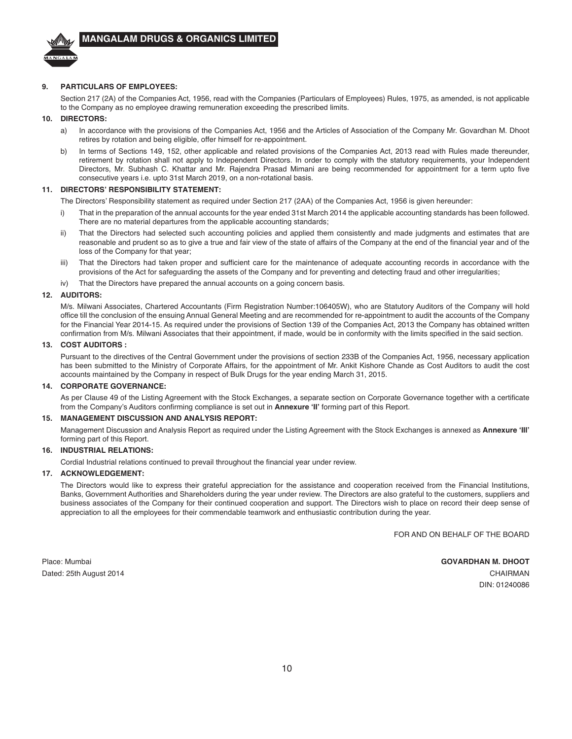## 9. PARTICULARS OF EMPLOYEES:

Section 217 (2A) of the Companies Act, 1956, read with the Companies (Particulars of Employees) Rules, 1975, as amended, is not applicable to the Company as no employee drawing remuneration exceeding the prescribed limits.

## 10. DIRECTORS:

a) In accordance with the provisions of the Companies Act, 1956 and the Articles of Association of the Company Mr. Govardhan M. Dhoot retires by rotation and being eligible, offer himself for re-appointment.

b) In terms of Sections 149, 152, other applicable and related provisions of the Companies Act, 2013 read with Rules made thereunder, retirement by rotation shall not apply to Independent Directors. In order to comply with the statutory requirements, your Independent Directors, Mr. Subhash C. Khattar and Mr. Rajendra Prasad Mimani are being recommended for appointment for a term upto five consecutive years i.e. upto 31st March 2019, on a non-rotational basis.

## 11. DIRECTORS' RESPONSIBILITY STATEMENT:

The Directors' Responsibility statement as required under Section 217 (2AA) of the Companies Act, 1956 is given hereunder:

i) That in the preparation of the annual accounts for the year ended 31st March 2014 the applicable accounting standards has been followed. There are no material departures from the applicable accounting standards;

ii) That the Directors had selected such accounting policies and applied them consistently and made judgments and estimates that are reasonable and prudent so as to give a true and fair view of the state of affairs of the Company at the end of the financial year and of the loss of the Company for that year;

iii) That the Directors had taken proper and sufficient care for the maintenance of adequate accounting records in accordance with the provisions of the Act for safeguarding the assets of the Company and for preventing and detecting fraud and other irregularities;

iv) That the Directors have prepared the annual accounts on a going concern basis.

## 12. AUDITORS:

M/s. Milwani Associates, Chartered Accountants (Firm Registration Number:106405W), who are Statutory Auditors of the Company will hold office till the conclusion of the ensuing Annual General Meeting and are recommended for re-appointment to audit the accounts of the Company for the Financial Year 2014-15. As required under the provisions of Section 139 of the Companies Act, 2013 the Company has obtained written confirmation from M/s. Milwani Associates that their appointment, if made, would be in conformity with the limits specified in the said section.

## 13. COST AUDITORS :

Pursuant to the directives of the Central Government under the provisions of section 233B of the Companies Act, 1956, necessary application has been submitted to the Ministry of Corporate Affairs, for the appointment of Mr. Ankit Kishore Chande as Cost Auditors to audit the cost accounts maintained by the Company in respect of Bulk Drugs for the year ending March 31, 2015.

## 14. CORPORATE GOVERNANCE:

As per Clause 49 of the Listing Agreement with the Stock Exchanges, a separate section on Corporate Governance together with a certificate from the Company's Auditors confirming compliance is set out in **Annexure 'II'** forming part of this Report.

## 15. MANAGEMENT DISCUSSION AND ANALYSIS REPORT:

Management Discussion and Analysis Report as required under the Listing Agreement with the Stock Exchanges is annexed as **Annexure 'III'** forming part of this Report.

## 16. INDUSTRIAL RELATIONS:

Cordial Industrial relations continued to prevail throughout the financial year under review.

## 17. ACKNOWLEDGEMENT:

The Directors would like to express their grateful appreciation for the assistance and cooperation received from the Financial Institutions, Banks, Government Authorities and Shareholders during the year under review. The Directors are also grateful to the customers, suppliers and business associates of the Company for their continued cooperation and support. The Directors wish to place on record their deep sense of appreciation to all the employees for their commendable teamwork and enthusiastic contribution during the year.

FOR AND ON BEHALF OF THE BOARD

Place: Mumbai
Dated: 25th August 2014

**GOVARDHAN M. DHOOT**
CHAIRMAN
DIN: 01240086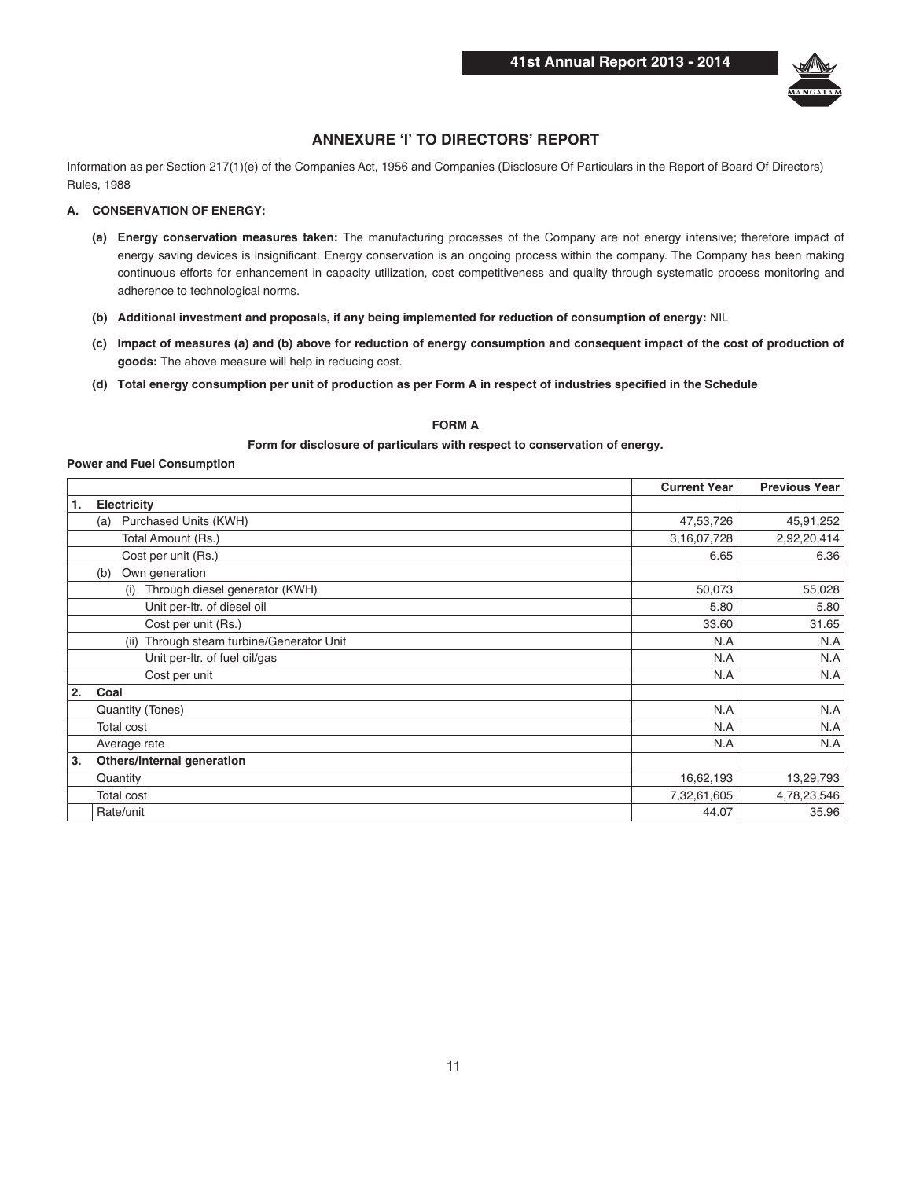## ANNEXURE 'I' TO DIRECTORS' REPORT

Information as per Section 217(1)(e) of the Companies Act, 1956 and Companies (Disclosure Of Particulars in the Report of Board Of Directors) Rules, 1988

**A. CONSERVATION OF ENERGY:**

**(a) Energy conservation measures taken:** The manufacturing processes of the Company are not energy intensive; therefore impact of energy saving devices is insignificant. Energy conservation is an ongoing process within the company. The Company has been making continuous efforts for enhancement in capacity utilization, cost competitiveness and quality through systematic process monitoring and adherence to technological norms.

**(b) Additional investment and proposals, if any being implemented for reduction of consumption of energy:** NIL

**(c) Impact of measures (a) and (b) above for reduction of energy consumption and consequent impact of the cost of production of goods:** The above measure will help in reducing cost.

**(d) Total energy consumption per unit of production as per Form A in respect of industries specified in the Schedule**

**FORM A**

**Form for disclosure of particulars with respect to conservation of energy.**

**Power and Fuel Consumption**

| | | Current Year | Previous Year |
|---|---|---|---|
| **1.** | **Electricity** | | |
| | (a) Purchased Units (KWH) | 47,53,726 | 45,91,252 |
| | Total Amount (Rs.) | 3,16,07,728 | 2,92,20,414 |
| | Cost per unit (Rs.) | 6.65 | 6.36 |
| | (b) Own generation | | |
| | (i) Through diesel generator (KWH) | 50,073 | 55,028 |
| | Unit per-ltr. of diesel oil | 5.80 | 5.80 |
| | Cost per unit (Rs.) | 33.60 | 31.65 |
| | (ii) Through steam turbine/Generator Unit | N.A | N.A |
| | Unit per-ltr. of fuel oil/gas | N.A | N.A |
| | Cost per unit | N.A | N.A |
| **2.** | **Coal** | | |
| | Quantity (Tones) | N.A | N.A |
| | Total cost | N.A | N.A |
| | Average rate | N.A | N.A |
| **3.** | **Others/internal generation** | | |
| | Quantity | 16,62,193 | 13,29,793 |
| | Total cost | 7,32,61,605 | 4,78,23,546 |
| | Rate/unit | 44.07 | 35.96 |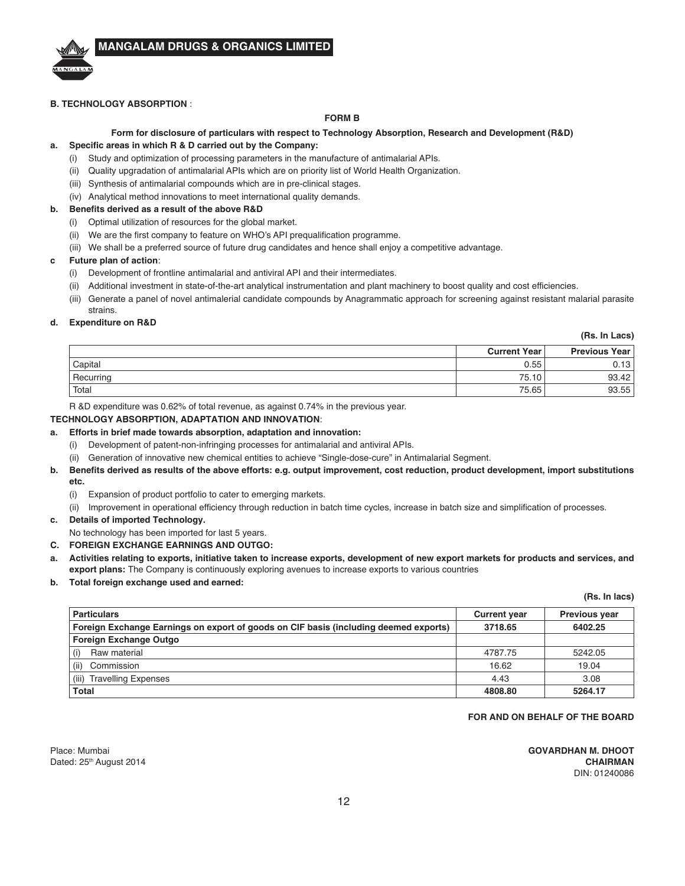**B. TECHNOLOGY ABSORPTION** :

**FORM B**

**Form for disclosure of particulars with respect to Technology Absorption, Research and Development (R&D)**

**a. Specific areas in which R & D carried out by the Company:**

(i) Study and optimization of processing parameters in the manufacture of antimalarial APIs.

(ii) Quality upgradation of antimalarial APIs which are on priority list of World Health Organization.

(iii) Synthesis of antimalarial compounds which are in pre-clinical stages.

(iv) Analytical method innovations to meet international quality demands.

**b. Benefits derived as a result of the above R&D**

(i) Optimal utilization of resources for the global market.

(ii) We are the first company to feature on WHO's API prequalification programme.

(iii) We shall be a preferred source of future drug candidates and hence shall enjoy a competitive advantage.

**c Future plan of action**:

(i) Development of frontline antimalarial and antiviral API and their intermediates.

(ii) Additional investment in state-of-the-art analytical instrumentation and plant machinery to boost quality and cost efficiencies.

(iii) Generate a panel of novel antimalerial candidate compounds by Anagrammatic approach for screening against resistant malarial parasite strains.

**d. Expenditure on R&D**

**(Rs. In Lacs)**

| | **Current Year** | **Previous Year** |
|---|---|---|
| Capital | 0.55 | 0.13 |
| Recurring | 75.10 | 93.42 |
| Total | 75.65 | 93.55 |

R &D expenditure was 0.62% of total revenue, as against 0.74% in the previous year.

**TECHNOLOGY ABSORPTION, ADAPTATION AND INNOVATION**:

**a. Efforts in brief made towards absorption, adaptation and innovation:**

(i) Development of patent-non-infringing processes for antimalarial and antiviral APIs.

(ii) Generation of innovative new chemical entities to achieve "Single-dose-cure" in Antimalarial Segment.

**b. Benefits derived as results of the above efforts: e.g. output improvement, cost reduction, product development, import substitutions etc.**

(i) Expansion of product portfolio to cater to emerging markets.

(ii) Improvement in operational efficiency through reduction in batch time cycles, increase in batch size and simplification of processes.

**c. Details of imported Technology.**

No technology has been imported for last 5 years.

**C. FOREIGN EXCHANGE EARNINGS AND OUTGO:**

**a. Activities relating to exports, initiative taken to increase exports, development of new export markets for products and services, and export plans:** The Company is continuously exploring avenues to increase exports to various countries

**b. Total foreign exchange used and earned:**

**(Rs. In lacs)**

| **Particulars** | **Current year** | **Previous year** |
|---|---|---|
| **Foreign Exchange Earnings on export of goods on CIF basis (including deemed exports)** | **3718.65** | **6402.25** |
| **Foreign Exchange Outgo** | | |
| (i) Raw material | 4787.75 | 5242.05 |
| (ii) Commission | 16.62 | 19.04 |
| (iii) Travelling Expenses | 4.43 | 3.08 |
| **Total** | **4808.80** | **5264.17** |

**FOR AND ON BEHALF OF THE BOARD**

Place: Mumbai
Dated: 25th August 2014

**GOVARDHAN M. DHOOT**
**CHAIRMAN**
DIN: 01240086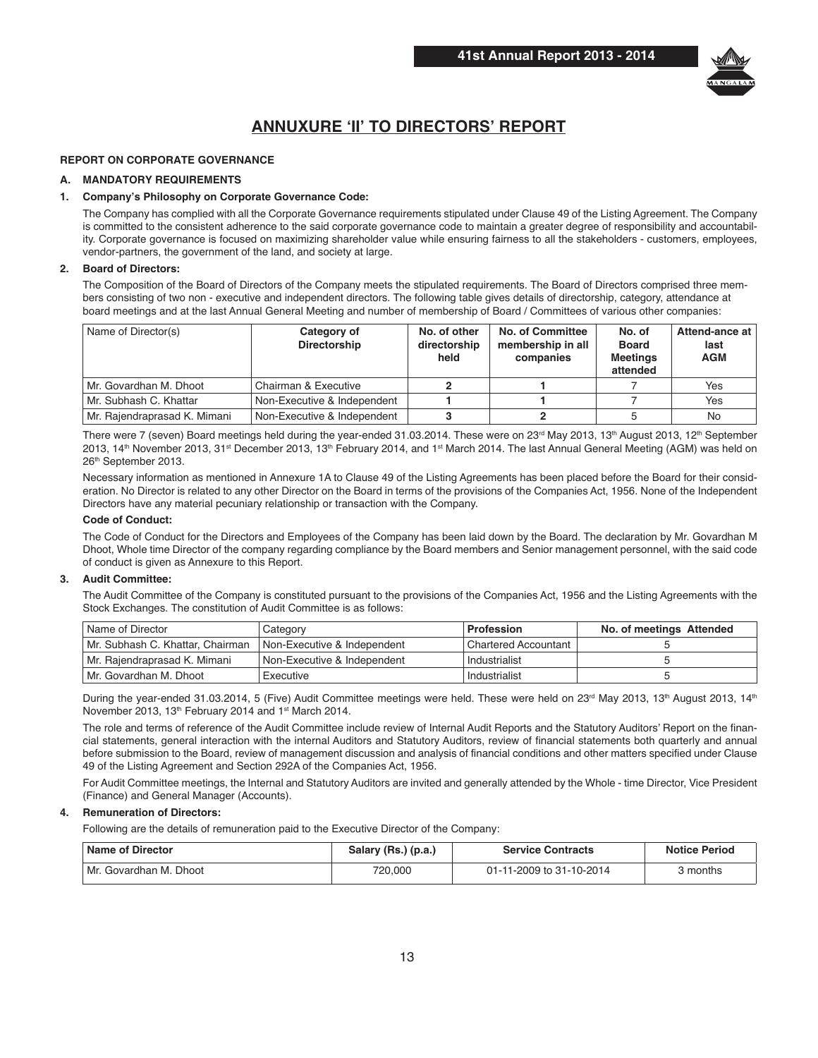# ANNUXURE 'II' TO DIRECTORS' REPORT

**REPORT ON CORPORATE GOVERNANCE**

**A. MANDATORY REQUIREMENTS**

**1. Company's Philosophy on Corporate Governance Code:**

The Company has complied with all the Corporate Governance requirements stipulated under Clause 49 of the Listing Agreement. The Company is committed to the consistent adherence to the said corporate governance code to maintain a greater degree of responsibility and accountability. Corporate governance is focused on maximizing shareholder value while ensuring fairness to all the stakeholders - customers, employees, vendor-partners, the government of the land, and society at large.

**2. Board of Directors:**

The Composition of the Board of Directors of the Company meets the stipulated requirements. The Board of Directors comprised three members consisting of two non - executive and independent directors. The following table gives details of directorship, category, attendance at board meetings and at the last Annual General Meeting and number of membership of Board / Committees of various other companies:

| Name of Director(s) | Category of Directorship | No. of other directorship held | No. of Committee membership in all companies | No. of Board Meetings attended | Attend-ance at last AGM |
|---|---|---|---|---|---|
| Mr. Govardhan M. Dhoot | Chairman & Executive | 2 | 1 | 7 | Yes |
| Mr. Subhash C. Khattar | Non-Executive & Independent | 1 | 1 | 7 | Yes |
| Mr. Rajendraprasad K. Mimani | Non-Executive & Independent | 3 | 2 | 5 | No |

There were 7 (seven) Board meetings held during the year-ended 31.03.2014. These were on 23rd May 2013, 13th August 2013, 12th September 2013, 14th November 2013, 31st December 2013, 13th February 2014, and 1st March 2014. The last Annual General Meeting (AGM) was held on 26th September 2013.

Necessary information as mentioned in Annexure 1A to Clause 49 of the Listing Agreements has been placed before the Board for their consideration. No Director is related to any other Director on the Board in terms of the provisions of the Companies Act, 1956. None of the Independent Directors have any material pecuniary relationship or transaction with the Company.

**Code of Conduct:**

The Code of Conduct for the Directors and Employees of the Company has been laid down by the Board. The declaration by Mr. Govardhan M Dhoot, Whole time Director of the company regarding compliance by the Board members and Senior management personnel, with the said code of conduct is given as Annexure to this Report.

**3. Audit Committee:**

The Audit Committee of the Company is constituted pursuant to the provisions of the Companies Act, 1956 and the Listing Agreements with the Stock Exchanges. The constitution of Audit Committee is as follows:

| Name of Director | Category | Profession | No. of meetings Attended |
|---|---|---|---|
| Mr. Subhash C. Khattar, Chairman | Non-Executive & Independent | Chartered Accountant | 5 |
| Mr. Rajendraprasad K. Mimani | Non-Executive & Independent | Industrialist | 5 |
| Mr. Govardhan M. Dhoot | Executive | Industrialist | 5 |

During the year-ended 31.03.2014, 5 (Five) Audit Committee meetings were held. These were held on 23rd May 2013, 13th August 2013, 14th November 2013, 13th February 2014 and 1st March 2014.

The role and terms of reference of the Audit Committee include review of Internal Audit Reports and the Statutory Auditors' Report on the financial statements, general interaction with the internal Auditors and Statutory Auditors, review of financial statements both quarterly and annual before submission to the Board, review of management discussion and analysis of financial conditions and other matters specified under Clause 49 of the Listing Agreement and Section 292A of the Companies Act, 1956.

For Audit Committee meetings, the Internal and Statutory Auditors are invited and generally attended by the Whole - time Director, Vice President (Finance) and General Manager (Accounts).

**4. Remuneration of Directors:**

Following are the details of remuneration paid to the Executive Director of the Company:

| Name of Director | Salary (Rs.) (p.a.) | Service Contracts | Notice Period |
|---|---|---|---|
| Mr. Govardhan M. Dhoot | 720,000 | 01-11-2009 to 31-10-2014 | 3 months |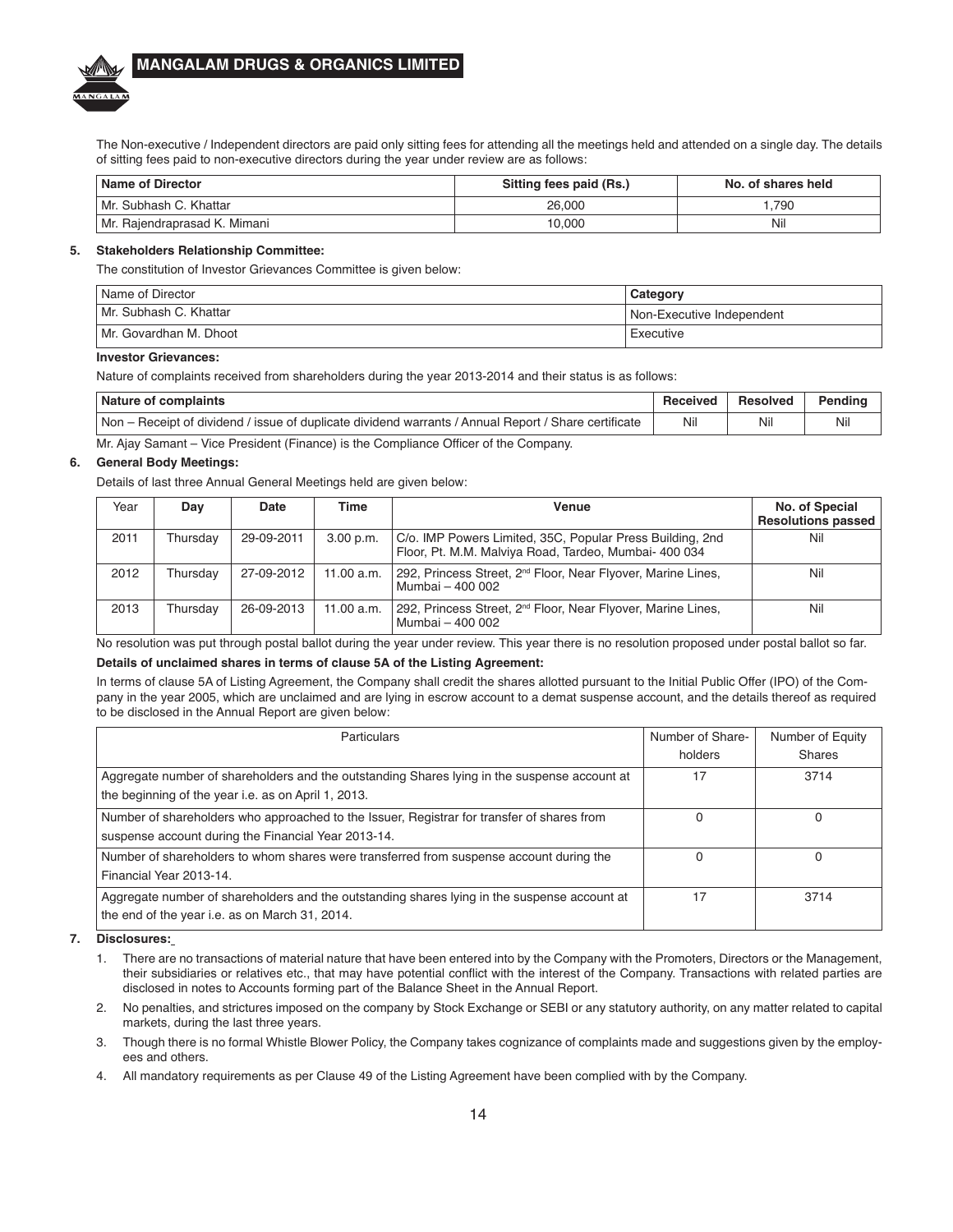The Non-executive / Independent directors are paid only sitting fees for attending all the meetings held and attended on a single day. The details of sitting fees paid to non-executive directors during the year under review are as follows:

| Name of Director | Sitting fees paid (Rs.) | No. of shares held |
|---|---|---|
| Mr. Subhash C. Khattar | 26,000 | 1,790 |
| Mr. Rajendraprasad K. Mimani | 10,000 | Nil |

**5. Stakeholders Relationship Committee:**

The constitution of Investor Grievances Committee is given below:

| Name of Director | Category |
|---|---|
| Mr. Subhash C. Khattar | Non-Executive Independent |
| Mr. Govardhan M. Dhoot | Executive |

**Investor Grievances:**

Nature of complaints received from shareholders during the year 2013-2014 and their status is as follows:

| Nature of complaints | Received | Resolved | Pending |
|---|---|---|---|
| Non – Receipt of dividend / issue of duplicate dividend warrants / Annual Report / Share certificate | Nil | Nil | Nil |

Mr. Ajay Samant – Vice President (Finance) is the Compliance Officer of the Company.

**6. General Body Meetings:**

Details of last three Annual General Meetings held are given below:

| Year | Day | Date | Time | Venue | No. of Special Resolutions passed |
|---|---|---|---|---|---|
| 2011 | Thursday | 29-09-2011 | 3.00 p.m. | C/o. IMP Powers Limited, 35C, Popular Press Building, 2nd Floor, Pt. M.M. Malviya Road, Tardeo, Mumbai- 400 034 | Nil |
| 2012 | Thursday | 27-09-2012 | 11.00 a.m. | 292, Princess Street, 2nd Floor, Near Flyover, Marine Lines, Mumbai – 400 002 | Nil |
| 2013 | Thursday | 26-09-2013 | 11.00 a.m. | 292, Princess Street, 2nd Floor, Near Flyover, Marine Lines, Mumbai – 400 002 | Nil |

No resolution was put through postal ballot during the year under review. This year there is no resolution proposed under postal ballot so far.

**Details of unclaimed shares in terms of clause 5A of the Listing Agreement:**

In terms of clause 5A of Listing Agreement, the Company shall credit the shares allotted pursuant to the Initial Public Offer (IPO) of the Company in the year 2005, which are unclaimed and are lying in escrow account to a demat suspense account, and the details thereof as required to be disclosed in the Annual Report are given below:

| Particulars | Number of Shareholders | Number of Equity Shares |
|---|---|---|
| Aggregate number of shareholders and the outstanding Shares lying in the suspense account at the beginning of the year i.e. as on April 1, 2013. | 17 | 3714 |
| Number of shareholders who approached to the Issuer, Registrar for transfer of shares from suspense account during the Financial Year 2013-14. | 0 | 0 |
| Number of shareholders to whom shares were transferred from suspense account during the Financial Year 2013-14. | 0 | 0 |
| Aggregate number of shareholders and the outstanding shares lying in the suspense account at the end of the year i.e. as on March 31, 2014. | 17 | 3714 |

**7. Disclosures:**

1. There are no transactions of material nature that have been entered into by the Company with the Promoters, Directors or the Management, their subsidiaries or relatives etc., that may have potential conflict with the interest of the Company. Transactions with related parties are disclosed in notes to Accounts forming part of the Balance Sheet in the Annual Report.
2. No penalties, and strictures imposed on the company by Stock Exchange or SEBI or any statutory authority, on any matter related to capital markets, during the last three years.
3. Though there is no formal Whistle Blower Policy, the Company takes cognizance of complaints made and suggestions given by the employees and others.
4. All mandatory requirements as per Clause 49 of the Listing Agreement have been complied with by the Company.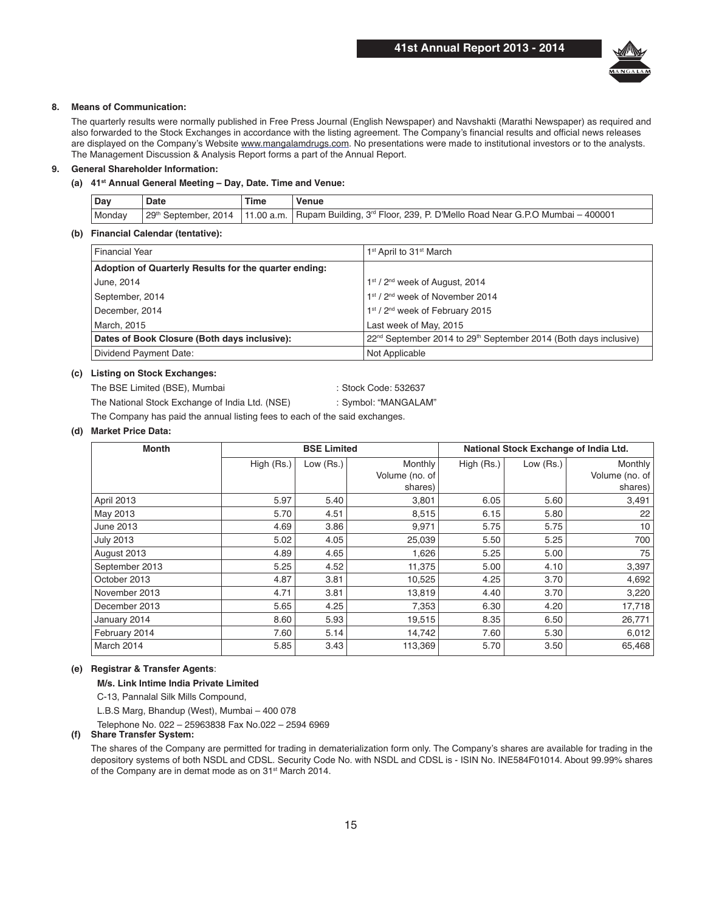## 8. Means of Communication:

The quarterly results were normally published in Free Press Journal (English Newspaper) and Navshakti (Marathi Newspaper) as required and also forwarded to the Stock Exchanges in accordance with the listing agreement. The Company's financial results and official news releases are displayed on the Company's Website www.mangalamdrugs.com. No presentations were made to institutional investors or to the analysts. The Management Discussion & Analysis Report forms a part of the Annual Report.

## 9. General Shareholder Information:

### (a) 41st Annual General Meeting – Day, Date. Time and Venue:

| Day | Date | Time | Venue |
|---|---|---|---|
| Monday | 29th September, 2014 | 11.00 a.m. | Rupam Building, 3rd Floor, 239, P. D'Mello Road Near G.P.O Mumbai – 400001 |

### (b) Financial Calendar (tentative):

| Financial Year | 1st April to 31st March |
|---|---|
| **Adoption of Quarterly Results for the quarter ending:** | |
| June, 2014 | 1st / 2nd week of August, 2014 |
| September, 2014 | 1st / 2nd week of November 2014 |
| December, 2014 | 1st / 2nd week of February 2015 |
| March, 2015 | Last week of May, 2015 |
| **Dates of Book Closure (Both days inclusive):** | 22nd September 2014 to 29th September 2014 (Both days inclusive) |
| Dividend Payment Date: | Not Applicable |

### (c) Listing on Stock Exchanges:

The BSE Limited (BSE), Mumbai : Stock Code: 532637

The National Stock Exchange of India Ltd. (NSE) : Symbol: "MANGALAM"

The Company has paid the annual listing fees to each of the said exchanges.

### (d) Market Price Data:

| Month | BSE Limited | | | National Stock Exchange of India Ltd. | | |
|---|---|---|---|---|---|---|
| | High (Rs.) | Low (Rs.) | Monthly Volume (no. of shares) | High (Rs.) | Low (Rs.) | Monthly Volume (no. of shares) |
| April 2013 | 5.97 | 5.40 | 3,801 | 6.05 | 5.60 | 3,491 |
| May 2013 | 5.70 | 4.51 | 8,515 | 6.15 | 5.80 | 22 |
| June 2013 | 4.69 | 3.86 | 9,971 | 5.75 | 5.75 | 10 |
| July 2013 | 5.02 | 4.05 | 25,039 | 5.50 | 5.25 | 700 |
| August 2013 | 4.89 | 4.65 | 1,626 | 5.25 | 5.00 | 75 |
| September 2013 | 5.25 | 4.52 | 11,375 | 5.00 | 4.10 | 3,397 |
| October 2013 | 4.87 | 3.81 | 10,525 | 4.25 | 3.70 | 4,692 |
| November 2013 | 4.71 | 3.81 | 13,819 | 4.40 | 3.70 | 3,220 |
| December 2013 | 5.65 | 4.25 | 7,353 | 6.30 | 4.20 | 17,718 |
| January 2014 | 8.60 | 5.93 | 19,515 | 8.35 | 6.50 | 26,771 |
| February 2014 | 7.60 | 5.14 | 14,742 | 7.60 | 5.30 | 6,012 |
| March 2014 | 5.85 | 3.43 | 113,369 | 5.70 | 3.50 | 65,468 |

### (e) Registrar & Transfer Agents:

**M/s. Link Intime India Private Limited**

C-13, Pannalal Silk Mills Compound,

L.B.S Marg, Bhandup (West), Mumbai – 400 078

Telephone No. 022 – 25963838 Fax No.022 – 2594 6969

### (f) Share Transfer System:

The shares of the Company are permitted for trading in dematerialization form only. The Company's shares are available for trading in the depository systems of both NSDL and CDSL. Security Code No. with NSDL and CDSL is - ISIN No. INE584F01014. About 99.99% shares of the Company are in demat mode as on 31st March 2014.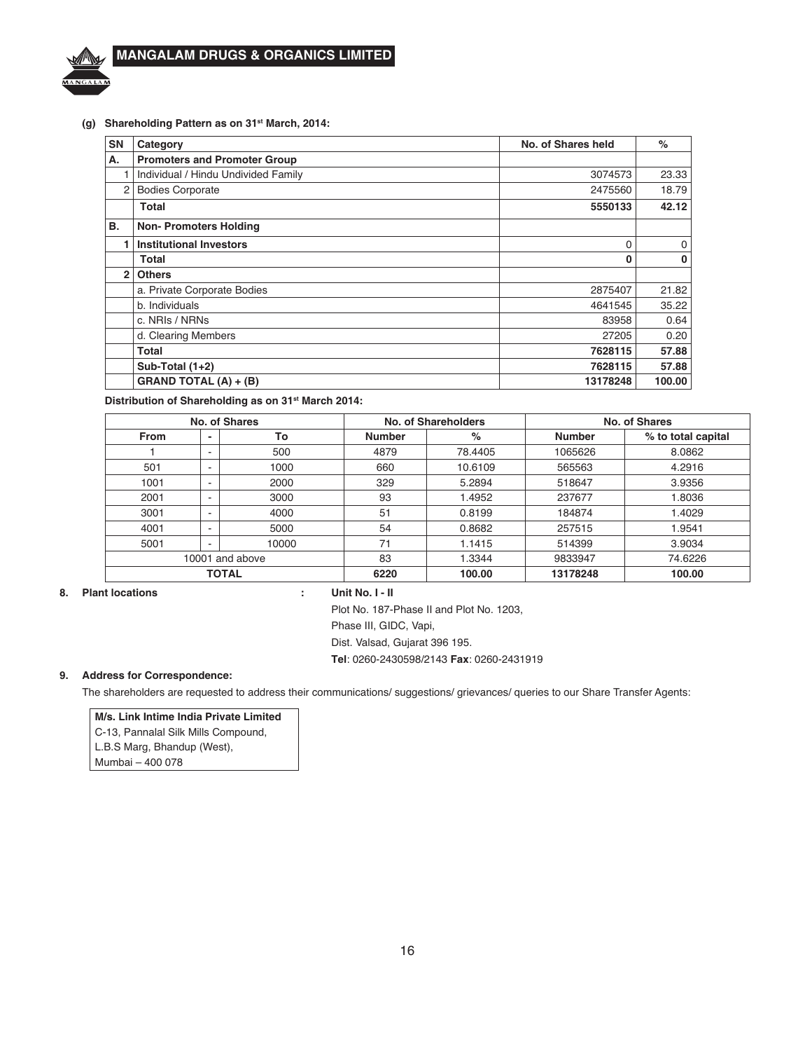**(g) Shareholding Pattern as on 31st March, 2014:**

| SN | Category | No. of Shares held | % |
|---|---|---|---|
| **A.** | **Promoters and Promoter Group** | | |
| 1 | Individual / Hindu Undivided Family | 3074573 | 23.33 |
| 2 | Bodies Corporate | 2475560 | 18.79 |
| | **Total** | **5550133** | **42.12** |
| **B.** | **Non- Promoters Holding** | | |
| **1** | **Institutional Investors** | 0 | 0 |
| | **Total** | **0** | **0** |
| **2** | **Others** | | |
| | a. Private Corporate Bodies | 2875407 | 21.82 |
| | b. Individuals | 4641545 | 35.22 |
| | c. NRIs / NRNs | 83958 | 0.64 |
| | d. Clearing Members | 27205 | 0.20 |
| | **Total** | **7628115** | **57.88** |
| | **Sub-Total (1+2)** | **7628115** | **57.88** |
| | **GRAND TOTAL (A) + (B)** | **13178248** | **100.00** |

**Distribution of Shareholding as on 31st March 2014:**

| No. of Shares | | | No. of Shareholders | | No. of Shares | |
|---|---|---|---|---|---|---|
| **From** | **-** | **To** | **Number** | **%** | **Number** | **% to total capital** |
| 1 | - | 500 | 4879 | 78.4405 | 1065626 | 8.0862 |
| 501 | - | 1000 | 660 | 10.6109 | 565563 | 4.2916 |
| 1001 | - | 2000 | 329 | 5.2894 | 518647 | 3.9356 |
| 2001 | - | 3000 | 93 | 1.4952 | 237677 | 1.8036 |
| 3001 | - | 4000 | 51 | 0.8199 | 184874 | 1.4029 |
| 4001 | - | 5000 | 54 | 0.8682 | 257515 | 1.9541 |
| 5001 | - | 10000 | 71 | 1.1415 | 514399 | 3.9034 |
| 10001 and above | | | 83 | 1.3344 | 9833947 | 74.6226 |
| **TOTAL** | | | **6220** | **100.00** | **13178248** | **100.00** |

**8. Plant locations** : **Unit No. I - II**

Plot No. 187-Phase II and Plot No. 1203,
Phase III, GIDC, Vapi,
Dist. Valsad, Gujarat 396 195.
**Tel**: 0260-2430598/2143 **Fax**: 0260-2431919

**9. Address for Correspondence:**

The shareholders are requested to address their communications/ suggestions/ grievances/ queries to our Share Transfer Agents:

**M/s. Link Intime India Private Limited**
C-13, Pannalal Silk Mills Compound,
L.B.S Marg, Bhandup (West),
Mumbai – 400 078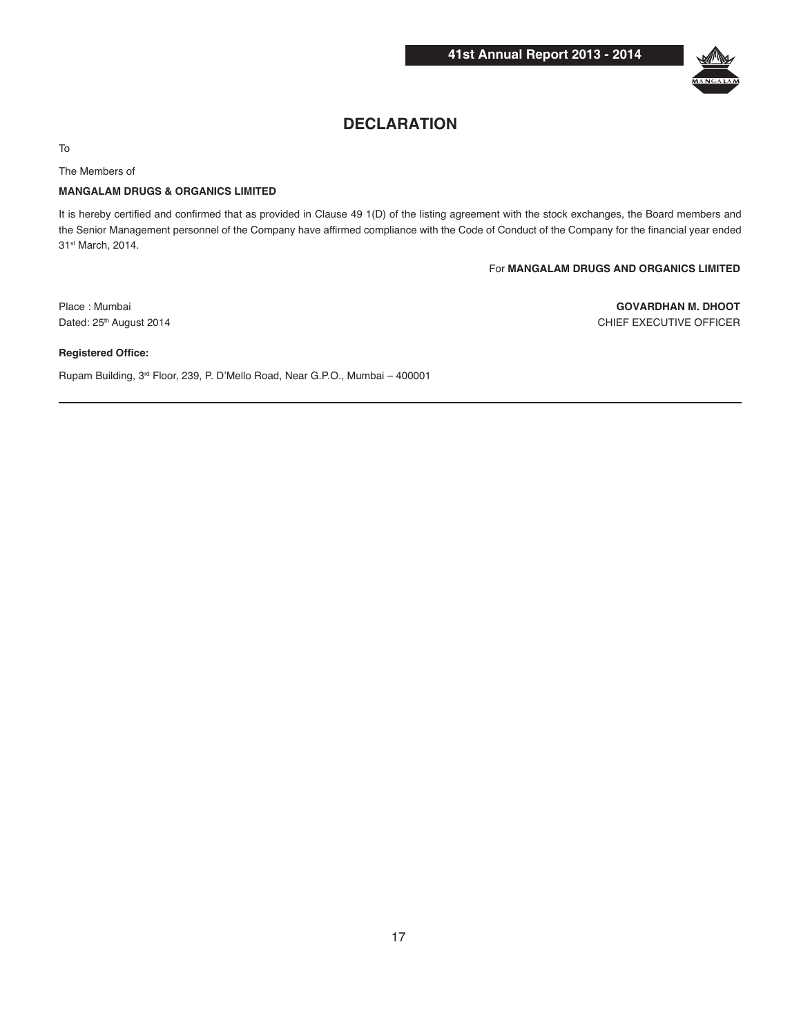# DECLARATION

To

The Members of

**MANGALAM DRUGS & ORGANICS LIMITED**

It is hereby certified and confirmed that as provided in Clause 49 1(D) of the listing agreement with the stock exchanges, the Board members and the Senior Management personnel of the Company have affirmed compliance with the Code of Conduct of the Company for the financial year ended 31st March, 2014.

For **MANGALAM DRUGS AND ORGANICS LIMITED**

Place : Mumbai

Dated: 25th August 2014

**GOVARDHAN M. DHOOT**
CHIEF EXECUTIVE OFFICER

**Registered Office:**

Rupam Building, 3rd Floor, 239, P. D'Mello Road, Near G.P.O., Mumbai – 400001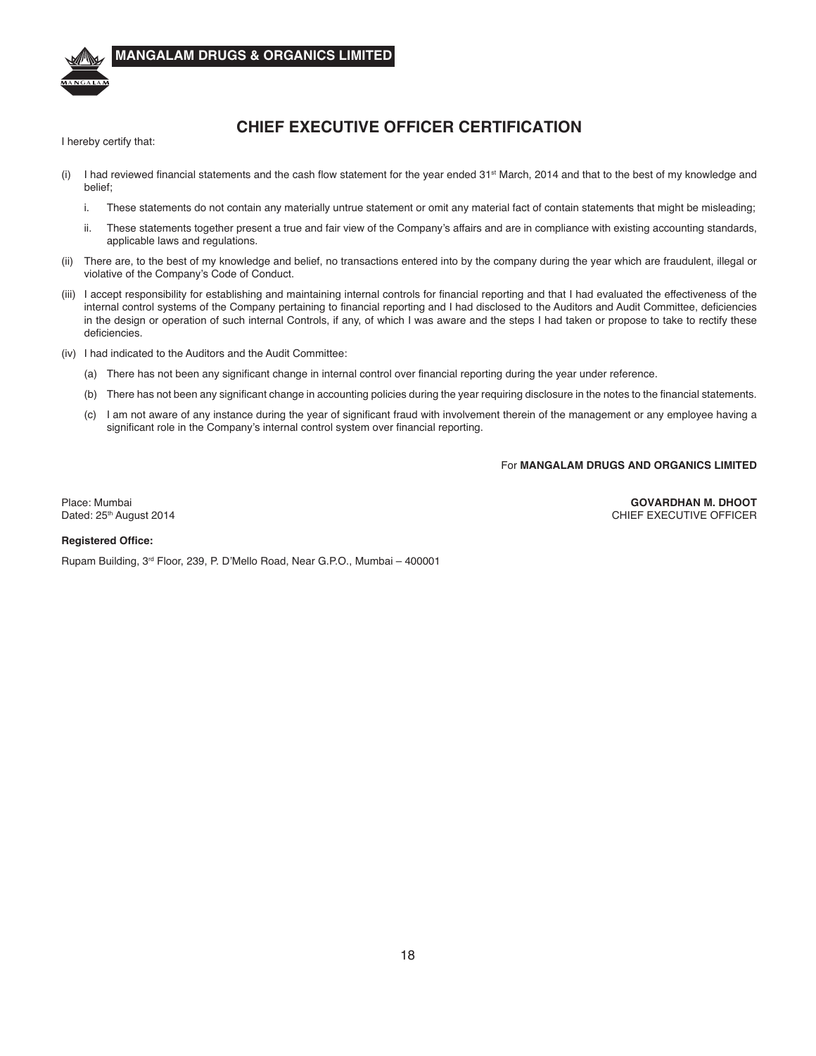# CHIEF EXECUTIVE OFFICER CERTIFICATION

I hereby certify that:

(i) I had reviewed financial statements and the cash flow statement for the year ended 31st March, 2014 and that to the best of my knowledge and belief;

   i. These statements do not contain any materially untrue statement or omit any material fact of contain statements that might be misleading;

   ii. These statements together present a true and fair view of the Company's affairs and are in compliance with existing accounting standards, applicable laws and regulations.

(ii) There are, to the best of my knowledge and belief, no transactions entered into by the company during the year which are fraudulent, illegal or violative of the Company's Code of Conduct.

(iii) I accept responsibility for establishing and maintaining internal controls for financial reporting and that I had evaluated the effectiveness of the internal control systems of the Company pertaining to financial reporting and I had disclosed to the Auditors and Audit Committee, deficiencies in the design or operation of such internal Controls, if any, of which I was aware and the steps I had taken or propose to take to rectify these deficiencies.

(iv) I had indicated to the Auditors and the Audit Committee:

   (a) There has not been any significant change in internal control over financial reporting during the year under reference.

   (b) There has not been any significant change in accounting policies during the year requiring disclosure in the notes to the financial statements.

   (c) I am not aware of any instance during the year of significant fraud with involvement therein of the management or any employee having a significant role in the Company's internal control system over financial reporting.

For **MANGALAM DRUGS AND ORGANICS LIMITED**

Place: Mumbai
Dated: 25th August 2014

**GOVARDHAN M. DHOOT**
CHIEF EXECUTIVE OFFICER

**Registered Office:**

Rupam Building, 3rd Floor, 239, P. D'Mello Road, Near G.P.O., Mumbai – 400001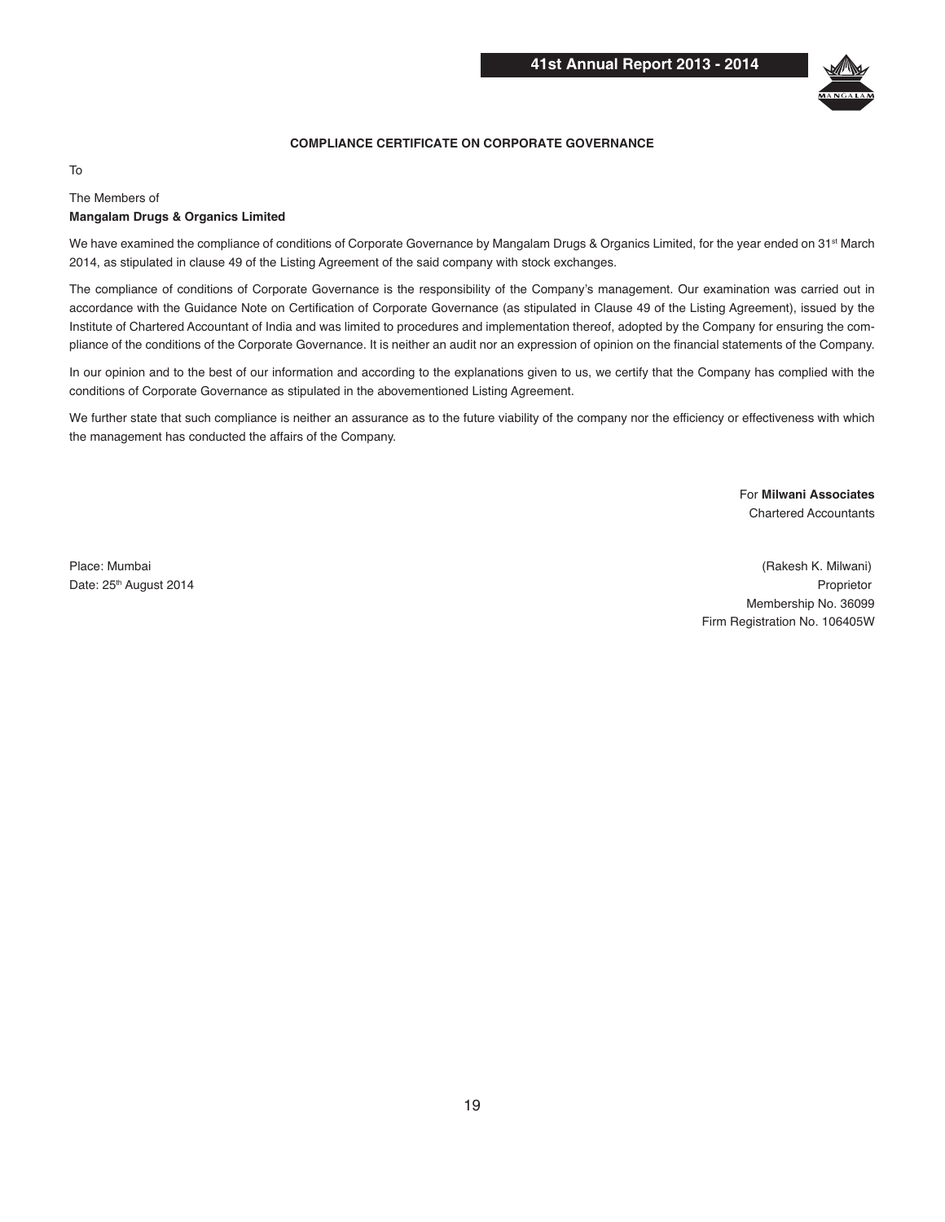## COMPLIANCE CERTIFICATE ON CORPORATE GOVERNANCE

To

The Members of
**Mangalam Drugs & Organics Limited**

We have examined the compliance of conditions of Corporate Governance by Mangalam Drugs & Organics Limited, for the year ended on 31st March 2014, as stipulated in clause 49 of the Listing Agreement of the said company with stock exchanges.

The compliance of conditions of Corporate Governance is the responsibility of the Company's management. Our examination was carried out in accordance with the Guidance Note on Certification of Corporate Governance (as stipulated in Clause 49 of the Listing Agreement), issued by the Institute of Chartered Accountant of India and was limited to procedures and implementation thereof, adopted by the Company for ensuring the compliance of the conditions of the Corporate Governance. It is neither an audit nor an expression of opinion on the financial statements of the Company.

In our opinion and to the best of our information and according to the explanations given to us, we certify that the Company has complied with the conditions of Corporate Governance as stipulated in the abovementioned Listing Agreement.

We further state that such compliance is neither an assurance as to the future viability of the company nor the efficiency or effectiveness with which the management has conducted the affairs of the Company.

For **Milwani Associates**
Chartered Accountants

Place: Mumbai
Date: 25th August 2014

(Rakesh K. Milwani)
Proprietor
Membership No. 36099
Firm Registration No. 106405W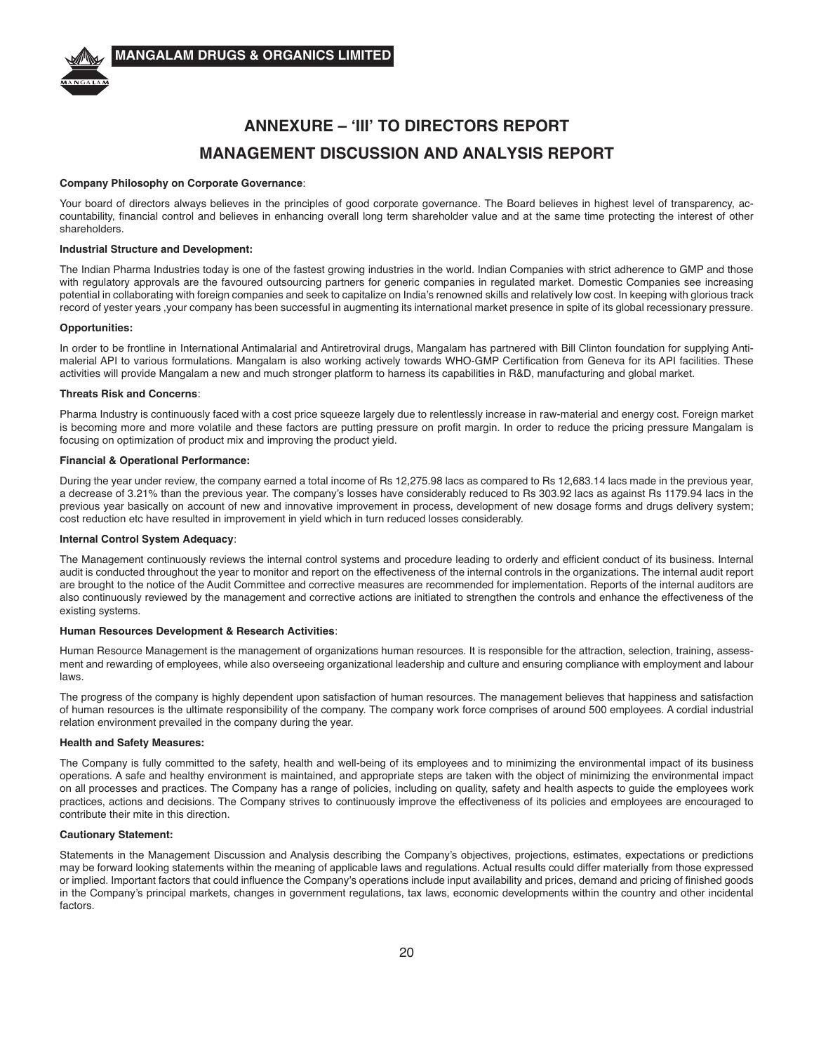# ANNEXURE – 'III' TO DIRECTORS REPORT

# MANAGEMENT DISCUSSION AND ANALYSIS REPORT

**Company Philosophy on Corporate Governance**:

Your board of directors always believes in the principles of good corporate governance. The Board believes in highest level of transparency, accountability, financial control and believes in enhancing overall long term shareholder value and at the same time protecting the interest of other shareholders.

**Industrial Structure and Development:**

The Indian Pharma Industries today is one of the fastest growing industries in the world. Indian Companies with strict adherence to GMP and those with regulatory approvals are the favoured outsourcing partners for generic companies in regulated market. Domestic Companies see increasing potential in collaborating with foreign companies and seek to capitalize on India's renowned skills and relatively low cost. In keeping with glorious track record of yester years ,your company has been successful in augmenting its international market presence in spite of its global recessionary pressure.

**Opportunities:**

In order to be frontline in International Antimalarial and Antiretroviral drugs, Mangalam has partnered with Bill Clinton foundation for supplying Antimalerial API to various formulations. Mangalam is also working actively towards WHO-GMP Certification from Geneva for its API facilities. These activities will provide Mangalam a new and much stronger platform to harness its capabilities in R&D, manufacturing and global market.

**Threats Risk and Concerns**:

Pharma Industry is continuously faced with a cost price squeeze largely due to relentlessly increase in raw-material and energy cost. Foreign market is becoming more and more volatile and these factors are putting pressure on profit margin. In order to reduce the pricing pressure Mangalam is focusing on optimization of product mix and improving the product yield.

**Financial & Operational Performance:**

During the year under review, the company earned a total income of Rs 12,275.98 lacs as compared to Rs 12,683.14 lacs made in the previous year, a decrease of 3.21% than the previous year. The company's losses have considerably reduced to Rs 303.92 lacs as against Rs 1179.94 lacs in the previous year basically on account of new and innovative improvement in process, development of new dosage forms and drugs delivery system; cost reduction etc have resulted in improvement in yield which in turn reduced losses considerably.

**Internal Control System Adequacy**:

The Management continuously reviews the internal control systems and procedure leading to orderly and efficient conduct of its business. Internal audit is conducted throughout the year to monitor and report on the effectiveness of the internal controls in the organizations. The internal audit report are brought to the notice of the Audit Committee and corrective measures are recommended for implementation. Reports of the internal auditors are also continuously reviewed by the management and corrective actions are initiated to strengthen the controls and enhance the effectiveness of the existing systems.

**Human Resources Development & Research Activities**:

Human Resource Management is the management of organizations human resources. It is responsible for the attraction, selection, training, assessment and rewarding of employees, while also overseeing organizational leadership and culture and ensuring compliance with employment and labour laws.

The progress of the company is highly dependent upon satisfaction of human resources. The management believes that happiness and satisfaction of human resources is the ultimate responsibility of the company. The company work force comprises of around 500 employees. A cordial industrial relation environment prevailed in the company during the year.

**Health and Safety Measures:**

The Company is fully committed to the safety, health and well-being of its employees and to minimizing the environmental impact of its business operations. A safe and healthy environment is maintained, and appropriate steps are taken with the object of minimizing the environmental impact on all processes and practices. The Company has a range of policies, including on quality, safety and health aspects to guide the employees work practices, actions and decisions. The Company strives to continuously improve the effectiveness of its policies and employees are encouraged to contribute their mite in this direction.

**Cautionary Statement:**

Statements in the Management Discussion and Analysis describing the Company's objectives, projections, estimates, expectations or predictions may be forward looking statements within the meaning of applicable laws and regulations. Actual results could differ materially from those expressed or implied. Important factors that could influence the Company's operations include input availability and prices, demand and pricing of finished goods in the Company's principal markets, changes in government regulations, tax laws, economic developments within the country and other incidental factors.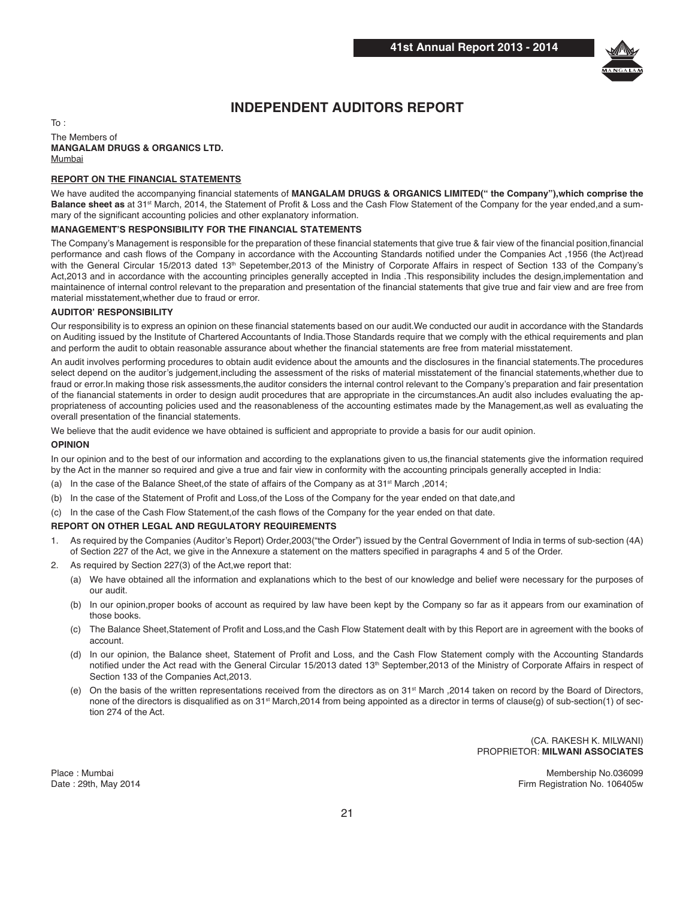# INDEPENDENT AUDITORS REPORT

To :

The Members of
**MANGALAM DRUGS & ORGANICS LTD.**
Mumbai

## REPORT ON THE FINANCIAL STATEMENTS

We have audited the accompanying financial statements of **MANGALAM DRUGS & ORGANICS LIMITED(" the Company"),which comprise the Balance sheet as** at 31st March, 2014, the Statement of Profit & Loss and the Cash Flow Statement of the Company for the year ended,and a summary of the significant accounting policies and other explanatory information.

### MANAGEMENT'S RESPONSIBILITY FOR THE FINANCIAL STATEMENTS

The Company's Management is responsible for the preparation of these financial statements that give true & fair view of the financial position,financial performance and cash flows of the Company in accordance with the Accounting Standards notified under the Companies Act ,1956 (the Act)read with the General Circular 15/2013 dated 13th Sepetember,2013 of the Ministry of Corporate Affairs in respect of Section 133 of the Company's Act,2013 and in accordance with the accounting principles generally accepted in India .This responsibility includes the design,implementation and maintainence of internal control relevant to the preparation and presentation of the financial statements that give true and fair view and are free from material misstatement,whether due to fraud or error.

### AUDITOR' RESPONSIBILITY

Our responsibility is to express an opinion on these financial statements based on our audit.We conducted our audit in accordance with the Standards on Auditing issued by the Institute of Chartered Accountants of India.Those Standards require that we comply with the ethical requirements and plan and perform the audit to obtain reasonable assurance about whether the financial statements are free from material misstatement.

An audit involves performing procedures to obtain audit evidence about the amounts and the disclosures in the financial statements.The procedures select depend on the auditor's judgement,including the assessment of the risks of material misstatement of the financial statements,whether due to fraud or error.In making those risk assessments,the auditor considers the internal control relevant to the Company's preparation and fair presentation of the fianancial statements in order to design audit procedures that are appropriate in the circumstances.An audit also includes evaluating the appropriateness of accounting policies used and the reasonableness of the accounting estimates made by the Management,as well as evaluating the overall presentation of the financial statements.

We believe that the audit evidence we have obtained is sufficient and appropriate to provide a basis for our audit opinion.

### OPINION

In our opinion and to the best of our information and according to the explanations given to us,the financial statements give the information required by the Act in the manner so required and give a true and fair view in conformity with the accounting principals generally accepted in India:

(a) In the case of the Balance Sheet,of the state of affairs of the Company as at 31st March ,2014;

(b) In the case of the Statement of Profit and Loss,of the Loss of the Company for the year ended on that date,and

(c) In the case of the Cash Flow Statement,of the cash flows of the Company for the year ended on that date.

### REPORT ON OTHER LEGAL AND REGULATORY REQUIREMENTS

1. As required by the Companies (Auditor's Report) Order,2003("the Order") issued by the Central Government of India in terms of sub-section (4A) of Section 227 of the Act, we give in the Annexure a statement on the matters specified in paragraphs 4 and 5 of the Order.
2. As required by Section 227(3) of the Act,we report that:
   (a) We have obtained all the information and explanations which to the best of our knowledge and belief were necessary for the purposes of our audit.

   (b) In our opinion,proper books of account as required by law have been kept by the Company so far as it appears from our examination of those books.

   (c) The Balance Sheet,Statement of Profit and Loss,and the Cash Flow Statement dealt with by this Report are in agreement with the books of account.

   (d) In our opinion, the Balance sheet, Statement of Profit and Loss, and the Cash Flow Statement comply with the Accounting Standards notified under the Act read with the General Circular 15/2013 dated 13th September,2013 of the Ministry of Corporate Affairs in respect of Section 133 of the Companies Act,2013.

   (e) On the basis of the written representations received from the directors as on 31st March ,2014 taken on record by the Board of Directors, none of the directors is disqualified as on 31st March,2014 from being appointed as a director in terms of clause(g) of sub-section(1) of section 274 of the Act.

(CA. RAKESH K. MILWANI)
PROPRIETOR: **MILWANI ASSOCIATES**

Place : Mumbai
Date : 29th, May 2014

Membership No.036099
Firm Registration No. 106405w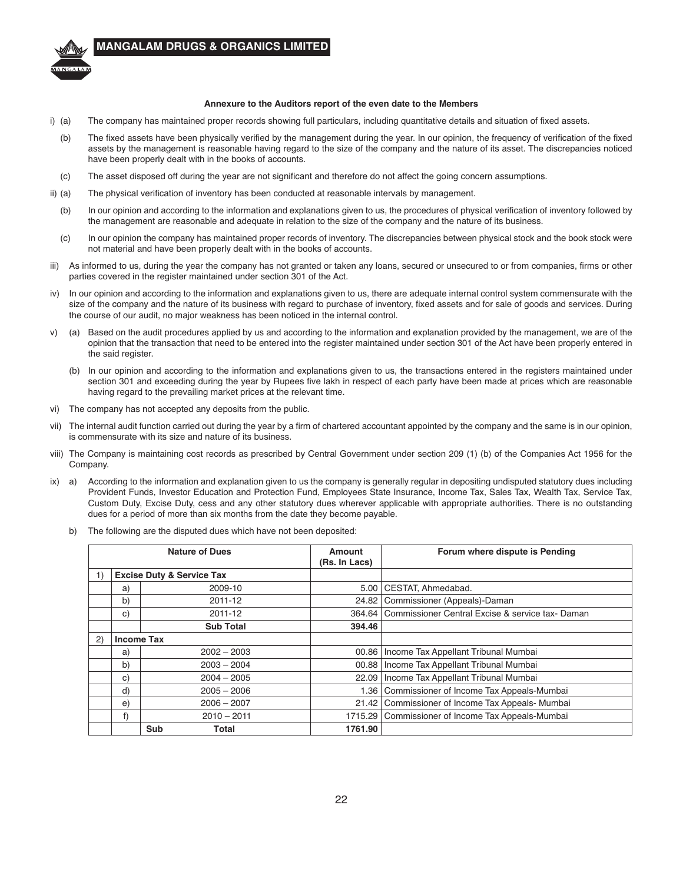**Annexure to the Auditors report of the even date to the Members**

i) (a) The company has maintained proper records showing full particulars, including quantitative details and situation of fixed assets.

(b) The fixed assets have been physically verified by the management during the year. In our opinion, the frequency of verification of the fixed assets by the management is reasonable having regard to the size of the company and the nature of its asset. The discrepancies noticed have been properly dealt with in the books of accounts.

(c) The asset disposed off during the year are not significant and therefore do not affect the going concern assumptions.

ii) (a) The physical verification of inventory has been conducted at reasonable intervals by management.

(b) In our opinion and according to the information and explanations given to us, the procedures of physical verification of inventory followed by the management are reasonable and adequate in relation to the size of the company and the nature of its business.

(c) In our opinion the company has maintained proper records of inventory. The discrepancies between physical stock and the book stock were not material and have been properly dealt with in the books of accounts.

iii) As informed to us, during the year the company has not granted or taken any loans, secured or unsecured to or from companies, firms or other parties covered in the register maintained under section 301 of the Act.

iv) In our opinion and according to the information and explanations given to us, there are adequate internal control system commensurate with the size of the company and the nature of its business with regard to purchase of inventory, fixed assets and for sale of goods and services. During the course of our audit, no major weakness has been noticed in the internal control.

v) (a) Based on the audit procedures applied by us and according to the information and explanation provided by the management, we are of the opinion that the transaction that need to be entered into the register maintained under section 301 of the Act have been properly entered in the said register.

(b) In our opinion and according to the information and explanations given to us, the transactions entered in the registers maintained under section 301 and exceeding during the year by Rupees five lakh in respect of each party have been made at prices which are reasonable having regard to the prevailing market prices at the relevant time.

vi) The company has not accepted any deposits from the public.

vii) The internal audit function carried out during the year by a firm of chartered accountant appointed by the company and the same is in our opinion, is commensurate with its size and nature of its business.

viii) The Company is maintaining cost records as prescribed by Central Government under section 209 (1) (b) of the Companies Act 1956 for the Company.

ix) a) According to the information and explanation given to us the company is generally regular in depositing undisputed statutory dues including Provident Funds, Investor Education and Protection Fund, Employees State Insurance, Income Tax, Sales Tax, Wealth Tax, Service Tax, Custom Duty, Excise Duty, cess and any other statutory dues wherever applicable with appropriate authorities. There is no outstanding dues for a period of more than six months from the date they become payable.

b) The following are the disputed dues which have not been deposited:

| | | Nature of Dues | Amount (Rs. In Lacs) | Forum where dispute is Pending |
|---|---|---|---|---|
| 1) | **Excise Duty & Service Tax** | | | |
| | a) | 2009-10 | 5.00 | CESTAT, Ahmedabad. |
| | b) | 2011-12 | 24.82 | Commissioner (Appeals)-Daman |
| | c) | 2011-12 | 364.64 | Commissioner Central Excise & service tax- Daman |
| | | **Sub Total** | **394.46** | |
| 2) | **Income Tax** | | | |
| | a) | 2002 – 2003 | 00.86 | Income Tax Appellant Tribunal Mumbai |
| | b) | 2003 – 2004 | 00.88 | Income Tax Appellant Tribunal Mumbai |
| | c) | 2004 – 2005 | 22.09 | Income Tax Appellant Tribunal Mumbai |
| | d) | 2005 – 2006 | 1.36 | Commissioner of Income Tax Appeals-Mumbai |
| | e) | 2006 – 2007 | 21.42 | Commissioner of Income Tax Appeals- Mumbai |
| | f) | 2010 – 2011 | 1715.29 | Commissioner of Income Tax Appeals-Mumbai |
| | | **Sub Total** | **1761.90** | |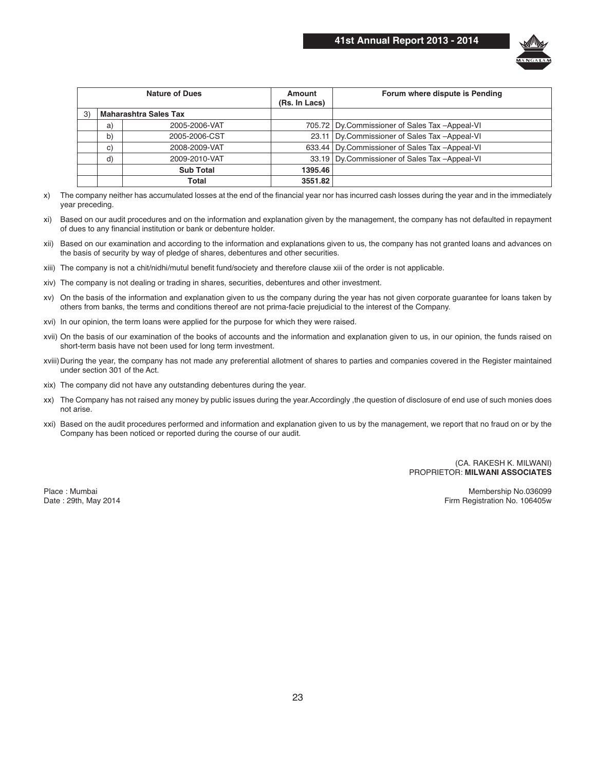| Nature of Dues | | | Amount (Rs. In Lacs) | Forum where dispute is Pending |
|---|---|---|---|---|
| 3) | **Maharashtra Sales Tax** | | | |
| | a) | 2005-2006-VAT | 705.72 | Dy.Commissioner of Sales Tax –Appeal-VI |
| | b) | 2005-2006-CST | 23.11 | Dy.Commissioner of Sales Tax –Appeal-VI |
| | c) | 2008-2009-VAT | 633.44 | Dy.Commissioner of Sales Tax –Appeal-VI |
| | d) | 2009-2010-VAT | 33.19 | Dy.Commissioner of Sales Tax –Appeal-VI |
| | | **Sub Total** | **1395.46** | |
| | | **Total** | **3551.82** | |

x) The company neither has accumulated losses at the end of the financial year nor has incurred cash losses during the year and in the immediately year preceding.

xi) Based on our audit procedures and on the information and explanation given by the management, the company has not defaulted in repayment of dues to any financial institution or bank or debenture holder.

xii) Based on our examination and according to the information and explanations given to us, the company has not granted loans and advances on the basis of security by way of pledge of shares, debentures and other securities.

xiii) The company is not a chit/nidhi/mutul benefit fund/society and therefore clause xiii of the order is not applicable.

xiv) The company is not dealing or trading in shares, securities, debentures and other investment.

xv) On the basis of the information and explanation given to us the company during the year has not given corporate guarantee for loans taken by others from banks, the terms and conditions thereof are not prima-facie prejudicial to the interest of the Company.

xvi) In our opinion, the term loans were applied for the purpose for which they were raised.

xvii) On the basis of our examination of the books of accounts and the information and explanation given to us, in our opinion, the funds raised on short-term basis have not been used for long term investment.

xviii) During the year, the company has not made any preferential allotment of shares to parties and companies covered in the Register maintained under section 301 of the Act.

xix) The company did not have any outstanding debentures during the year.

xx) The Company has not raised any money by public issues during the year.Accordingly ,the question of disclosure of end use of such monies does not arise.

xxi) Based on the audit procedures performed and information and explanation given to us by the management, we report that no fraud on or by the Company has been noticed or reported during the course of our audit.

(CA. RAKESH K. MILWANI)
PROPRIETOR: **MILWANI ASSOCIATES**

Place : Mumbai
Date : 29th, May 2014

Membership No.036099
Firm Registration No. 106405w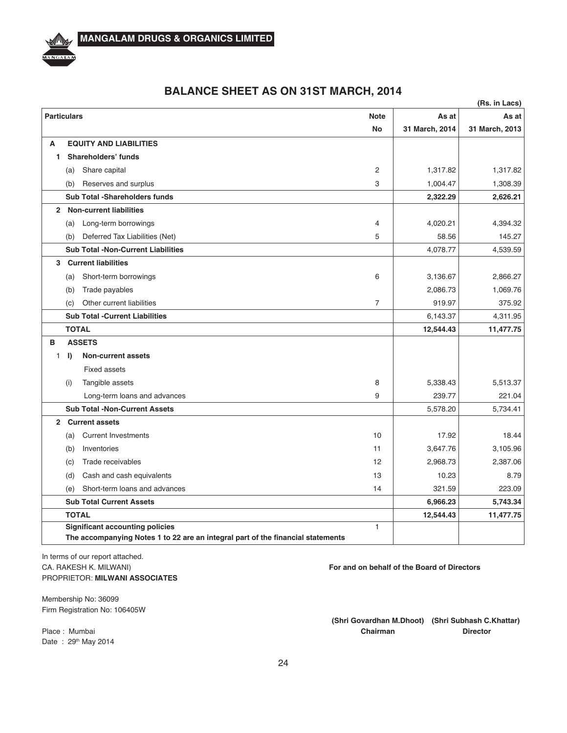# MANGALAM DRUGS & ORGANICS LIMITED

## BALANCE SHEET AS ON 31ST MARCH, 2014

(Rs. in Lacs)

| Particulars | Note No | As at 31 March, 2014 | As at 31 March, 2013 |
|---|---|---|---|
| **A EQUITY AND LIABILITIES** | | | |
| **1 Shareholders' funds** | | | |
| (a) Share capital | 2 | 1,317.82 | 1,317.82 |
| (b) Reserves and surplus | 3 | 1,004.47 | 1,308.39 |
| **Sub Total -Shareholders funds** | | **2,322.29** | **2,626.21** |
| **2 Non-current liabilities** | | | |
| (a) Long-term borrowings | 4 | 4,020.21 | 4,394.32 |
| (b) Deferred Tax Liabilities (Net) | 5 | 58.56 | 145.27 |
| **Sub Total -Non-Current Liabilities** | | 4,078.77 | 4,539.59 |
| **3 Current liabilities** | | | |
| (a) Short-term borrowings | 6 | 3,136.67 | 2,866.27 |
| (b) Trade payables | | 2,086.73 | 1,069.76 |
| (c) Other current liabilities | 7 | 919.97 | 375.92 |
| **Sub Total -Current Liabilities** | | 6,143.37 | 4,311.95 |
| **TOTAL** | | **12,544.43** | **11,477.75** |
| **B ASSETS** | | | |
| **1 I) Non-current assets** | | | |
| Fixed assets | | | |
| (i) Tangible assets | 8 | 5,338.43 | 5,513.37 |
| Long-term loans and advances | 9 | 239.77 | 221.04 |
| **Sub Total -Non-Current Assets** | | 5,578.20 | 5,734.41 |
| **2 Current assets** | | | |
| (a) Current Investments | 10 | 17.92 | 18.44 |
| (b) Inventories | 11 | 3,647.76 | 3,105.96 |
| (c) Trade receivables | 12 | 2,968.73 | 2,387.06 |
| (d) Cash and cash equivalents | 13 | 10.23 | 8.79 |
| (e) Short-term loans and advances | 14 | 321.59 | 223.09 |
| **Sub Total Current Assets** | | **6,966.23** | **5,743.34** |
| **TOTAL** | | **12,544.43** | **11,477.75** |
| **Significant accounting policies** | 1 | | |
| **The accompanying Notes 1 to 22 are an integral part of the financial statements** | | | |

In terms of our report attached.
CA. RAKESH K. MILWANI)
PROPRIETOR: **MILWANI ASSOCIATES**

Membership No: 36099
Firm Registration No: 106405W

Place : Mumbai
Date : 29th May 2014

**For and on behalf of the Board of Directors**

**(Shri Govardhan M.Dhoot)** — **Chairman**

**(Shri Subhash C.Khattar)** — **Director**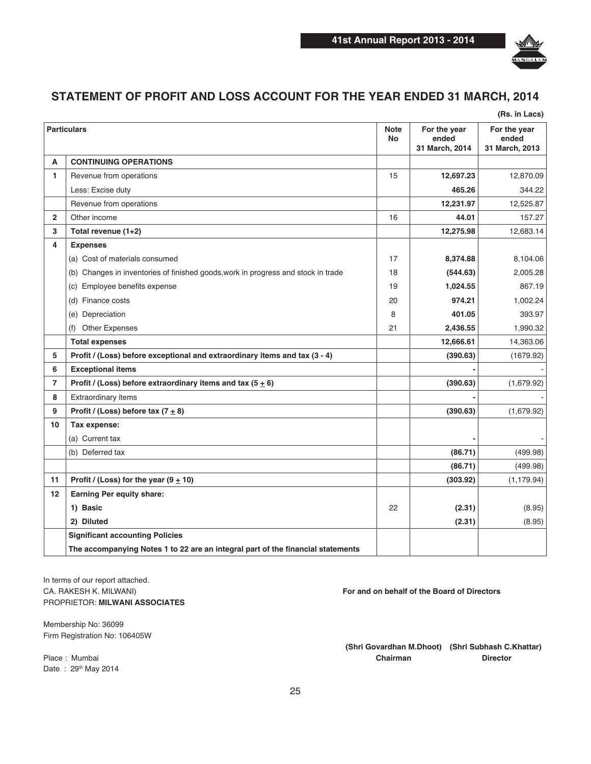# STATEMENT OF PROFIT AND LOSS ACCOUNT FOR THE YEAR ENDED 31 MARCH, 2014

(Rs. in Lacs)

| | Particulars | Note No | For the year ended 31 March, 2014 | For the year ended 31 March, 2013 |
|---|---|---|---|---|
| **A** | **CONTINUING OPERATIONS** | | | |
| **1** | Revenue from operations | 15 | **12,697.23** | 12,870.09 |
| | Less: Excise duty | | **465.26** | 344.22 |
| | Revenue from operations | | **12,231.97** | 12,525.87 |
| **2** | Other income | 16 | **44.01** | 157.27 |
| **3** | **Total revenue (1+2)** | | **12,275.98** | 12,683.14 |
| **4** | **Expenses** | | | |
| | (a) Cost of materials consumed | 17 | **8,374.88** | 8,104.06 |
| | (b) Changes in inventories of finished goods,work in progress and stock in trade | 18 | **(544.63)** | 2,005.28 |
| | (c) Employee benefits expense | 19 | **1,024.55** | 867.19 |
| | (d) Finance costs | 20 | **974.21** | 1,002.24 |
| | (e) Depreciation | 8 | **401.05** | 393.97 |
| | (f) Other Expenses | 21 | **2,436.55** | 1,990.32 |
| | **Total expenses** | | **12,666.61** | 14,363.06 |
| **5** | **Profit / (Loss) before exceptional and extraordinary items and tax (3 - 4)** | | **(390.63)** | (1679.92) |
| **6** | **Exceptional items** | | **-** | - |
| **7** | **Profit / (Loss) before extraordinary items and tax (5 ± 6)** | | **(390.63)** | (1,679.92) |
| **8** | Extraordinary items | | **-** | - |
| **9** | **Profit / (Loss) before tax (7 ± 8)** | | **(390.63)** | (1,679.92) |
| **10** | **Tax expense:** | | | |
| | (a) Current tax | | **-** | - |
| | (b) Deferred tax | | **(86.71)** | (499.98) |
| | | | **(86.71)** | (499.98) |
| **11** | **Profit / (Loss) for the year (9 ± 10)** | | **(303.92)** | (1,179.94) |
| **12** | **Earning Per equity share:** | | | |
| | **1) Basic** | 22 | **(2.31)** | (8.95) |
| | **2) Diluted** | | **(2.31)** | (8.95) |
| | **Significant accounting Policies** | | | |
| | **The accompanying Notes 1 to 22 are an integral part of the financial statements** | | | |

In terms of our report attached.
CA. RAKESH K. MILWANI)
PROPRIETOR: **MILWANI ASSOCIATES**

Membership No: 36099
Firm Registration No: 106405W

Place : Mumbai
Date : 29th May 2014

**For and on behalf of the Board of Directors**

**(Shri Govardhan M.Dhoot)** **Chairman**

**(Shri Subhash C.Khattar)** **Director**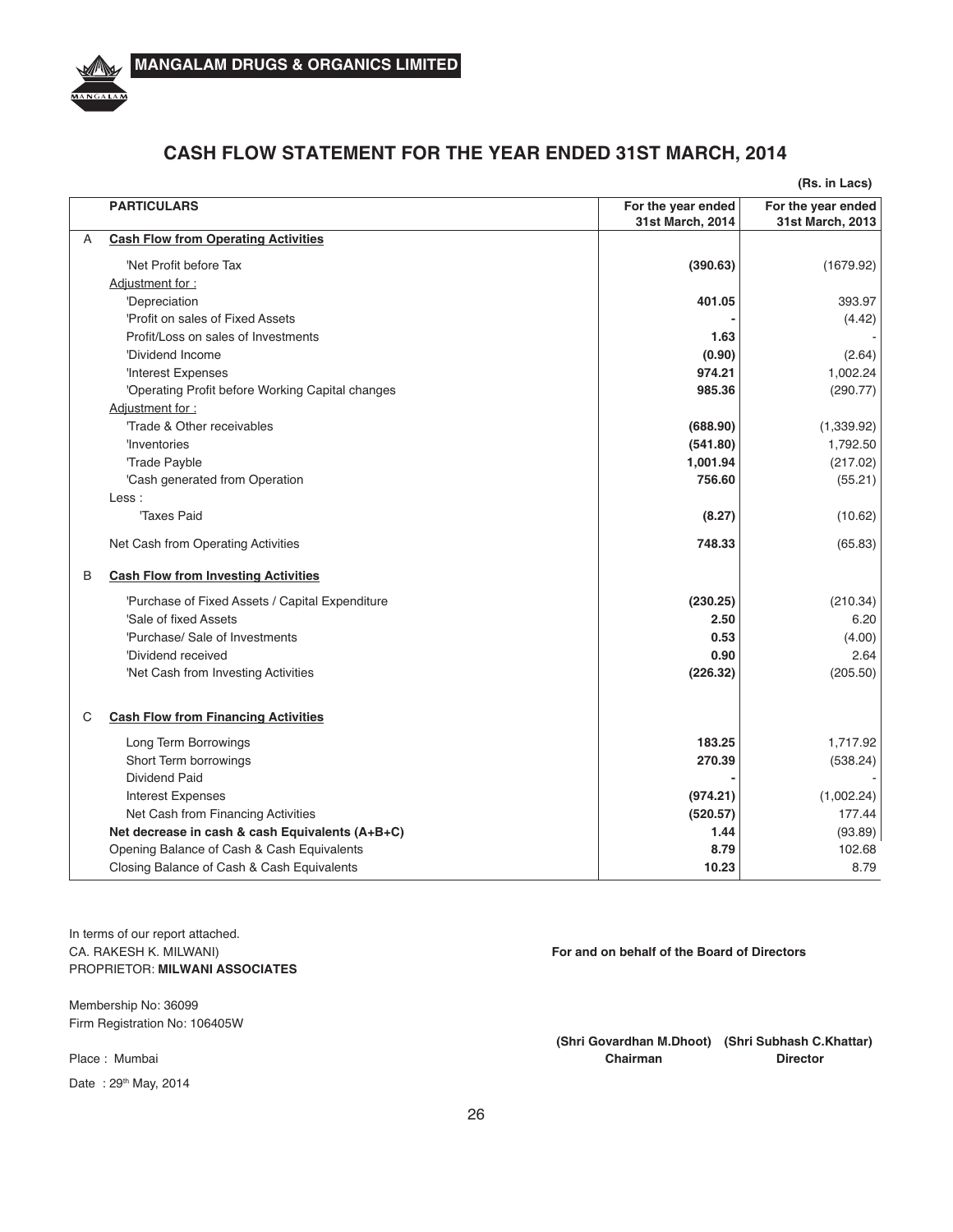# CASH FLOW STATEMENT FOR THE YEAR ENDED 31ST MARCH, 2014

(Rs. in Lacs)

| | PARTICULARS | For the year ended 31st March, 2014 | For the year ended 31st March, 2013 |
|---|---|---|---|
| A | **Cash Flow from Operating Activities** | | |
| | 'Net Profit before Tax | **(390.63)** | (1679.92) |
| | Adjustment for : | | |
| | 'Depreciation | **401.05** | 393.97 |
| | 'Profit on sales of Fixed Assets | **-** | (4.42) |
| | Profit/Loss on sales of Investments | **1.63** | - |
| | 'Dividend Income | **(0.90)** | (2.64) |
| | 'Interest Expenses | **974.21** | 1,002.24 |
| | 'Operating Profit before Working Capital changes | **985.36** | (290.77) |
| | Adjustment for : | | |
| | 'Trade & Other receivables | **(688.90)** | (1,339.92) |
| | 'Inventories | **(541.80)** | 1,792.50 |
| | 'Trade Payble | **1,001.94** | (217.02) |
| | 'Cash generated from Operation | **756.60** | (55.21) |
| | Less : | | |
| | 'Taxes Paid | **(8.27)** | (10.62) |
| | Net Cash from Operating Activities | **748.33** | (65.83) |
| B | **Cash Flow from Investing Activities** | | |
| | 'Purchase of Fixed Assets / Capital Expenditure | **(230.25)** | (210.34) |
| | 'Sale of fixed Assets | **2.50** | 6.20 |
| | 'Purchase/ Sale of Investments | **0.53** | (4.00) |
| | 'Dividend received | **0.90** | 2.64 |
| | 'Net Cash from Investing Activities | **(226.32)** | (205.50) |
| C | **Cash Flow from Financing Activities** | | |
| | Long Term Borrowings | **183.25** | 1,717.92 |
| | Short Term borrowings | **270.39** | (538.24) |
| | Dividend Paid | **-** | - |
| | Interest Expenses | **(974.21)** | (1,002.24) |
| | Net Cash from Financing Activities | **(520.57)** | 177.44 |
| | **Net decrease in cash & cash Equivalents (A+B+C)** | **1.44** | (93.89) |
| | Opening Balance of Cash & Cash Equivalents | **8.79** | 102.68 |
| | Closing Balance of Cash & Cash Equivalents | **10.23** | 8.79 |

In terms of our report attached.
CA. RAKESH K. MILWANI)
PROPRIETOR: **MILWANI ASSOCIATES**

Membership No: 36099
Firm Registration No: 106405W

Place : Mumbai

Date : 29th May, 2014

**For and on behalf of the Board of Directors**

**(Shri Govardhan M.Dhoot)** **Chairman**

**(Shri Subhash C.Khattar)** **Director**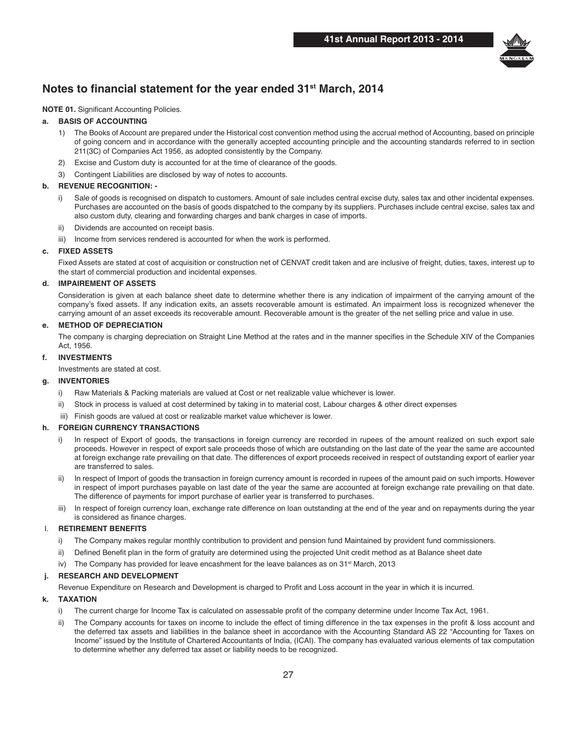# Notes to financial statement for the year ended 31st March, 2014

**NOTE 01.** Significant Accounting Policies.

**a. BASIS OF ACCOUNTING**

1) The Books of Account are prepared under the Historical cost convention method using the accrual method of Accounting, based on principle of going concern and in accordance with the generally accepted accounting principle and the accounting standards referred to in section 211(3C) of Companies Act 1956, as adopted consistently by the Company.
2) Excise and Custom duty is accounted for at the time of clearance of the goods.
3) Contingent Liabilities are disclosed by way of notes to accounts.

**b. REVENUE RECOGNITION: -**

i) Sale of goods is recognised on dispatch to customers. Amount of sale includes central excise duty, sales tax and other incidental expenses. Purchases are accounted on the basis of goods dispatched to the company by its suppliers. Purchases include central excise, sales tax and also custom duty, clearing and forwarding charges and bank charges in case of imports.
ii) Dividends are accounted on receipt basis.
iii) Income from services rendered is accounted for when the work is performed.

**c. FIXED ASSETS**

Fixed Assets are stated at cost of acquisition or construction net of CENVAT credit taken and are inclusive of freight, duties, taxes, interest up to the start of commercial production and incidental expenses.

**d. IMPAIREMENT OF ASSETS**

Consideration is given at each balance sheet date to determine whether there is any indication of impairment of the carrying amount of the company's fixed assets. If any indication exits, an assets recoverable amount is estimated. An impairment loss is recognized whenever the carrying amount of an asset exceeds its recoverable amount. Recoverable amount is the greater of the net selling price and value in use.

**e. METHOD OF DEPRECIATION**

The company is charging depreciation on Straight Line Method at the rates and in the manner specifies in the Schedule XIV of the Companies Act, 1956.

**f. INVESTMENTS**

Investments are stated at cost.

**g. INVENTORIES**

i) Raw Materials & Packing materials are valued at Cost or net realizable value whichever is lower.
ii) Stock in process is valued at cost determined by taking in to material cost, Labour charges & other direct expenses
iii) Finish goods are valued at cost or realizable market value whichever is lower.

**h. FOREIGN CURRENCY TRANSACTIONS**

i) In respect of Export of goods, the transactions in foreign currency are recorded in rupees of the amount realized on such export sale proceeds. However in respect of export sale proceeds those of which are outstanding on the last date of the year the same are accounted at foreign exchange rate prevailing on that date. The differences of export proceeds received in respect of outstanding export of earlier year are transferred to sales.
ii) In respect of Import of goods the transaction in foreign currency amount is recorded in rupees of the amount paid on such imports. However in respect of import purchases payable on last date of the year the same are accounted at foreign exchange rate prevailing on that date. The difference of payments for import purchase of earlier year is transferred to purchases.
iii) In respect of foreign currency loan, exchange rate difference on loan outstanding at the end of the year and on repayments during the year is considered as finance charges.

**I. RETIREMENT BENEFITS**

i) The Company makes regular monthly contribution to provident and pension fund Maintained by provident fund commissioners.
ii) Defined Benefit plan in the form of gratuity are determined using the projected Unit credit method as at Balance sheet date
iv) The Company has provided for leave encashment for the leave balances as on 31st March, 2013

**j. RESEARCH AND DEVELOPMENT**

Revenue Expenditure on Research and Development is charged to Profit and Loss account in the year in which it is incurred.

**k. TAXATION**

i) The current charge for Income Tax is calculated on assessable profit of the company determine under Income Tax Act, 1961.
ii) The Company accounts for taxes on income to include the effect of timing difference in the tax expenses in the profit & loss account and the deferred tax assets and liabilities in the balance sheet in accordance with the Accounting Standard AS 22 "Accounting for Taxes on Income" issued by the Institute of Chartered Accountants of India, (ICAI). The company has evaluated various elements of tax computation to determine whether any deferred tax asset or liability needs to be recognized.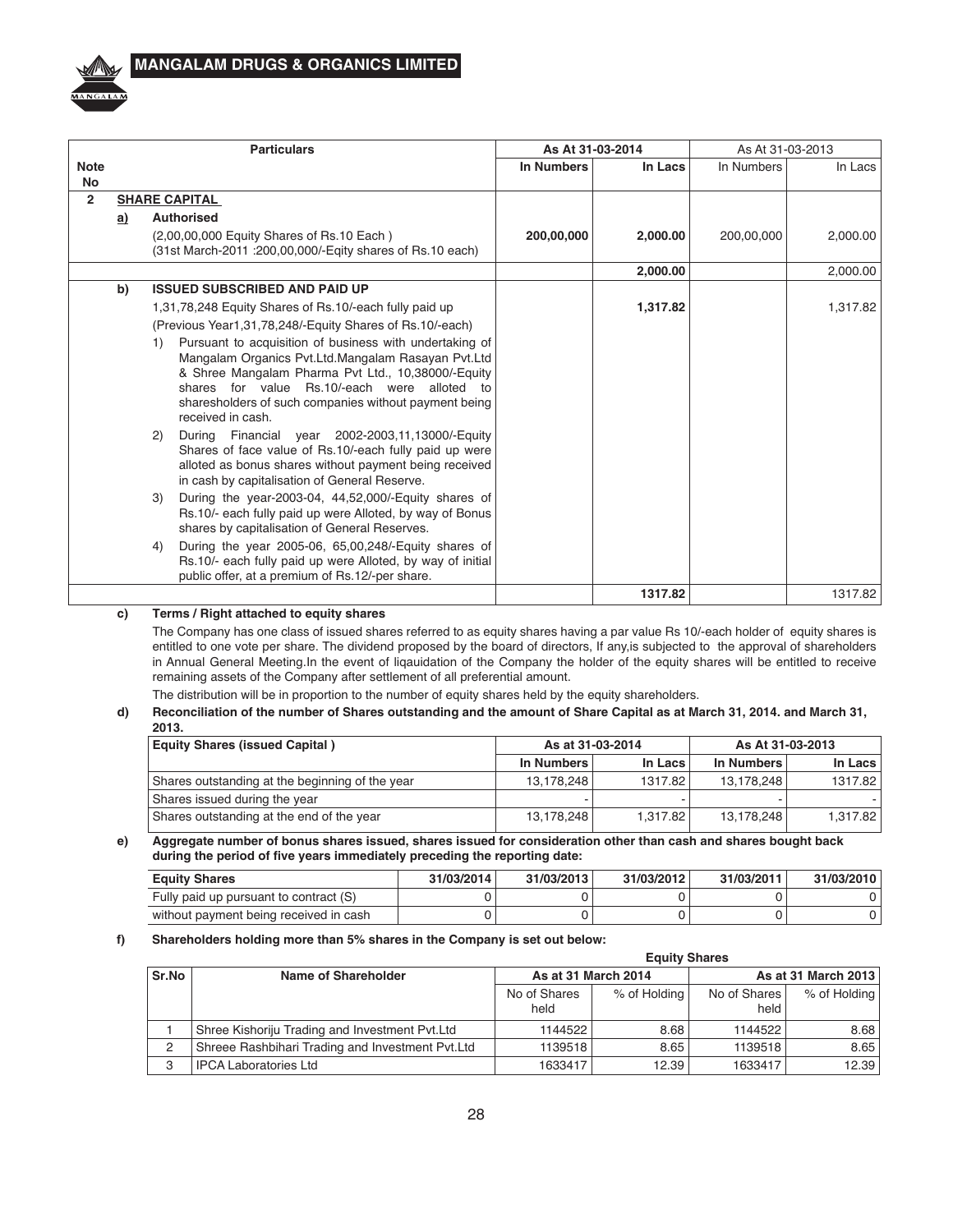| Note No | | Particulars | As At 31-03-2014 | | As At 31-03-2013 | |
|---|---|---|---|---|---|---|
| | | | In Numbers | In Lacs | In Numbers | In Lacs |
| 2 | | **SHARE CAPITAL** | | | | |
| | a) | **Authorised** | | | | |
| | | (2,00,00,000 Equity Shares of Rs.10 Each ) (31st March-2011 :200,00,000/-Eqity shares of Rs.10 each) | 200,00,000 | 2,000.00 | 200,00,000 | 2,000.00 |
| | | | | 2,000.00 | | 2,000.00 |
| | b) | **ISSUED SUBSCRIBED AND PAID UP** | | | | |
| | | 1,31,78,248 Equity Shares of Rs.10/-each fully paid up | | 1,317.82 | | 1,317.82 |
| | | (Previous Year1,31,78,248/-Equity Shares of Rs.10/-each) | | | | |
| | | 1) Pursuant to acquisition of business with undertaking of Mangalam Organics Pvt.Ltd.Mangalam Rasayan Pvt.Ltd & Shree Mangalam Pharma Pvt Ltd., 10,38000/-Equity shares for value Rs.10/-each were alloted to sharesholders of such companies without payment being received in cash. | | | | |
| | | 2) During Financial year 2002-2003,11,13000/-Equity Shares of face value of Rs.10/-each fully paid up were alloted as bonus shares without payment being received in cash by capitalisation of General Reserve. | | | | |
| | | 3) During the year-2003-04, 44,52,000/-Equity shares of Rs.10/- each fully paid up were Alloted, by way of Bonus shares by capitalisation of General Reserves. | | | | |
| | | 4) During the year 2005-06, 65,00,248/-Equity shares of Rs.10/- each fully paid up were Alloted, by way of initial public offer, at a premium of Rs.12/-per share. | | | | |
| | | | | 1317.82 | | 1317.82 |

**c) Terms / Right attached to equity shares**

The Company has one class of issued shares referred to as equity shares having a par value Rs 10/-each holder of equity shares is entitled to one vote per share. The dividend proposed by the board of directors, If any,is subjected to the approval of shareholders in Annual General Meeting.In the event of liqauidation of the Company the holder of the equity shares will be entitled to receive remaining assets of the Company after settlement of all preferential amount.

The distribution will be in proportion to the number of equity shares held by the equity shareholders.

**d) Reconciliation of the number of Shares outstanding and the amount of Share Capital as at March 31, 2014. and March 31, 2013.**

| Equity Shares (issued Capital ) | As at 31-03-2014 | | As At 31-03-2013 | |
|---|---|---|---|---|
| | In Numbers | In Lacs | In Numbers | In Lacs |
| Shares outstanding at the beginning of the year | 13,178,248 | 1317.82 | 13,178,248 | 1317.82 |
| Shares issued during the year | - | - | - | - |
| Shares outstanding at the end of the year | 13,178,248 | 1,317.82 | 13,178,248 | 1,317.82 |

**e) Aggregate number of bonus shares issued, shares issued for consideration other than cash and shares bought back during the period of five years immediately preceding the reporting date:**

| Equity Shares | 31/03/2014 | 31/03/2013 | 31/03/2012 | 31/03/2011 | 31/03/2010 |
|---|---|---|---|---|---|
| Fully paid up pursuant to contract (S) | 0 | 0 | 0 | 0 | 0 |
| without payment being received in cash | 0 | 0 | 0 | 0 | 0 |

**f) Shareholders holding more than 5% shares in the Company is set out below:**

| Sr.No | Name of Shareholder | Equity Shares | | | |
|---|---|---|---|---|---|
| | | As at 31 March 2014 | | As at 31 March 2013 | |
| | | No of Shares held | % of Holding | No of Shares held | % of Holding |
| 1 | Shree Kishoriju Trading and Investment Pvt.Ltd | 1144522 | 8.68 | 1144522 | 8.68 |
| 2 | Shreee Rashbihari Trading and Investment Pvt.Ltd | 1139518 | 8.65 | 1139518 | 8.65 |
| 3 | IPCA Laboratories Ltd | 1633417 | 12.39 | 1633417 | 12.39 |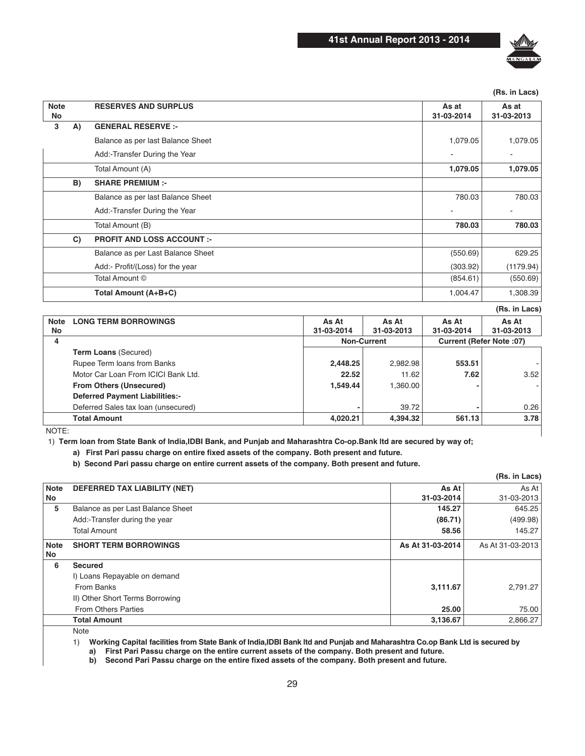(Rs. in Lacs)

| Note No | | RESERVES AND SURPLUS | As at 31-03-2014 | As at 31-03-2013 |
|---|---|---|---|---|
| 3 | A) | **GENERAL RESERVE :-** | | |
| | | Balance as per last Balance Sheet | 1,079.05 | 1,079.05 |
| | | Add:-Transfer During the Year | - | - |
| | | Total Amount (A) | **1,079.05** | **1,079.05** |
| | B) | **SHARE PREMIUM :-** | | |
| | | Balance as per last Balance Sheet | 780.03 | 780.03 |
| | | Add:-Transfer During the Year | - | - |
| | | Total Amount (B) | **780.03** | **780.03** |
| | C) | **PROFIT AND LOSS ACCOUNT :-** | | |
| | | Balance as per Last Balance Sheet | (550.69) | 629.25 |
| | | Add:- Profit/(Loss) for the year | (303.92) | (1179.94) |
| | | Total Amount © | (854.61) | (550.69) |
| | | **Total Amount (A+B+C)** | 1,004.47 | 1,308.39 |

(Rs. in Lacs)

| Note No | LONG TERM BORROWINGS | As At 31-03-2014 | As At 31-03-2013 | As At 31-03-2014 | As At 31-03-2013 |
|---|---|---|---|---|---|
| 4 | | Non-Current | | Current (Refer Note :07) | |
| | **Term Loans** (Secured) | | | | |
| | Rupee Term loans from Banks | **2,448.25** | 2,982.98 | **553.51** | - |
| | Motor Car Loan From ICICI Bank Ltd. | **22.52** | 11.62 | **7.62** | 3.52 |
| | **From Others (Unsecured)** | **1,549.44** | 1,360.00 | **-** | - |
| | **Deferred Payment Liabilities:-** | | | | |
| | Deferred Sales tax loan (unsecured) | **-** | 39.72 | **-** | 0.26 |
| | **Total Amount** | **4,020.21** | **4,394.32** | **561.13** | **3.78** |

NOTE:

1) **Term loan from State Bank of India,IDBI Bank, and Punjab and Maharashtra Co-op.Bank ltd are secured by way of;**

**a) First Pari passu charge on entire fixed assets of the company. Both present and future.**

**b) Second Pari passu charge on entire current assets of the company. Both present and future.**

(Rs. in Lacs)

| Note No | DEFERRED TAX LIABILITY (NET) | As At 31-03-2014 | As At 31-03-2013 |
|---|---|---|---|
| 5 | Balance as per Last Balance Sheet | **145.27** | 645.25 |
| | Add:-Transfer during the year | **(86.71)** | (499.98) |
| | Total Amount | **58.56** | 145.27 |

| Note No | SHORT TERM BORROWINGS | As At 31-03-2014 | As At 31-03-2013 |
|---|---|---|---|
| 6 | **Secured** | | |
| | I) Loans Repayable on demand | | |
| | From Banks | **3,111.67** | 2,791.27 |
| | II) Other Short Terms Borrowing | | |
| | From Others Parties | **25.00** | 75.00 |
| | **Total Amount** | **3,136.67** | 2,866.27 |

Note

1) **Working Capital facilities from State Bank of India,IDBI Bank ltd and Punjab and Maharashtra Co.op Bank Ltd is secured by**

**a) First Pari Passu charge on the entire current assets of the company. Both present and future.**

**b) Second Pari Passu charge on the entire fixed assets of the company. Both present and future.**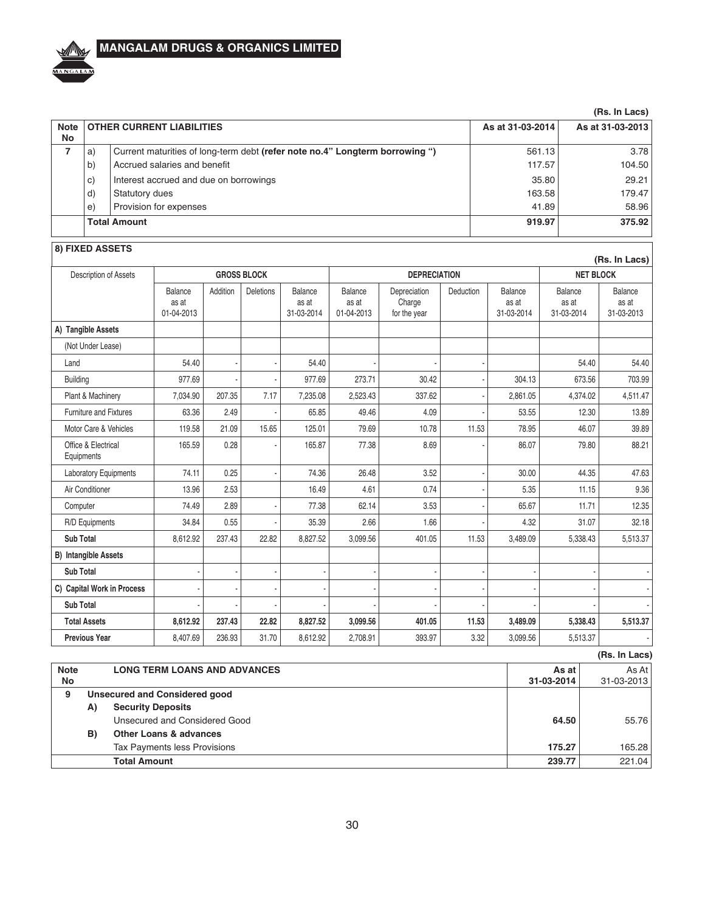(Rs. In Lacs)

| Note No | | OTHER CURRENT LIABILITIES | As at 31-03-2014 | As at 31-03-2013 |
|---|---|---|---|---|
| 7 | a) | Current maturities of long-term debt **(refer note no.4" Longterm borrowing ")** | 561.13 | 3.78 |
| | b) | Accrued salaries and benefit | 117.57 | 104.50 |
| | c) | Interest accrued and due on borrowings | 35.80 | 29.21 |
| | d) | Statutory dues | 163.58 | 179.47 |
| | e) | Provision for expenses | 41.89 | 58.96 |
| | **Total Amount** | | **919.97** | **375.92** |

**8) FIXED ASSETS**

(Rs. In Lacs)

| Description of Assets | GROSS BLOCK | | | | DEPRECIATION | | | | NET BLOCK | |
|---|---|---|---|---|---|---|---|---|---|---|
| | Balance as at 01-04-2013 | Addition | Deletions | Balance as at 31-03-2014 | Balance as at 01-04-2013 | Depreciation Charge for the year | Deduction | Balance as at 31-03-2014 | Balance as at 31-03-2014 | Balance as at 31-03-2013 |
| **A) Tangible Assets** | | | | | | | | | | |
| (Not Under Lease) | | | | | | | | | | |
| Land | 54.40 | - | - | 54.40 | - | - | - | | 54.40 | 54.40 |
| Building | 977.69 | - | - | 977.69 | 273.71 | 30.42 | - | 304.13 | 673.56 | 703.99 |
| Plant & Machinery | 7,034.90 | 207.35 | 7.17 | 7,235.08 | 2,523.43 | 337.62 | - | 2,861.05 | 4,374.02 | 4,511.47 |
| Furniture and Fixtures | 63.36 | 2.49 | - | 65.85 | 49.46 | 4.09 | - | 53.55 | 12.30 | 13.89 |
| Motor Care & Vehicles | 119.58 | 21.09 | 15.65 | 125.01 | 79.69 | 10.78 | 11.53 | 78.95 | 46.07 | 39.89 |
| Office & Electrical Equipments | 165.59 | 0.28 | - | 165.87 | 77.38 | 8.69 | - | 86.07 | 79.80 | 88.21 |
| Laboratory Equipments | 74.11 | 0.25 | - | 74.36 | 26.48 | 3.52 | - | 30.00 | 44.35 | 47.63 |
| Air Conditioner | 13.96 | 2.53 | | 16.49 | 4.61 | 0.74 | - | 5.35 | 11.15 | 9.36 |
| Computer | 74.49 | 2.89 | - | 77.38 | 62.14 | 3.53 | - | 65.67 | 11.71 | 12.35 |
| R/D Equipments | 34.84 | 0.55 | - | 35.39 | 2.66 | 1.66 | - | 4.32 | 31.07 | 32.18 |
| **Sub Total** | 8,612.92 | 237.43 | 22.82 | 8,827.52 | 3,099.56 | 401.05 | 11.53 | 3,489.09 | 5,338.43 | 5,513.37 |
| **B) Intangible Assets** | | | | | | | | | | |
| **Sub Total** | - | - | - | - | - | - | - | - | - | - |
| **C) Capital Work in Process** | - | - | - | - | - | - | - | - | - | - |
| **Sub Total** | - | - | - | - | - | - | - | - | - | - |
| **Total Assets** | **8,612.92** | **237.43** | **22.82** | **8,827.52** | **3,099.56** | **401.05** | **11.53** | **3,489.09** | **5,338.43** | **5,513.37** |
| **Previous Year** | 8,407.69 | 236.93 | 31.70 | 8,612.92 | 2,708.91 | 393.97 | 3.32 | 3,099.56 | 5,513.37 | - |

(Rs. In Lacs)

| Note No | | LONG TERM LOANS AND ADVANCES | As at 31-03-2014 | As At 31-03-2013 |
|---|---|---|---|---|
| 9 | | **Unsecured and Considered good** | | |
| | A) | **Security Deposits** | | |
| | | Unsecured and Considered Good | **64.50** | 55.76 |
| | B) | **Other Loans & advances** | | |
| | | Tax Payments less Provisions | **175.27** | 165.28 |
| | | **Total Amount** | **239.77** | 221.04 |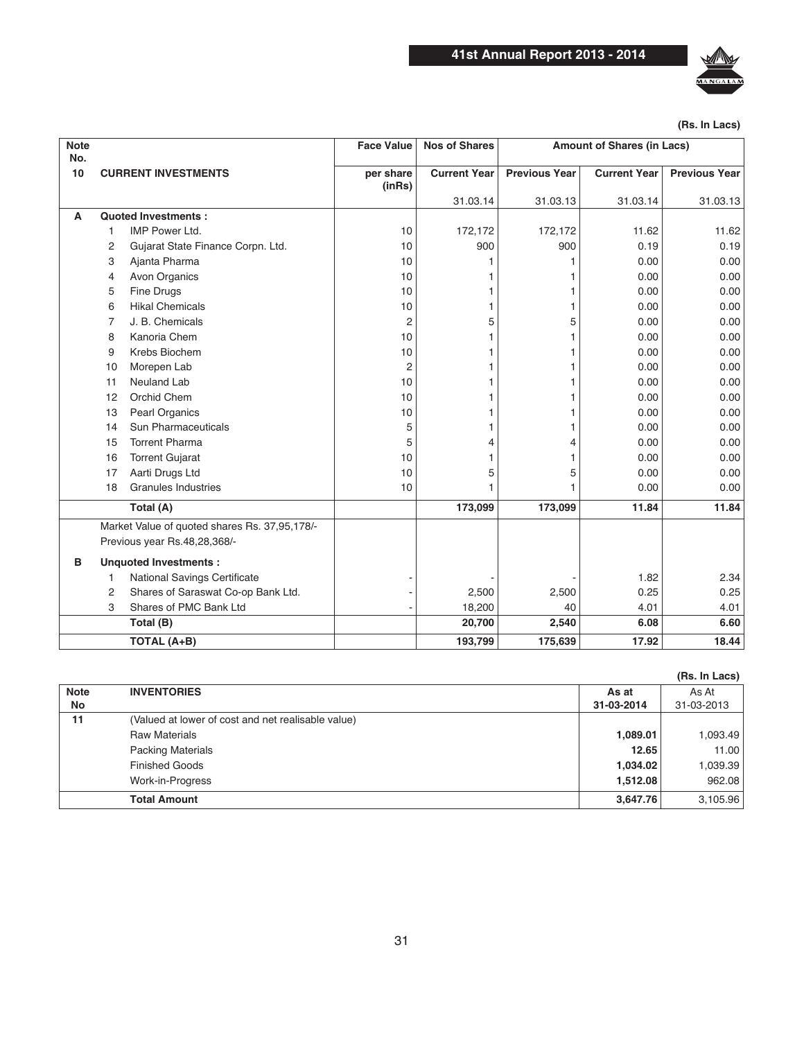(Rs. In Lacs)

| Note No. | | | Face Value | Nos of Shares | | Amount of Shares (in Lacs) | |
|---|---|---|---|---|---|---|---|
| 10 | CURRENT INVESTMENTS | | per share (inRs) | Current Year | Previous Year | Current Year | Previous Year |
| | | | | 31.03.14 | 31.03.13 | 31.03.14 | 31.03.13 |
| A | Quoted Investments : | | | | | | |
| | 1 | IMP Power Ltd. | 10 | 172,172 | 172,172 | 11.62 | 11.62 |
| | 2 | Gujarat State Finance Corpn. Ltd. | 10 | 900 | 900 | 0.19 | 0.19 |
| | 3 | Ajanta Pharma | 10 | 1 | 1 | 0.00 | 0.00 |
| | 4 | Avon Organics | 10 | 1 | 1 | 0.00 | 0.00 |
| | 5 | Fine Drugs | 10 | 1 | 1 | 0.00 | 0.00 |
| | 6 | Hikal Chemicals | 10 | 1 | 1 | 0.00 | 0.00 |
| | 7 | J. B. Chemicals | 2 | 5 | 5 | 0.00 | 0.00 |
| | 8 | Kanoria Chem | 10 | 1 | 1 | 0.00 | 0.00 |
| | 9 | Krebs Biochem | 10 | 1 | 1 | 0.00 | 0.00 |
| | 10 | Morepen Lab | 2 | 1 | 1 | 0.00 | 0.00 |
| | 11 | Neuland Lab | 10 | 1 | 1 | 0.00 | 0.00 |
| | 12 | Orchid Chem | 10 | 1 | 1 | 0.00 | 0.00 |
| | 13 | Pearl Organics | 10 | 1 | 1 | 0.00 | 0.00 |
| | 14 | Sun Pharmaceuticals | 5 | 1 | 1 | 0.00 | 0.00 |
| | 15 | Torrent Pharma | 5 | 4 | 4 | 0.00 | 0.00 |
| | 16 | Torrent Gujarat | 10 | 1 | 1 | 0.00 | 0.00 |
| | 17 | Aarti Drugs Ltd | 10 | 5 | 5 | 0.00 | 0.00 |
| | 18 | Granules Industries | 10 | 1 | 1 | 0.00 | 0.00 |
| | | **Total (A)** | | **173,099** | **173,099** | **11.84** | **11.84** |
| | Market Value of quoted shares Rs. 37,95,178/- Previous year Rs.48,28,368/- | | | | | | |
| B | Unquoted Investments : | | | | | | |
| | 1 | National Savings Certificate | - | - | - | 1.82 | 2.34 |
| | 2 | Shares of Saraswat Co-op Bank Ltd. | - | 2,500 | 2,500 | 0.25 | 0.25 |
| | 3 | Shares of PMC Bank Ltd | - | 18,200 | 40 | 4.01 | 4.01 |
| | | **Total (B)** | | **20,700** | **2,540** | **6.08** | **6.60** |
| | | **TOTAL (A+B)** | | **193,799** | **175,639** | **17.92** | **18.44** |

(Rs. In Lacs)

| Note No | INVENTORIES | As at 31-03-2014 | As At 31-03-2013 |
|---|---|---|---|
| 11 | (Valued at lower of cost and net realisable value) | | |
| | Raw Materials | **1,089.01** | 1,093.49 |
| | Packing Materials | **12.65** | 11.00 |
| | Finished Goods | **1,034.02** | 1,039.39 |
| | Work-in-Progress | **1,512.08** | 962.08 |
| | **Total Amount** | **3,647.76** | 3,105.96 |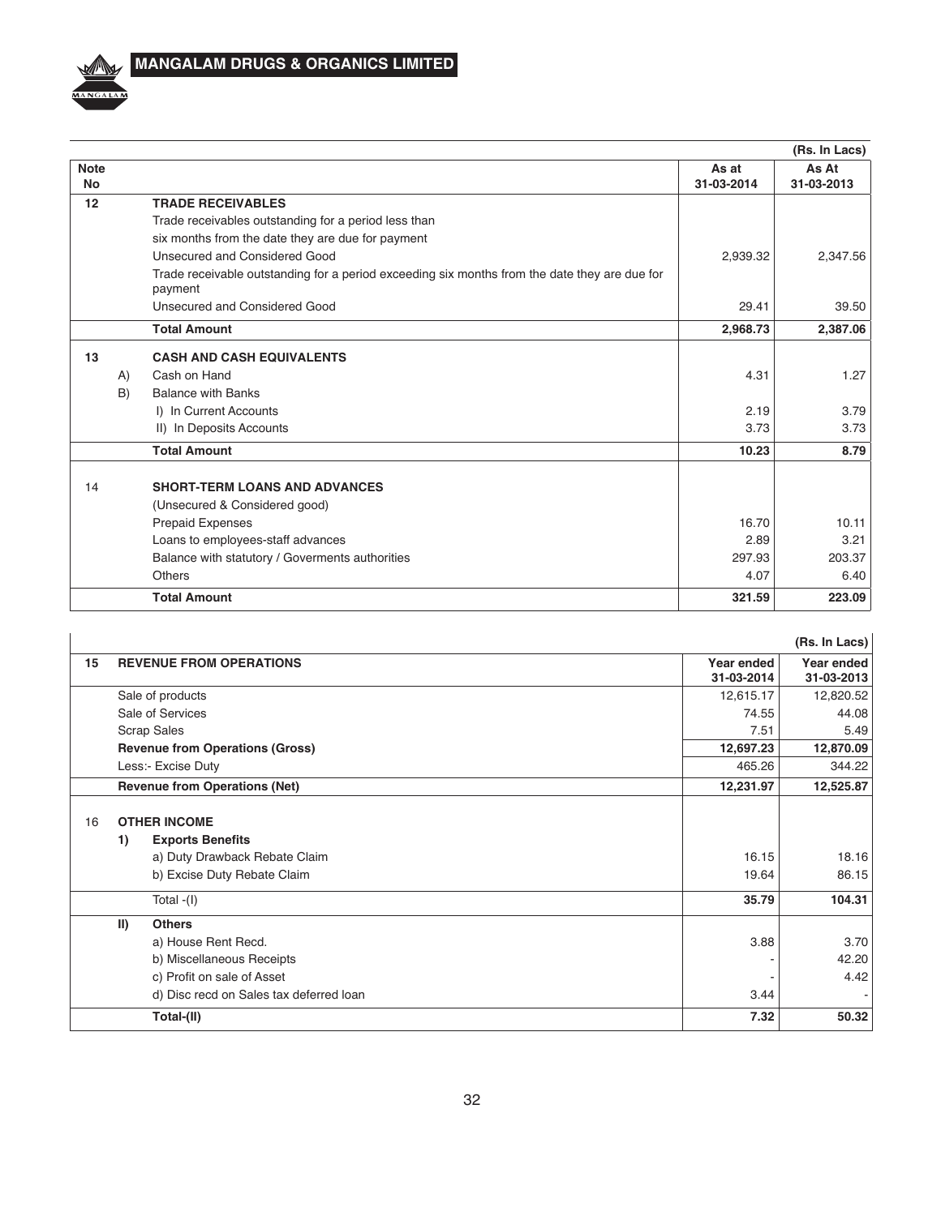(Rs. In Lacs)

| Note No | | | As at 31-03-2014 | As At 31-03-2013 |
|---|---|---|---|---|
| 12 | | **TRADE RECEIVABLES** | | |
| | | Trade receivables outstanding for a period less than | | |
| | | six months from the date they are due for payment | | |
| | | Unsecured and Considered Good | 2,939.32 | 2,347.56 |
| | | Trade receivable outstanding for a period exceeding six months from the date they are due for payment | | |
| | | Unsecured and Considered Good | 29.41 | 39.50 |
| | | **Total Amount** | **2,968.73** | **2,387.06** |
| 13 | | **CASH AND CASH EQUIVALENTS** | | |
| | A) | Cash on Hand | 4.31 | 1.27 |
| | B) | Balance with Banks | | |
| | | I) In Current Accounts | 2.19 | 3.79 |
| | | II) In Deposits Accounts | 3.73 | 3.73 |
| | | **Total Amount** | **10.23** | **8.79** |
| 14 | | **SHORT-TERM LOANS AND ADVANCES** | | |
| | | (Unsecured & Considered good) | | |
| | | Prepaid Expenses | 16.70 | 10.11 |
| | | Loans to employees-staff advances | 2.89 | 3.21 |
| | | Balance with statutory / Goverments authorities | 297.93 | 203.37 |
| | | Others | 4.07 | 6.40 |
| | | **Total Amount** | **321.59** | **223.09** |

(Rs. In Lacs)

| | | | Year ended 31-03-2014 | Year ended 31-03-2013 |
|---|---|---|---|---|
| 15 | | **REVENUE FROM OPERATIONS** | | |
| | | Sale of products | 12,615.17 | 12,820.52 |
| | | Sale of Services | 74.55 | 44.08 |
| | | Scrap Sales | 7.51 | 5.49 |
| | | **Revenue from Operations (Gross)** | **12,697.23** | **12,870.09** |
| | | Less:- Excise Duty | 465.26 | 344.22 |
| | | **Revenue from Operations (Net)** | **12,231.97** | **12,525.87** |
| 16 | | **OTHER INCOME** | | |
| | **1)** | **Exports Benefits** | | |
| | | a) Duty Drawback Rebate Claim | 16.15 | 18.16 |
| | | b) Excise Duty Rebate Claim | 19.64 | 86.15 |
| | | Total -(I) | **35.79** | **104.31** |
| | **II)** | **Others** | | |
| | | a) House Rent Recd. | 3.88 | 3.70 |
| | | b) Miscellaneous Receipts | - | 42.20 |
| | | c) Profit on sale of Asset | - | 4.42 |
| | | d) Disc recd on Sales tax deferred loan | 3.44 | - |
| | | **Total-(II)** | **7.32** | **50.32** |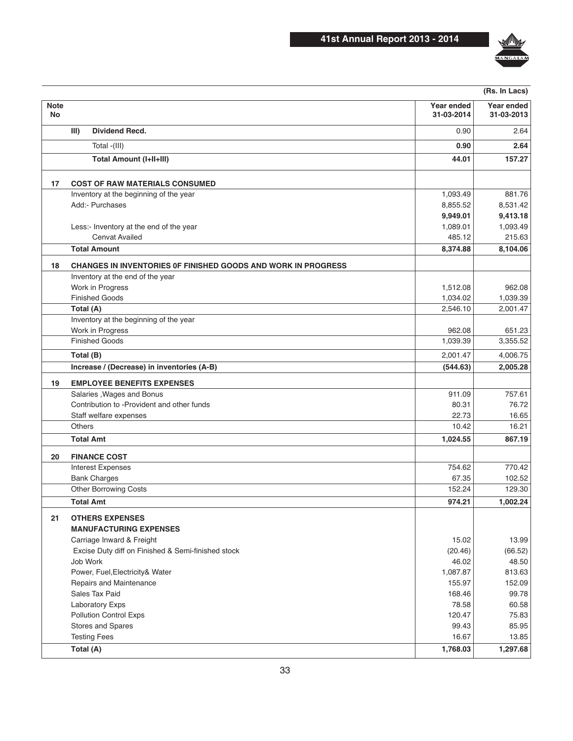(Rs. In Lacs)

| Note No | | Year ended 31-03-2014 | Year ended 31-03-2013 |
|---|---|---|---|
| | **III) Dividend Recd.** | 0.90 | 2.64 |
| | Total -(III) | **0.90** | **2.64** |
| | **Total Amount (I+II+III)** | **44.01** | **157.27** |
| **17** | **COST OF RAW MATERIALS CONSUMED** | | |
| | Inventory at the beginning of the year | 1,093.49 | 881.76 |
| | Add:- Purchases | 8,855.52 | 8,531.42 |
| | | **9,949.01** | **9,413.18** |
| | Less:- Inventory at the end of the year | 1,089.01 | 1,093.49 |
| | Cenvat Availed | 485.12 | 215.63 |
| | **Total Amount** | **8,374.88** | **8,104.06** |
| **18** | **CHANGES IN INVENTORIES 0F FINISHED GOODS AND WORK IN PROGRESS** | | |
| | Inventory at the end of the year | | |
| | Work in Progress | 1,512.08 | 962.08 |
| | Finished Goods | 1,034.02 | 1,039.39 |
| | **Total (A)** | 2,546.10 | 2,001.47 |
| | Inventory at the beginning of the year | | |
| | Work in Progress | 962.08 | 651.23 |
| | Finished Goods | 1,039.39 | 3,355.52 |
| | **Total (B)** | 2,001.47 | 4,006.75 |
| | **Increase / (Decrease) in inventories (A-B)** | **(544.63)** | **2,005.28** |
| **19** | **EMPLOYEE BENEFITS EXPENSES** | | |
| | Salaries ,Wages and Bonus | 911.09 | 757.61 |
| | Contribution to -Provident and other funds | 80.31 | 76.72 |
| | Staff welfare expenses | 22.73 | 16.65 |
| | Others | 10.42 | 16.21 |
| | **Total Amt** | **1,024.55** | **867.19** |
| **20** | **FINANCE COST** | | |
| | Interest Expenses | 754.62 | 770.42 |
| | Bank Charges | 67.35 | 102.52 |
| | Other Borrowing Costs | 152.24 | 129.30 |
| | **Total Amt** | **974.21** | **1,002.24** |
| **21** | **OTHERS EXPENSES** | | |
| | **MANUFACTURING EXPENSES** | | |
| | Carriage Inward & Freight | 15.02 | 13.99 |
| | Excise Duty diff on Finished & Semi-finished stock | (20.46) | (66.52) |
| | Job Work | 46.02 | 48.50 |
| | Power, Fuel,Electricity& Water | 1,087.87 | 813.63 |
| | Repairs and Maintenance | 155.97 | 152.09 |
| | Sales Tax Paid | 168.46 | 99.78 |
| | Laboratory Exps | 78.58 | 60.58 |
| | Pollution Control Exps | 120.47 | 75.83 |
| | Stores and Spares | 99.43 | 85.95 |
| | Testing Fees | 16.67 | 13.85 |
| | **Total (A)** | **1,768.03** | **1,297.68** |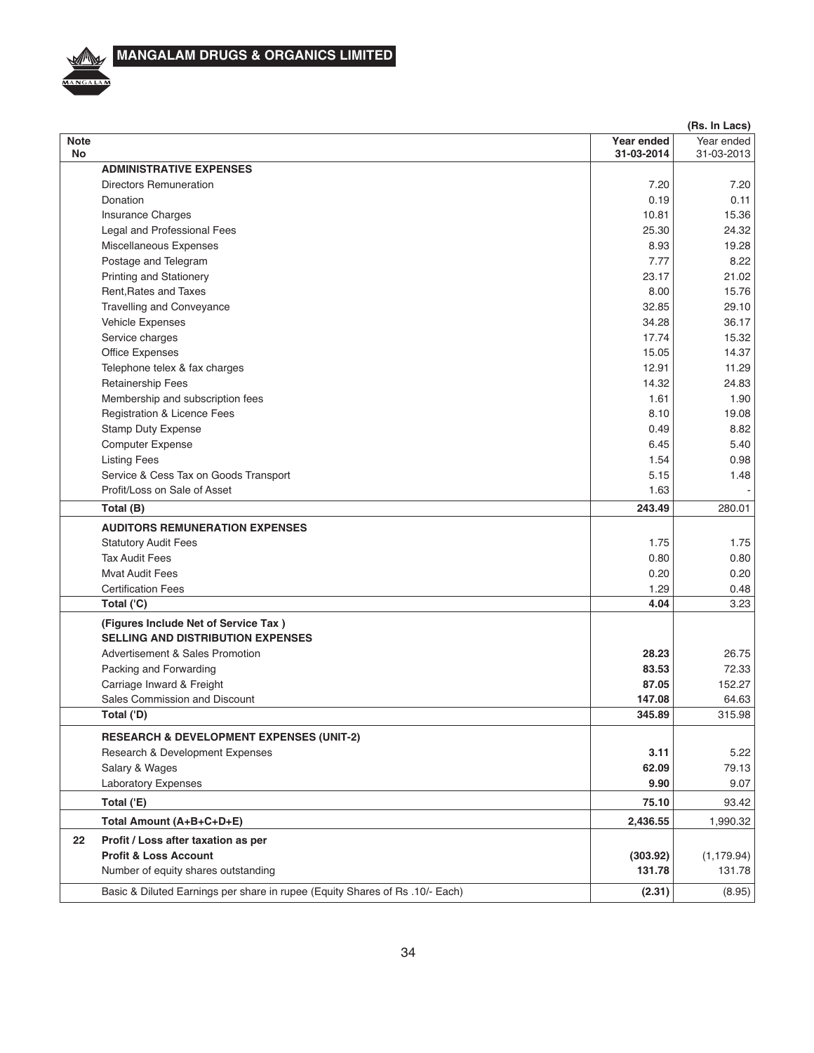(Rs. In Lacs)

| Note No | | Year ended 31-03-2014 | Year ended 31-03-2013 |
|---|---|---|---|
| | **ADMINISTRATIVE EXPENSES** | | |
| | Directors Remuneration | 7.20 | 7.20 |
| | Donation | 0.19 | 0.11 |
| | Insurance Charges | 10.81 | 15.36 |
| | Legal and Professional Fees | 25.30 | 24.32 |
| | Miscellaneous Expenses | 8.93 | 19.28 |
| | Postage and Telegram | 7.77 | 8.22 |
| | Printing and Stationery | 23.17 | 21.02 |
| | Rent,Rates and Taxes | 8.00 | 15.76 |
| | Travelling and Conveyance | 32.85 | 29.10 |
| | Vehicle Expenses | 34.28 | 36.17 |
| | Service charges | 17.74 | 15.32 |
| | Office Expenses | 15.05 | 14.37 |
| | Telephone telex & fax charges | 12.91 | 11.29 |
| | Retainership Fees | 14.32 | 24.83 |
| | Membership and subscription fees | 1.61 | 1.90 |
| | Registration & Licence Fees | 8.10 | 19.08 |
| | Stamp Duty Expense | 0.49 | 8.82 |
| | Computer Expense | 6.45 | 5.40 |
| | Listing Fees | 1.54 | 0.98 |
| | Service & Cess Tax on Goods Transport | 5.15 | 1.48 |
| | Profit/Loss on Sale of Asset | 1.63 | - |
| | **Total (B)** | **243.49** | 280.01 |
| | **AUDITORS REMUNERATION EXPENSES** | | |
| | Statutory Audit Fees | 1.75 | 1.75 |
| | Tax Audit Fees | 0.80 | 0.80 |
| | Mvat Audit Fees | 0.20 | 0.20 |
| | Certification Fees | 1.29 | 0.48 |
| | **Total ('C)** | **4.04** | 3.23 |
| | **(Figures Include Net of Service Tax )** | | |
| | **SELLING AND DISTRIBUTION EXPENSES** | | |
| | Advertisement & Sales Promotion | **28.23** | 26.75 |
| | Packing and Forwarding | **83.53** | 72.33 |
| | Carriage Inward & Freight | **87.05** | 152.27 |
| | Sales Commission and Discount | **147.08** | 64.63 |
| | **Total ('D)** | **345.89** | 315.98 |
| | **RESEARCH & DEVELOPMENT EXPENSES (UNIT-2)** | | |
| | Research & Development Expenses | **3.11** | 5.22 |
| | Salary & Wages | **62.09** | 79.13 |
| | Laboratory Expenses | **9.90** | 9.07 |
| | **Total ('E)** | **75.10** | 93.42 |
| | **Total Amount (A+B+C+D+E)** | **2,436.55** | 1,990.32 |
| **22** | **Profit / Loss after taxation as per** | | |
| | **Profit & Loss Account** | **(303.92)** | (1,179.94) |
| | Number of equity shares outstanding | **131.78** | 131.78 |
| | Basic & Diluted Earnings per share in rupee (Equity Shares of Rs .10/- Each) | **(2.31)** | (8.95) |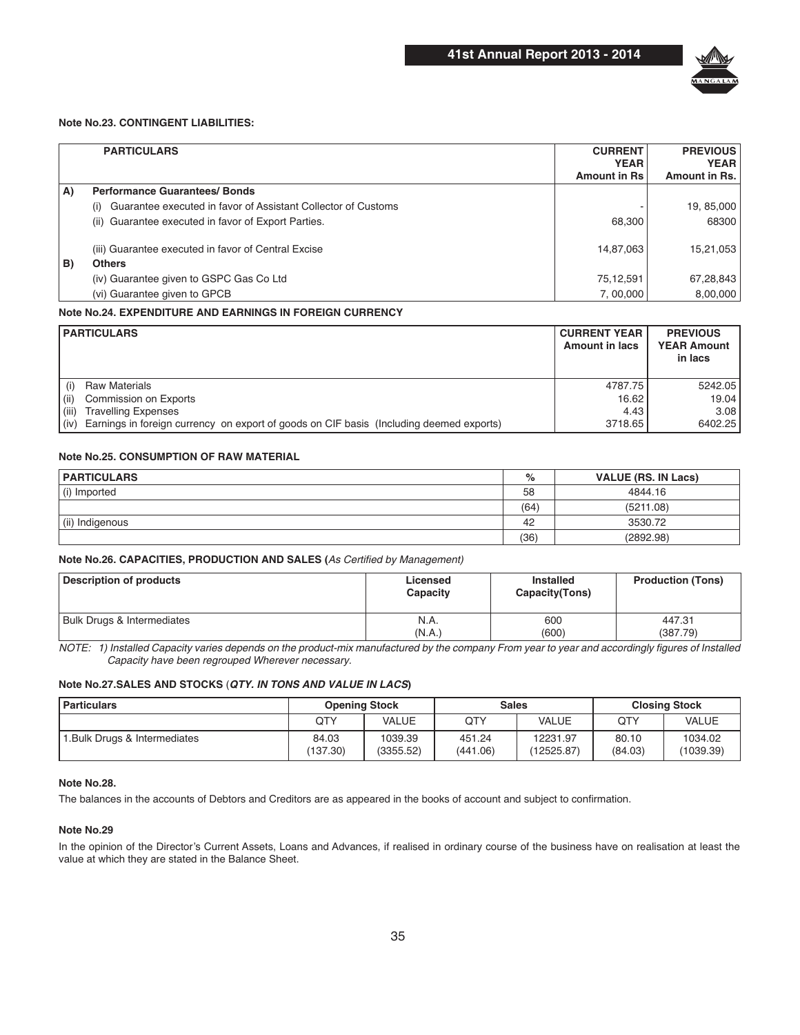**Note No.23. CONTINGENT LIABILITIES:**

| | PARTICULARS | CURRENT YEAR Amount in Rs | PREVIOUS YEAR Amount in Rs. |
|---|---|---|---|
| A) | **Performance Guarantees/ Bonds** | | |
| | (i) Guarantee executed in favor of Assistant Collector of Customs | - | 19, 85,000 |
| | (ii) Guarantee executed in favor of Export Parties. | 68,300 | 68300 |
| | (iii) Guarantee executed in favor of Central Excise | 14,87,063 | 15,21,053 |
| B) | **Others** | | |
| | (iv) Guarantee given to GSPC Gas Co Ltd | 75,12,591 | 67,28,843 |
| | (vi) Guarantee given to GPCB | 7, 00,000 | 8,00,000 |

**Note No.24. EXPENDITURE AND EARNINGS IN FOREIGN CURRENCY**

| PARTICULARS | CURRENT YEAR Amount in lacs | PREVIOUS YEAR Amount in lacs |
|---|---|---|
| (i) Raw Materials | 4787.75 | 5242.05 |
| (ii) Commission on Exports | 16.62 | 19.04 |
| (iii) Travelling Expenses | 4.43 | 3.08 |
| (iv) Earnings in foreign currency on export of goods on CIF basis (Including deemed exports) | 3718.65 | 6402.25 |

**Note No.25. CONSUMPTION OF RAW MATERIAL**

| PARTICULARS | % | VALUE (RS. IN Lacs) |
|---|---|---|
| (i) Imported | 58 | 4844.16 |
| | (64) | (5211.08) |
| (ii) Indigenous | 42 | 3530.72 |
| | (36) | (2892.98) |

**Note No.26. CAPACITIES, PRODUCTION AND SALES (***As Certified by Management)*

| Description of products | Licensed Capacity | Installed Capacity(Tons) | Production (Tons) |
|---|---|---|---|
| Bulk Drugs & Intermediates | N.A.<br>(N.A.) | 600<br>(600) | 447.31<br>(387.79) |

*NOTE: 1) Installed Capacity varies depends on the product-mix manufactured by the company From year to year and accordingly figures of Installed Capacity have been regrouped Wherever necessary.*

**Note No.27.SALES AND STOCKS (*QTY. IN TONS AND VALUE IN LACS*)**

| Particulars | Opening Stock | | Sales | | Closing Stock | |
|---|---|---|---|---|---|---|
| | QTY | VALUE | QTY | VALUE | QTY | VALUE |
| 1.Bulk Drugs & Intermediates | 84.03<br>(137.30) | 1039.39<br>(3355.52) | 451.24<br>(441.06) | 12231.97<br>(12525.87) | 80.10<br>(84.03) | 1034.02<br>(1039.39) |

**Note No.28.**

The balances in the accounts of Debtors and Creditors are as appeared in the books of account and subject to confirmation.

**Note No.29**

In the opinion of the Director's Current Assets, Loans and Advances, if realised in ordinary course of the business have on realisation at least the value at which they are stated in the Balance Sheet.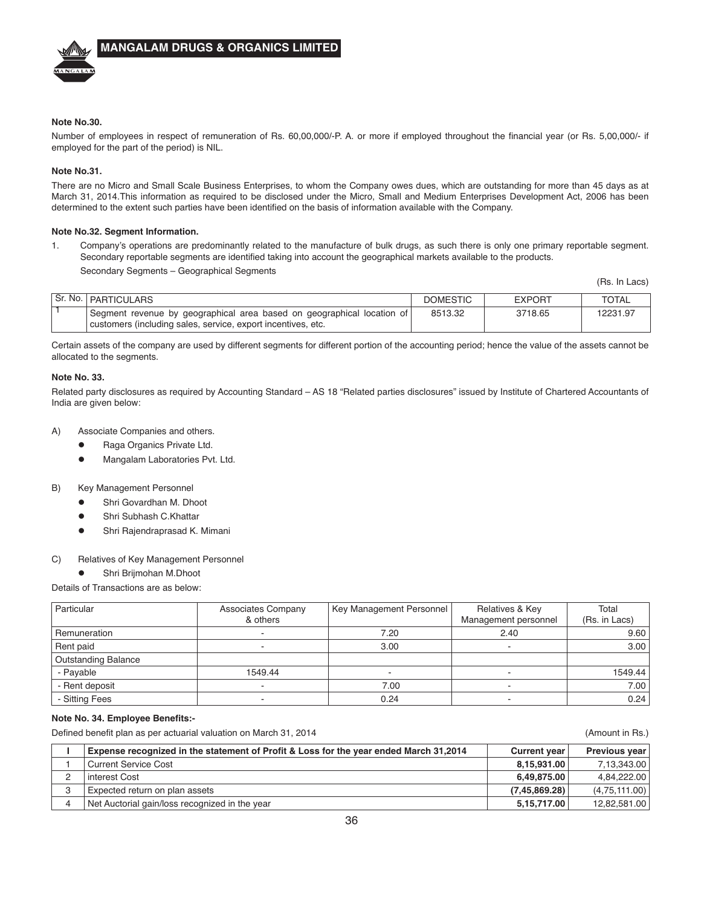**Note No.30.**

Number of employees in respect of remuneration of Rs. 60,00,000/-P. A. or more if employed throughout the financial year (or Rs. 5,00,000/- if employed for the part of the period) is NIL.

**Note No.31.**

There are no Micro and Small Scale Business Enterprises, to whom the Company owes dues, which are outstanding for more than 45 days as at March 31, 2014.This information as required to be disclosed under the Micro, Small and Medium Enterprises Development Act, 2006 has been determined to the extent such parties have been identified on the basis of information available with the Company.

**Note No.32. Segment Information.**

1. Company's operations are predominantly related to the manufacture of bulk drugs, as such there is only one primary reportable segment. Secondary reportable segments are identified taking into account the geographical markets available to the products.

   Secondary Segments – Geographical Segments

(Rs. In Lacs)

| Sr. No. | PARTICULARS | DOMESTIC | EXPORT | TOTAL |
|---|---|---|---|---|
| 1 | Segment revenue by geographical area based on geographical location of customers (including sales, service, export incentives, etc. | 8513.32 | 3718.65 | 12231.97 |

Certain assets of the company are used by different segments for different portion of the accounting period; hence the value of the assets cannot be allocated to the segments.

**Note No. 33.**

Related party disclosures as required by Accounting Standard – AS 18 "Related parties disclosures" issued by Institute of Chartered Accountants of India are given below:

A) Associate Companies and others.
- Raga Organics Private Ltd.
- Mangalam Laboratories Pvt. Ltd.

B) Key Management Personnel
- Shri Govardhan M. Dhoot
- Shri Subhash C.Khattar
- Shri Rajendraprasad K. Mimani

C) Relatives of Key Management Personnel
- Shri Brijmohan M.Dhoot

Details of Transactions are as below:

| Particular | Associates Company & others | Key Management Personnel | Relatives & Key Management personnel | Total (Rs. in Lacs) |
|---|---|---|---|---|
| Remuneration | - | 7.20 | 2.40 | 9.60 |
| Rent paid | - | 3.00 | - | 3.00 |
| Outstanding Balance | | | | |
| - Payable | 1549.44 | - | - | 1549.44 |
| - Rent deposit | - | 7.00 | - | 7.00 |
| - Sitting Fees | - | 0.24 | - | 0.24 |

**Note No. 34. Employee Benefits:-**

Defined benefit plan as per actuarial valuation on March 31, 2014 (Amount in Rs.)

| I | Expense recognized in the statement of Profit & Loss for the year ended March 31,2014 | Current year | Previous year |
|---|---|---|---|
| 1 | Current Service Cost | **8,15,931.00** | 7,13,343.00 |
| 2 | interest Cost | **6,49,875.00** | 4,84,222.00 |
| 3 | Expected return on plan assets | **(7,45,869.28)** | (4,75,111.00) |
| 4 | Net Auctorial gain/loss recognized in the year | **5,15,717.00** | 12,82,581.00 |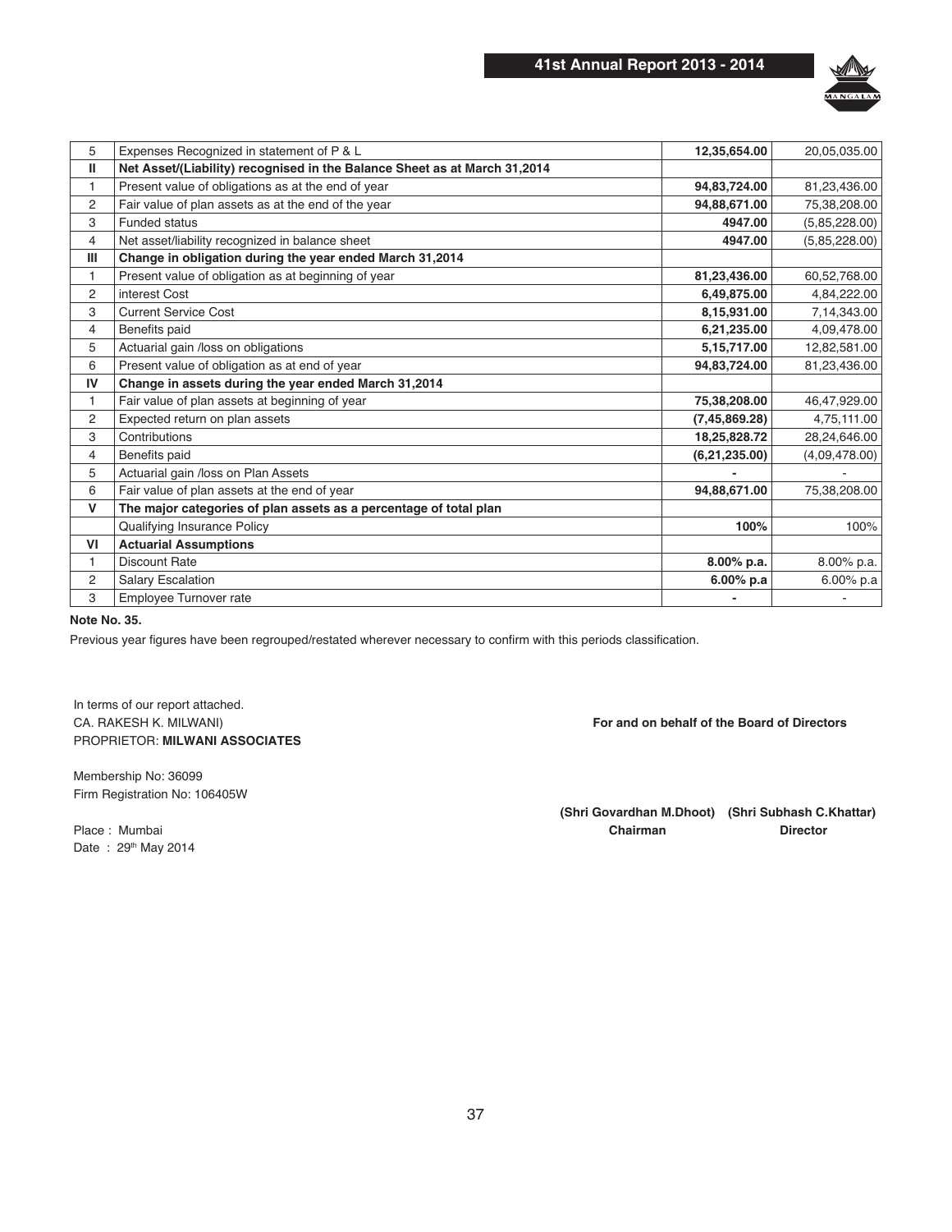| | | | |
|---|---|---|---|
| 5 | Expenses Recognized in statement of P & L | **12,35,654.00** | 20,05,035.00 |
| **II** | **Net Asset/(Liability) recognised in the Balance Sheet as at March 31,2014** | | |
| 1 | Present value of obligations as at the end of year | **94,83,724.00** | 81,23,436.00 |
| 2 | Fair value of plan assets as at the end of the year | **94,88,671.00** | 75,38,208.00 |
| 3 | Funded status | **4947.00** | (5,85,228.00) |
| 4 | Net asset/liability recognized in balance sheet | **4947.00** | (5,85,228.00) |
| **III** | **Change in obligation during the year ended March 31,2014** | | |
| 1 | Present value of obligation as at beginning of year | **81,23,436.00** | 60,52,768.00 |
| 2 | interest Cost | **6,49,875.00** | 4,84,222.00 |
| 3 | Current Service Cost | **8,15,931.00** | 7,14,343.00 |
| 4 | Benefits paid | **6,21,235.00** | 4,09,478.00 |
| 5 | Actuarial gain /loss on obligations | **5,15,717.00** | 12,82,581.00 |
| 6 | Present value of obligation as at end of year | **94,83,724.00** | 81,23,436.00 |
| **IV** | **Change in assets during the year ended March 31,2014** | | |
| 1 | Fair value of plan assets at beginning of year | **75,38,208.00** | 46,47,929.00 |
| 2 | Expected return on plan assets | **(7,45,869.28)** | 4,75,111.00 |
| 3 | Contributions | **18,25,828.72** | 28,24,646.00 |
| 4 | Benefits paid | **(6,21,235.00)** | (4,09,478.00) |
| 5 | Actuarial gain /loss on Plan Assets | **-** | - |
| 6 | Fair value of plan assets at the end of year | **94,88,671.00** | 75,38,208.00 |
| **V** | **The major categories of plan assets as a percentage of total plan** | | |
| | Qualifying Insurance Policy | **100%** | 100% |
| **VI** | **Actuarial Assumptions** | | |
| 1 | Discount Rate | **8.00% p.a.** | 8.00% p.a. |
| 2 | Salary Escalation | **6.00% p.a** | 6.00% p.a |
| 3 | Employee Turnover rate | **-** | - |

**Note No. 35.**

Previous year figures have been regrouped/restated wherever necessary to confirm with this periods classification.

In terms of our report attached.
CA. RAKESH K. MILWANI)
PROPRIETOR: **MILWANI ASSOCIATES**

Membership No: 36099
Firm Registration No: 106405W

Place : Mumbai
Date : 29th May 2014

**For and on behalf of the Board of Directors**

**(Shri Govardhan M.Dhoot)** **Chairman**

**(Shri Subhash C.Khattar)** **Director**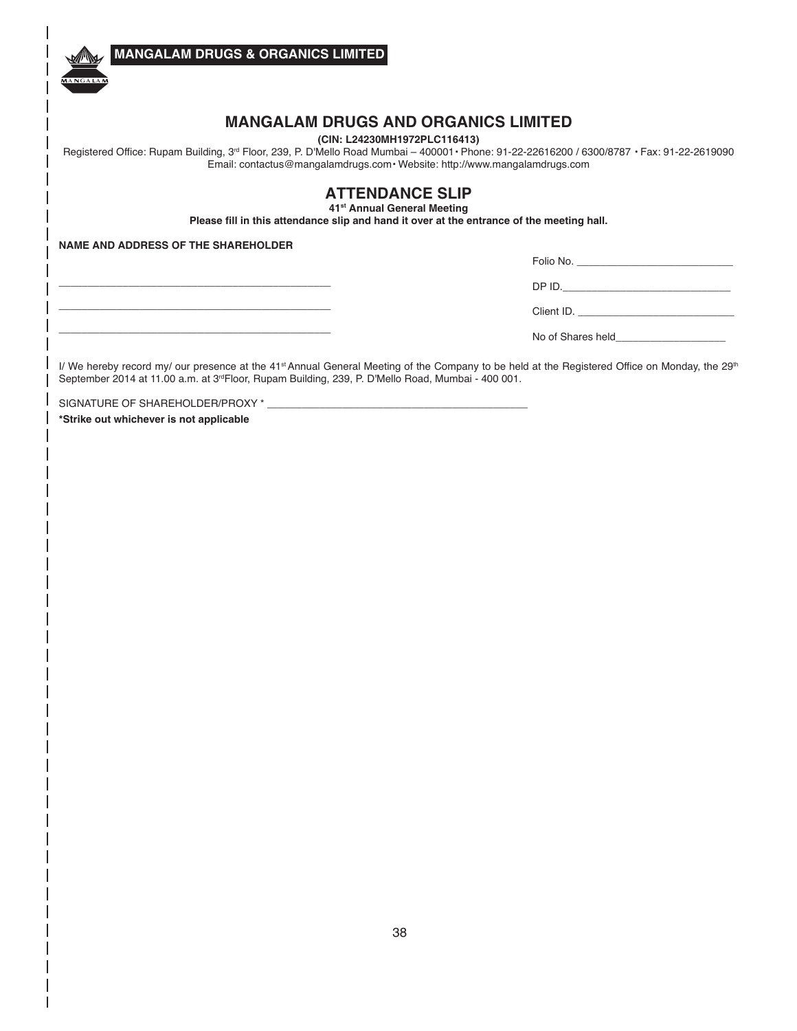# MANGALAM DRUGS AND ORGANICS LIMITED

**(CIN: L24230MH1972PLC116413)**

Registered Office: Rupam Building, 3rd Floor, 239, P. D'Mello Road Mumbai – 400001 • Phone: 91-22-22616200 / 6300/8787 • Fax: 91-22-2619090
Email: contactus@mangalamdrugs.com • Website: http://www.mangalamdrugs.com

## ATTENDANCE SLIP

**41st Annual General Meeting**

**Please fill in this attendance slip and hand it over at the entrance of the meeting hall.**

**NAME AND ADDRESS OF THE SHAREHOLDER**

________________________________________________

________________________________________________

________________________________________________

Folio No. ____________________________

DP ID.______________________________

Client ID. ____________________________

No of Shares held___________________

I/ We hereby record my/ our presence at the 41st Annual General Meeting of the Company to be held at the Registered Office on Monday, the 29th September 2014 at 11.00 a.m. at 3rd Floor, Rupam Building, 239, P. D'Mello Road, Mumbai - 400 001.

SIGNATURE OF SHAREHOLDER/PROXY * ______________________________________________

**\*Strike out whichever is not applicable**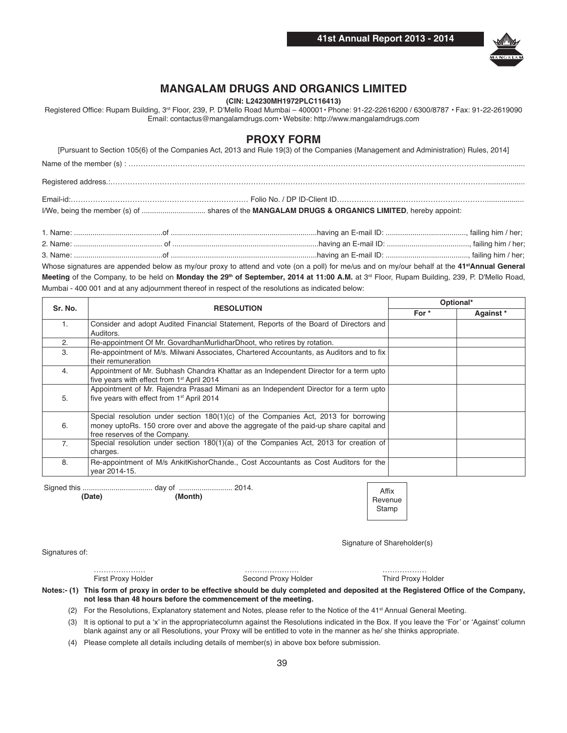# MANGALAM DRUGS AND ORGANICS LIMITED

**(CIN: L24230MH1972PLC116413)**

Registered Office: Rupam Building, 3rd Floor, 239, P. D'Mello Road Mumbai – 400001 • Phone: 91-22-22616200 / 6300/8787 • Fax: 91-22-2619090
Email: contactus@mangalamdrugs.com • Website: http://www.mangalamdrugs.com

## PROXY FORM

[Pursuant to Section 105(6) of the Companies Act, 2013 and Rule 19(3) of the Companies (Management and Administration) Rules, 2014]

Name of the member (s) : ……………………………………………………………………………………………………………………………………………..................

Registered address.:…………………………………………………………………………………………………………………………………………………..................

Email-id:……………………………………………………………… Folio No. / DP ID-Client ID………………………………………………………..................

I/We, being the member (s) of ............................... shares of the **MANGALAM DRUGS & ORGANICS LIMITED**, hereby appoint:

1. Name: ...........................................of .......................................................................having an E-mail ID: ......................................., failing him / her;
2. Name: ........................................... of .......................................................................having an E-mail ID: ........................................, failing him / her;
3. Name: ...........................................of .......................................................................having an E-mail ID: ........................................, failing him / her;

Whose signatures are appended below as my/our proxy to attend and vote (on a poll) for me/us and on my/our behalf at the **41st Annual General Meeting** of the Company, to be held on **Monday the 29th of September, 2014 at 11:00 A.M.** at 3rd Floor, Rupam Building, 239, P. D'Mello Road, Mumbai - 400 001 and at any adjournment thereof in respect of the resolutions as indicated below:

| Sr. No. | RESOLUTION | Optional* | |
|---|---|---|---|
| | | For * | Against * |
| 1. | Consider and adopt Audited Financial Statement, Reports of the Board of Directors and Auditors. | | |
| 2. | Re-appointment Of Mr. GovardhanMurlidharDhoot, who retires by rotation. | | |
| 3. | Re-appointment of M/s. Milwani Associates, Chartered Accountants, as Auditors and to fix their remuneration | | |
| 4. | Appointment of Mr. Subhash Chandra Khattar as an Independent Director for a term upto five years with effect from 1st April 2014 | | |
| 5. | Appointment of Mr. Rajendra Prasad Mimani as an Independent Director for a term upto five years with effect from 1st April 2014 | | |
| 6. | Special resolution under section 180(1)(c) of the Companies Act, 2013 for borrowing money uptoRs. 150 crore over and above the aggregate of the paid-up share capital and free reserves of the Company. | | |
| 7. | Special resolution under section 180(1)(a) of the Companies Act, 2013 for creation of charges. | | |
| 8. | Re-appointment of M/s AnkitKishorChande., Cost Accountants as Cost Auditors for the year 2014-15. | | |

Signed this .................................. day of .......................... 2014.
**(Date)** **(Month)**

Affix Revenue Stamp

Signature of Shareholder(s)

Signatures of:

………………… First Proxy Holder

…………………. Second Proxy Holder

……………… Third Proxy Holder

**Notes:- (1) This form of proxy in order to be effective should be duly completed and deposited at the Registered Office of the Company, not less than 48 hours before the commencement of the meeting.**

(2) For the Resolutions, Explanatory statement and Notes, please refer to the Notice of the 41st Annual General Meeting.

(3) It is optional to put a 'x' in the appropriatecolumn against the Resolutions indicated in the Box. If you leave the 'For' or 'Against' column blank against any or all Resolutions, your Proxy will be entitled to vote in the manner as he/ she thinks appropriate.

(4) Please complete all details including details of member(s) in above box before submission.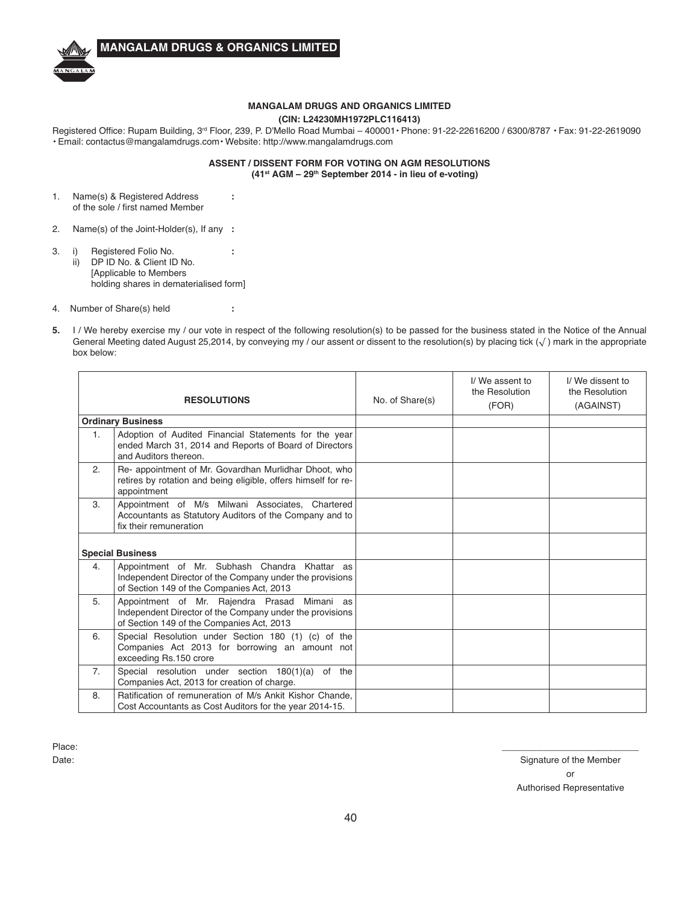## MANGALAM DRUGS AND ORGANICS LIMITED

**(CIN: L24230MH1972PLC116413)**

Registered Office: Rupam Building, 3rd Floor, 239, P. D'Mello Road Mumbai – 400001 • Phone: 91-22-22616200 / 6300/8787 • Fax: 91-22-2619090 • Email: contactus@mangalamdrugs.com • Website: http://www.mangalamdrugs.com

### ASSENT / DISSENT FORM FOR VOTING ON AGM RESOLUTIONS

**(41st AGM – 29th September 2014 - in lieu of e-voting)**

1. Name(s) & Registered Address of the sole / first named Member :

2. Name(s) of the Joint-Holder(s), If any :

3. i) Registered Folio No. :
   ii) DP ID No. & Client ID No. [Applicable to Members holding shares in dematerialised form]

4. Number of Share(s) held :

5. I / We hereby exercise my / our vote in respect of the following resolution(s) to be passed for the business stated in the Notice of the Annual General Meeting dated August 25,2014, by conveying my / our assent or dissent to the resolution(s) by placing tick (√) mark in the appropriate box below:

| | RESOLUTIONS | No. of Share(s) | I/ We assent to the Resolution (FOR) | I/ We dissent to the Resolution (AGAINST) |
|---|---|---|---|---|
| **Ordinary Business** | | | | |
| 1. | Adoption of Audited Financial Statements for the year ended March 31, 2014 and Reports of Board of Directors and Auditors thereon. | | | |
| 2. | Re- appointment of Mr. Govardhan Murlidhar Dhoot, who retires by rotation and being eligible, offers himself for re-appointment | | | |
| 3. | Appointment of M/s Milwani Associates, Chartered Accountants as Statutory Auditors of the Company and to fix their remuneration | | | |
| **Special Business** | | | | |
| 4. | Appointment of Mr. Subhash Chandra Khattar as Independent Director of the Company under the provisions of Section 149 of the Companies Act, 2013 | | | |
| 5. | Appointment of Mr. Rajendra Prasad Mimani as Independent Director of the Company under the provisions of Section 149 of the Companies Act, 2013 | | | |
| 6. | Special Resolution under Section 180 (1) (c) of the Companies Act 2013 for borrowing an amount not exceeding Rs.150 crore | | | |
| 7. | Special resolution under section 180(1)(a) of the Companies Act, 2013 for creation of charge. | | | |
| 8. | Ratification of remuneration of M/s Ankit Kishor Chande, Cost Accountants as Cost Auditors for the year 2014-15. | | | |

Place:

Date:

Signature of the Member
or
Authorised Representative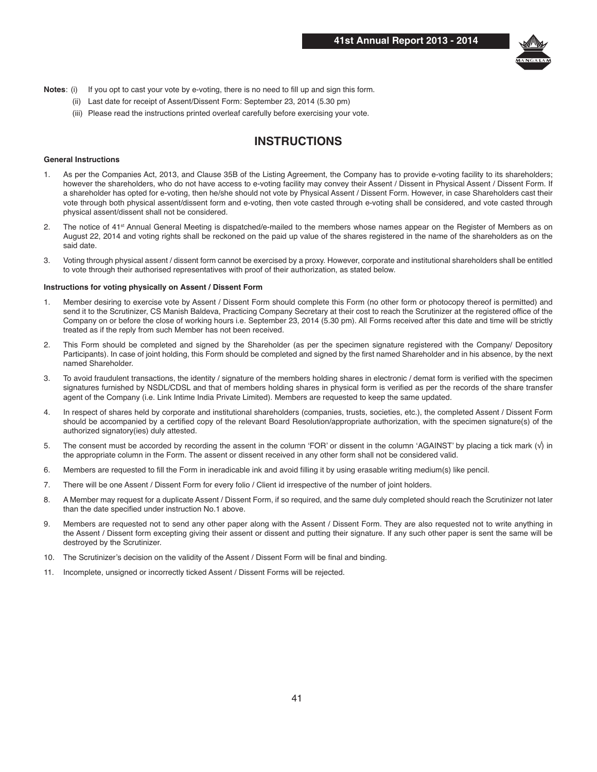**Notes**: (i) If you opt to cast your vote by e-voting, there is no need to fill up and sign this form.

(ii) Last date for receipt of Assent/Dissent Form: September 23, 2014 (5.30 pm)

(iii) Please read the instructions printed overleaf carefully before exercising your vote.

# INSTRUCTIONS

**General Instructions**

1. As per the Companies Act, 2013, and Clause 35B of the Listing Agreement, the Company has to provide e-voting facility to its shareholders; however the shareholders, who do not have access to e-voting facility may convey their Assent / Dissent in Physical Assent / Dissent Form. If a shareholder has opted for e-voting, then he/she should not vote by Physical Assent / Dissent Form. However, in case Shareholders cast their vote through both physical assent/dissent form and e-voting, then vote casted through e-voting shall be considered, and vote casted through physical assent/dissent shall not be considered.
2. The notice of 41st Annual General Meeting is dispatched/e-mailed to the members whose names appear on the Register of Members as on August 22, 2014 and voting rights shall be reckoned on the paid up value of the shares registered in the name of the shareholders as on the said date.
3. Voting through physical assent / dissent form cannot be exercised by a proxy. However, corporate and institutional shareholders shall be entitled to vote through their authorised representatives with proof of their authorization, as stated below.

**Instructions for voting physically on Assent / Dissent Form**

1. Member desiring to exercise vote by Assent / Dissent Form should complete this Form (no other form or photocopy thereof is permitted) and send it to the Scrutinizer, CS Manish Baldeva, Practicing Company Secretary at their cost to reach the Scrutinizer at the registered office of the Company on or before the close of working hours i.e. September 23, 2014 (5.30 pm). All Forms received after this date and time will be strictly treated as if the reply from such Member has not been received.
2. This Form should be completed and signed by the Shareholder (as per the specimen signature registered with the Company/ Depository Participants). In case of joint holding, this Form should be completed and signed by the first named Shareholder and in his absence, by the next named Shareholder.
3. To avoid fraudulent transactions, the identity / signature of the members holding shares in electronic / demat form is verified with the specimen signatures furnished by NSDL/CDSL and that of members holding shares in physical form is verified as per the records of the share transfer agent of the Company (i.e. Link Intime India Private Limited). Members are requested to keep the same updated.
4. In respect of shares held by corporate and institutional shareholders (companies, trusts, societies, etc.), the completed Assent / Dissent Form should be accompanied by a certified copy of the relevant Board Resolution/appropriate authorization, with the specimen signature(s) of the authorized signatory(ies) duly attested.
5. The consent must be accorded by recording the assent in the column 'FOR' or dissent in the column 'AGAINST' by placing a tick mark (√) in the appropriate column in the Form. The assent or dissent received in any other form shall not be considered valid.
6. Members are requested to fill the Form in ineradicable ink and avoid filling it by using erasable writing medium(s) like pencil.
7. There will be one Assent / Dissent Form for every folio / Client id irrespective of the number of joint holders.
8. A Member may request for a duplicate Assent / Dissent Form, if so required, and the same duly completed should reach the Scrutinizer not later than the date specified under instruction No.1 above.
9. Members are requested not to send any other paper along with the Assent / Dissent Form. They are also requested not to write anything in the Assent / Dissent form excepting giving their assent or dissent and putting their signature. If any such other paper is sent the same will be destroyed by the Scrutinizer.
10. The Scrutinizer's decision on the validity of the Assent / Dissent Form will be final and binding.
11. Incomplete, unsigned or incorrectly ticked Assent / Dissent Forms will be rejected.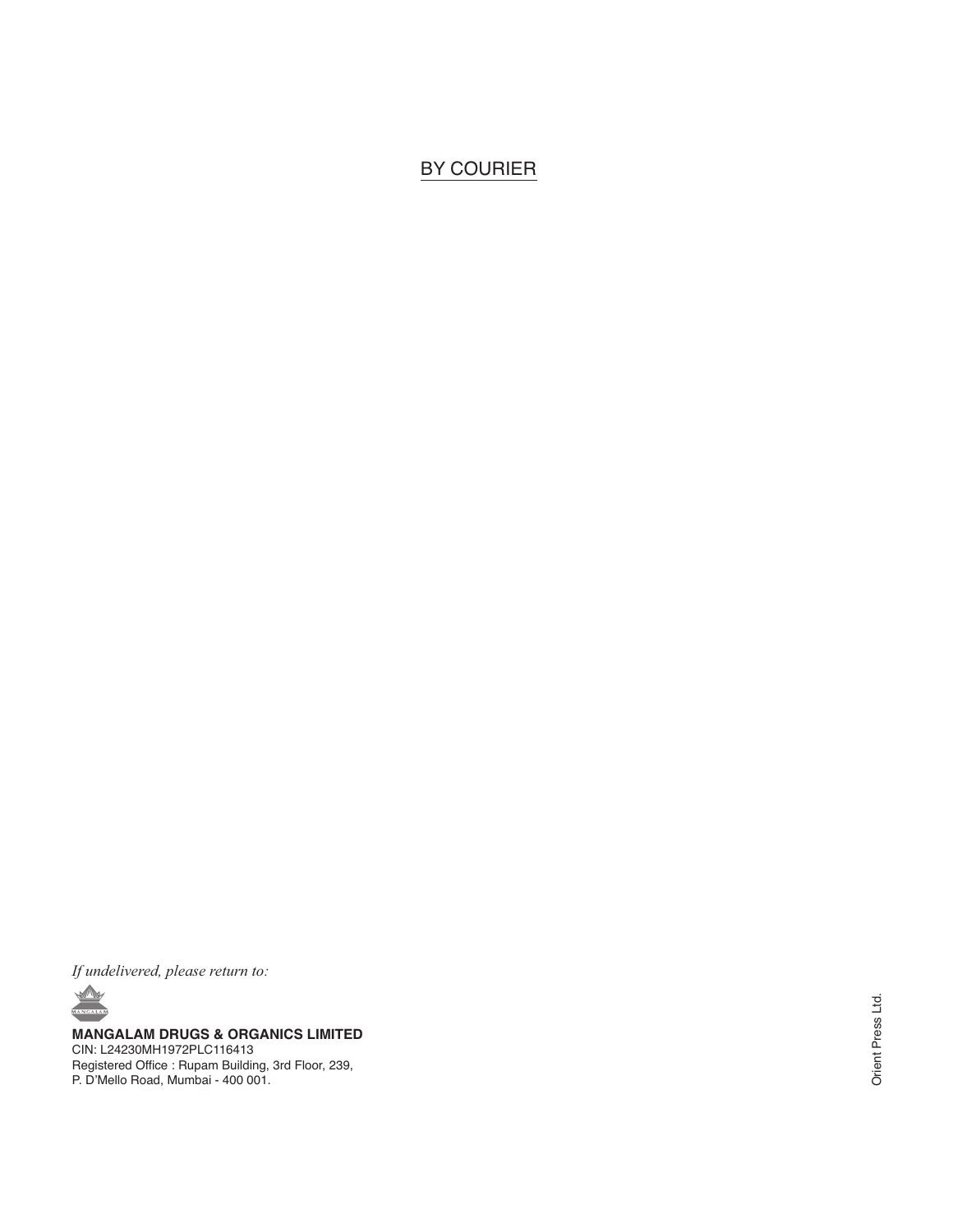BY COURIER

*If undelivered, please return to:*

**MANGALAM DRUGS & ORGANICS LIMITED**
CIN: L24230MH1972PLC116413
Registered Office : Rupam Building, 3rd Floor, 239,
P. D'Mello Road, Mumbai - 400 001.

Orient Press Ltd.